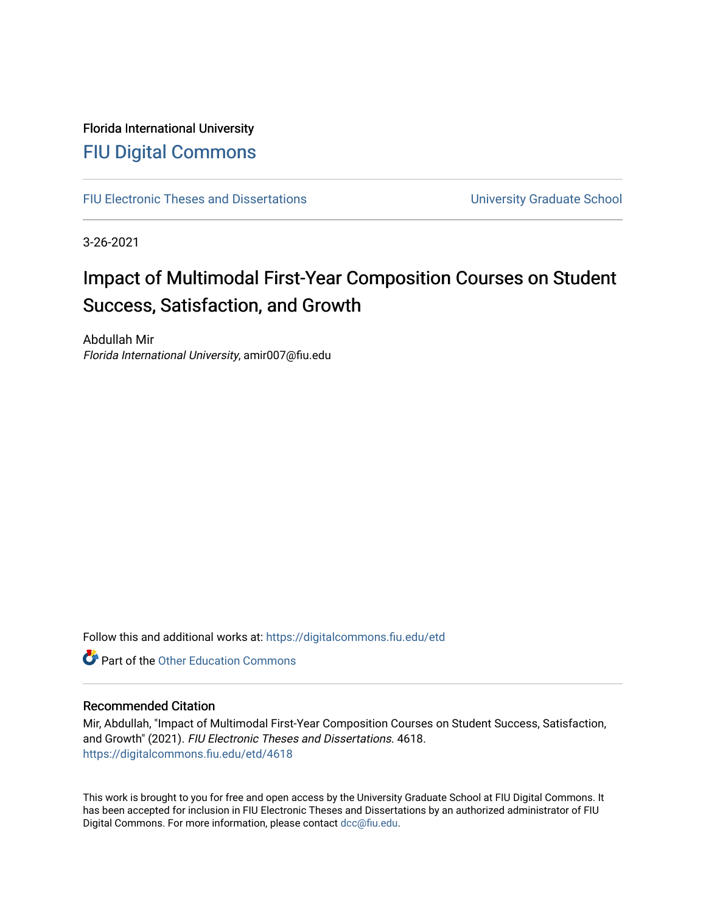Florida International University

# FIU Digital Commons

FIU Electronic Theses and Dissertations | University Graduate School

3-26-2021

# Impact of Multimodal First-Year Composition Courses on Student Success, Satisfaction, and Growth

Abdullah Mir
*Florida International University*, amir007@fiu.edu

Follow this and additional works at: https://digitalcommons.fiu.edu/etd

Part of the Other Education Commons

## Recommended Citation

Mir, Abdullah, "Impact of Multimodal First-Year Composition Courses on Student Success, Satisfaction, and Growth" (2021). *FIU Electronic Theses and Dissertations.* 4618.
https://digitalcommons.fiu.edu/etd/4618

This work is brought to you for free and open access by the University Graduate School at FIU Digital Commons. It has been accepted for inclusion in FIU Electronic Theses and Dissertations by an authorized administrator of FIU Digital Commons. For more information, please contact dcc@fiu.edu.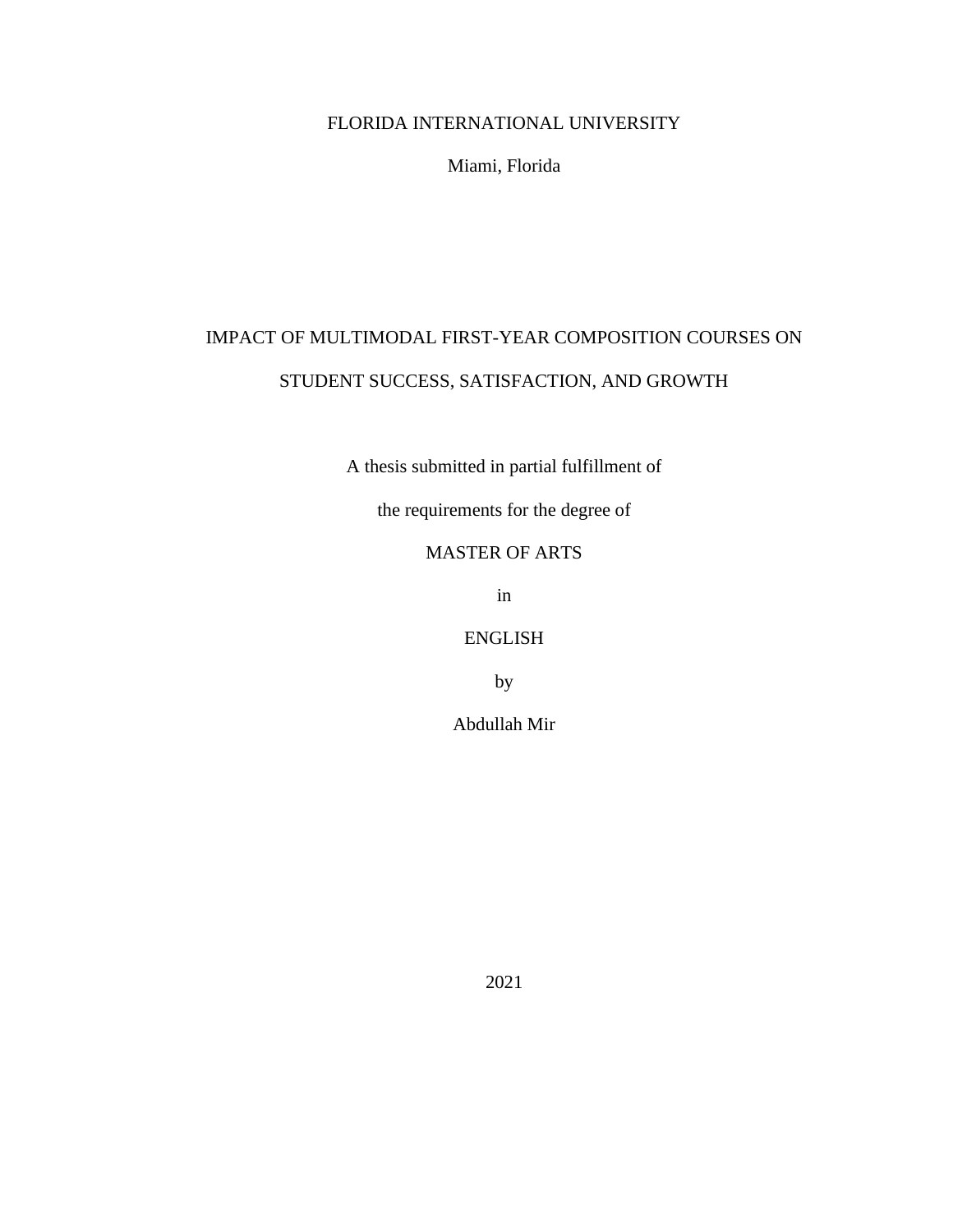FLORIDA INTERNATIONAL UNIVERSITY

Miami, Florida

# IMPACT OF MULTIMODAL FIRST-YEAR COMPOSITION COURSES ON STUDENT SUCCESS, SATISFACTION, AND GROWTH

A thesis submitted in partial fulfillment of

the requirements for the degree of

MASTER OF ARTS

in

ENGLISH

by

Abdullah Mir

2021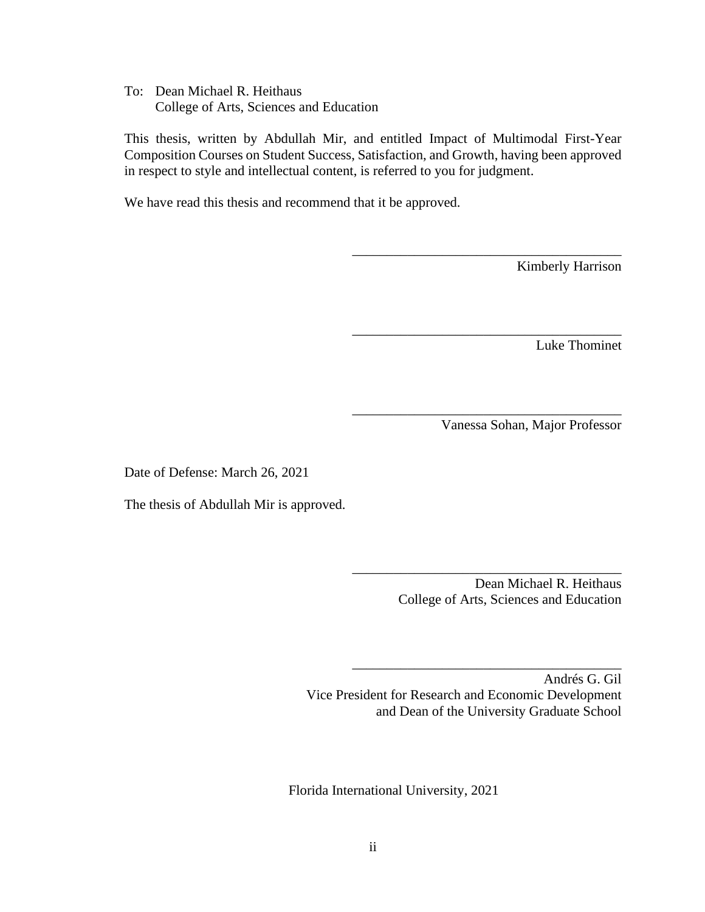To: Dean Michael R. Heithaus
College of Arts, Sciences and Education

This thesis, written by Abdullah Mir, and entitled Impact of Multimodal First-Year Composition Courses on Student Success, Satisfaction, and Growth, having been approved in respect to style and intellectual content, is referred to you for judgment.

We have read this thesis and recommend that it be approved.

_______________________________________
Kimberly Harrison

_______________________________________
Luke Thominet

_______________________________________
Vanessa Sohan, Major Professor

Date of Defense: March 26, 2021

The thesis of Abdullah Mir is approved.

_______________________________________
Dean Michael R. Heithaus
College of Arts, Sciences and Education

_______________________________________
Andrés G. Gil
Vice President for Research and Economic Development
and Dean of the University Graduate School

Florida International University, 2021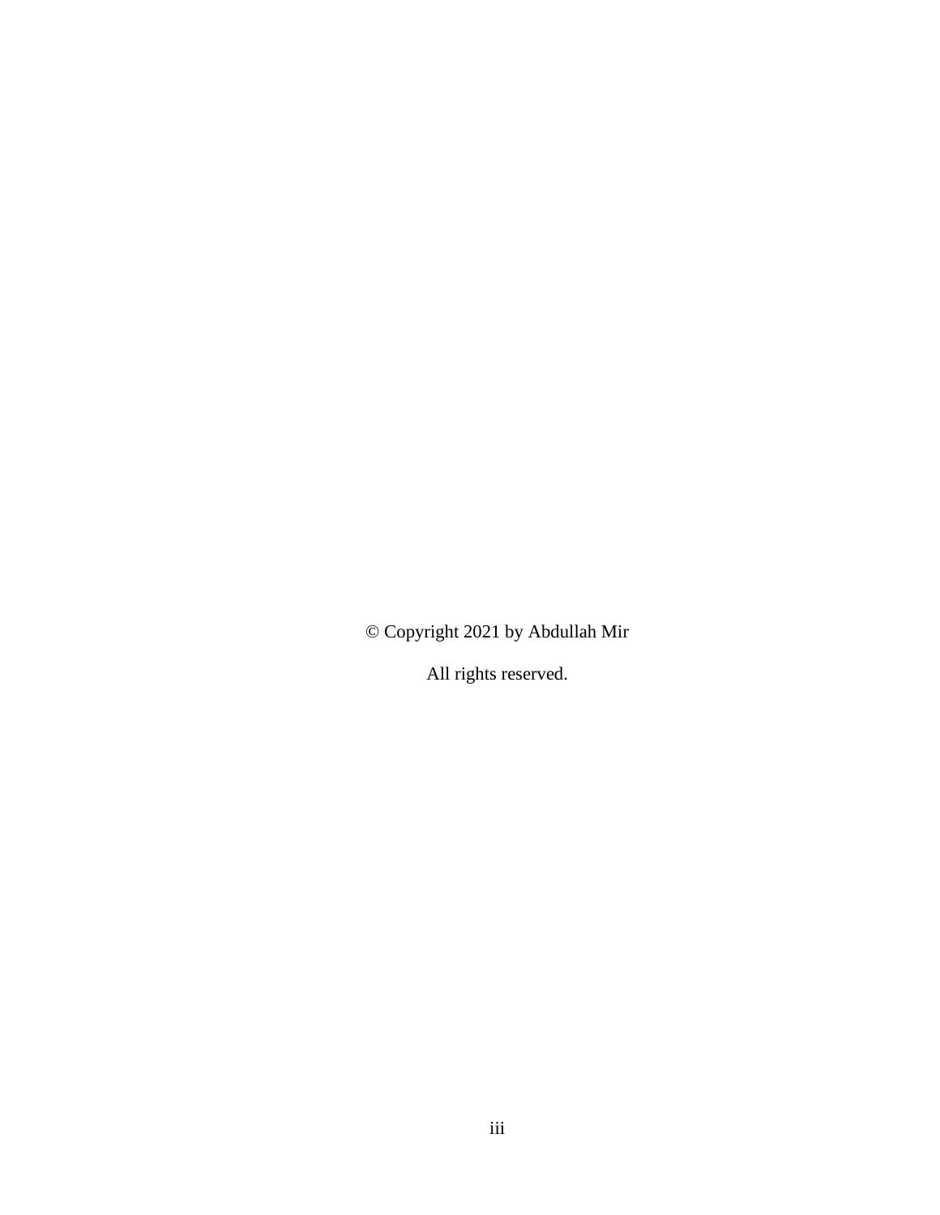© Copyright 2021 by Abdullah Mir

All rights reserved.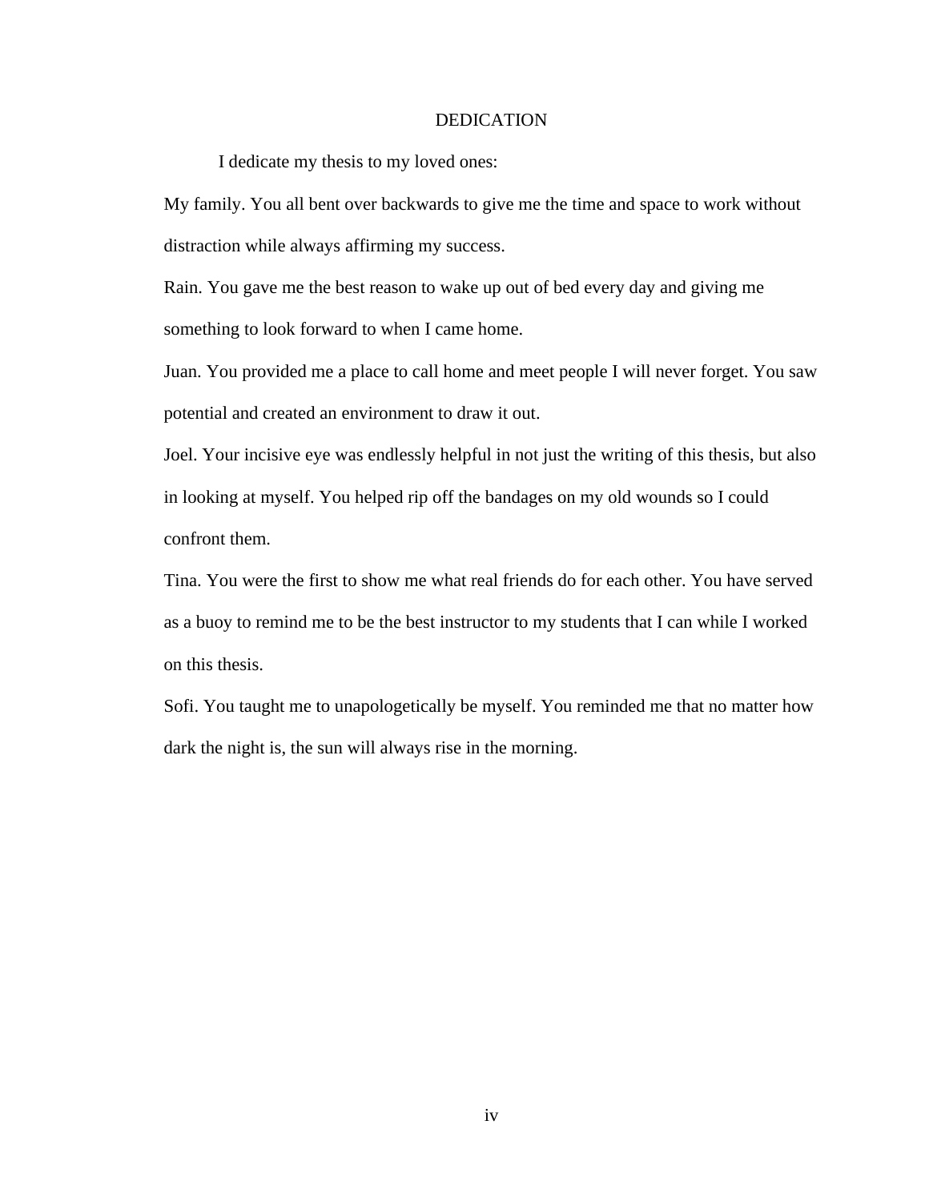# DEDICATION

I dedicate my thesis to my loved ones:

My family. You all bent over backwards to give me the time and space to work without distraction while always affirming my success.

Rain. You gave me the best reason to wake up out of bed every day and giving me something to look forward to when I came home.

Juan. You provided me a place to call home and meet people I will never forget. You saw potential and created an environment to draw it out.

Joel. Your incisive eye was endlessly helpful in not just the writing of this thesis, but also in looking at myself. You helped rip off the bandages on my old wounds so I could confront them.

Tina. You were the first to show me what real friends do for each other. You have served as a buoy to remind me to be the best instructor to my students that I can while I worked on this thesis.

Sofi. You taught me to unapologetically be myself. You reminded me that no matter how dark the night is, the sun will always rise in the morning.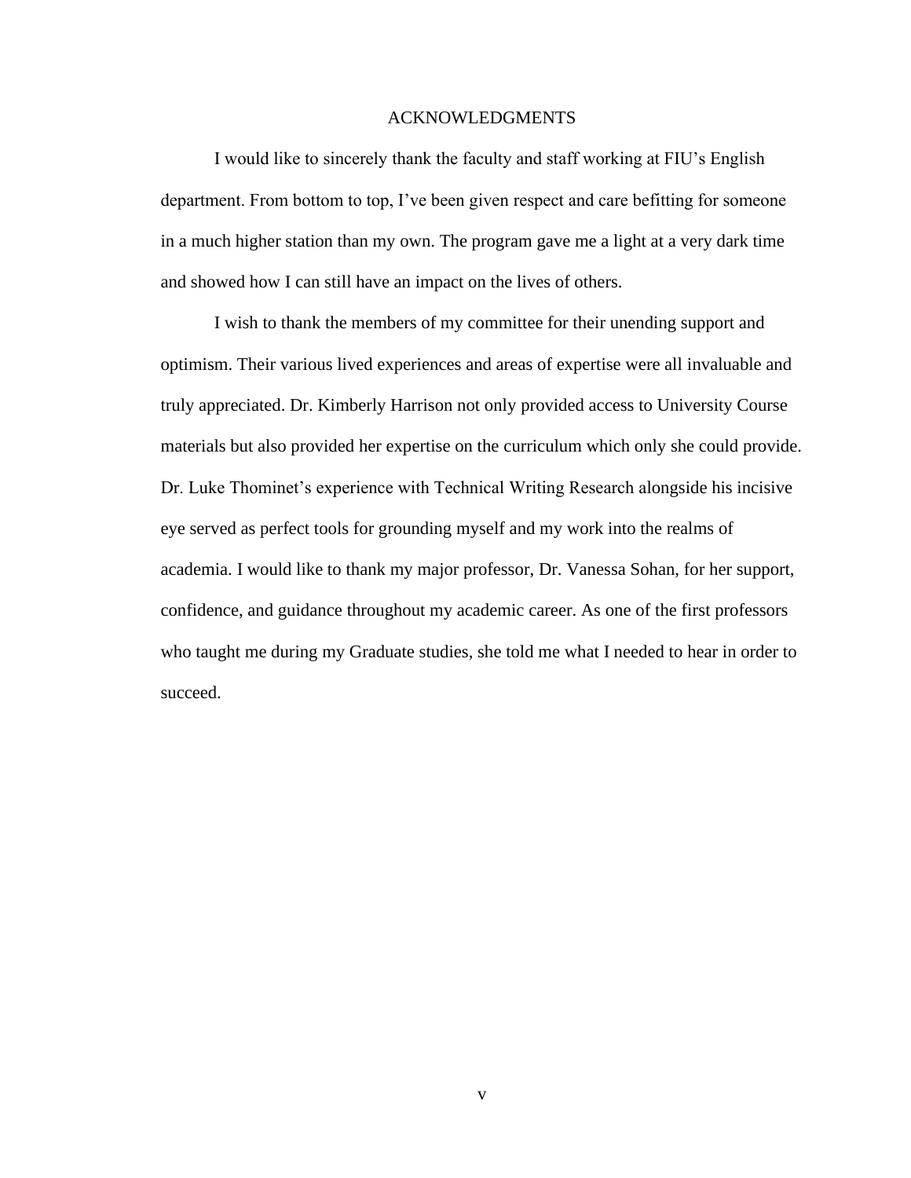# ACKNOWLEDGMENTS

I would like to sincerely thank the faculty and staff working at FIU's English department. From bottom to top, I've been given respect and care befitting for someone in a much higher station than my own. The program gave me a light at a very dark time and showed how I can still have an impact on the lives of others.

I wish to thank the members of my committee for their unending support and optimism. Their various lived experiences and areas of expertise were all invaluable and truly appreciated. Dr. Kimberly Harrison not only provided access to University Course materials but also provided her expertise on the curriculum which only she could provide. Dr. Luke Thominet's experience with Technical Writing Research alongside his incisive eye served as perfect tools for grounding myself and my work into the realms of academia. I would like to thank my major professor, Dr. Vanessa Sohan, for her support, confidence, and guidance throughout my academic career. As one of the first professors who taught me during my Graduate studies, she told me what I needed to hear in order to succeed.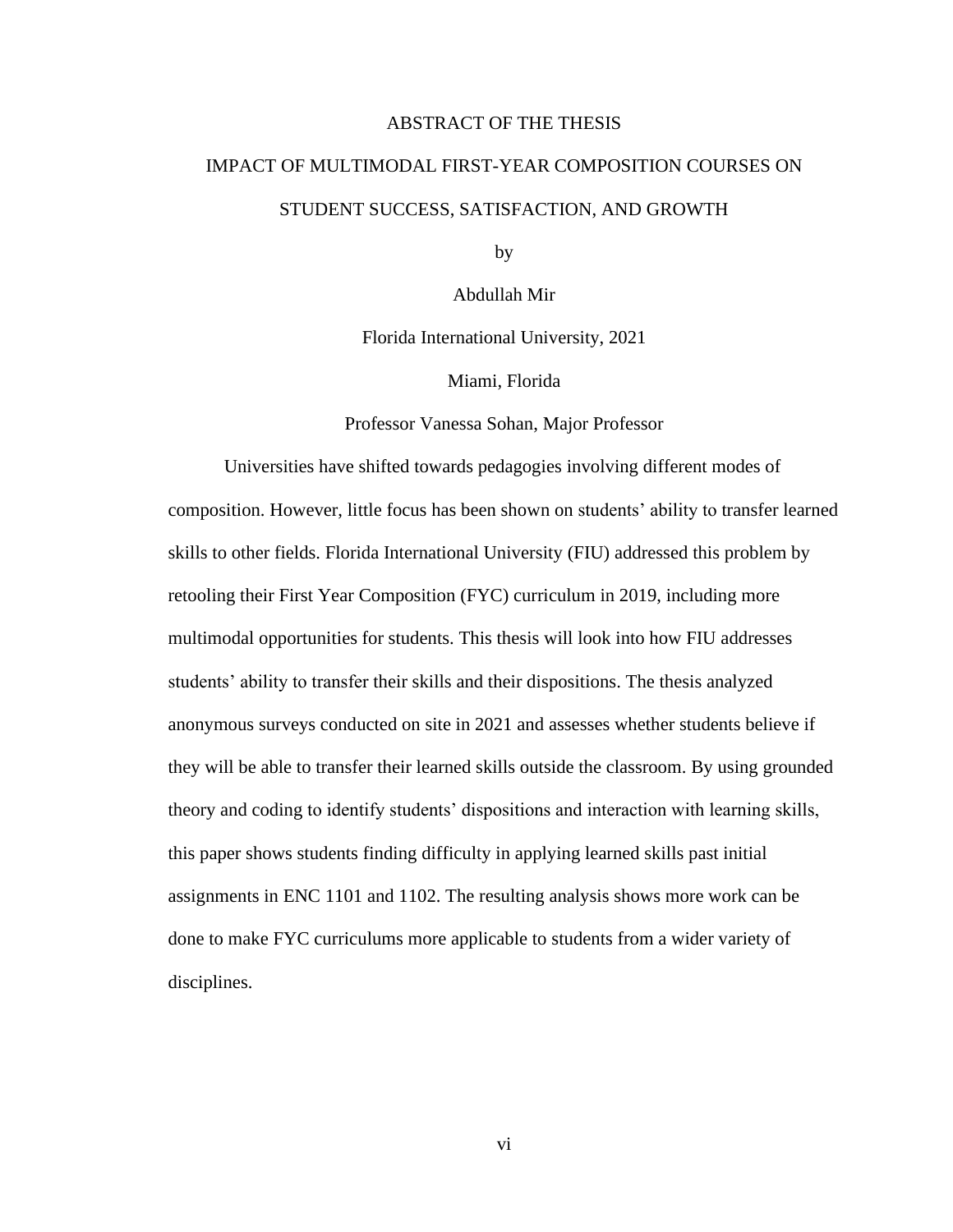# ABSTRACT OF THE THESIS

## IMPACT OF MULTIMODAL FIRST-YEAR COMPOSITION COURSES ON STUDENT SUCCESS, SATISFACTION, AND GROWTH

by

Abdullah Mir

Florida International University, 2021

Miami, Florida

Professor Vanessa Sohan, Major Professor

Universities have shifted towards pedagogies involving different modes of composition. However, little focus has been shown on students' ability to transfer learned skills to other fields. Florida International University (FIU) addressed this problem by retooling their First Year Composition (FYC) curriculum in 2019, including more multimodal opportunities for students. This thesis will look into how FIU addresses students' ability to transfer their skills and their dispositions. The thesis analyzed anonymous surveys conducted on site in 2021 and assesses whether students believe if they will be able to transfer their learned skills outside the classroom. By using grounded theory and coding to identify students' dispositions and interaction with learning skills, this paper shows students finding difficulty in applying learned skills past initial assignments in ENC 1101 and 1102. The resulting analysis shows more work can be done to make FYC curriculums more applicable to students from a wider variety of disciplines.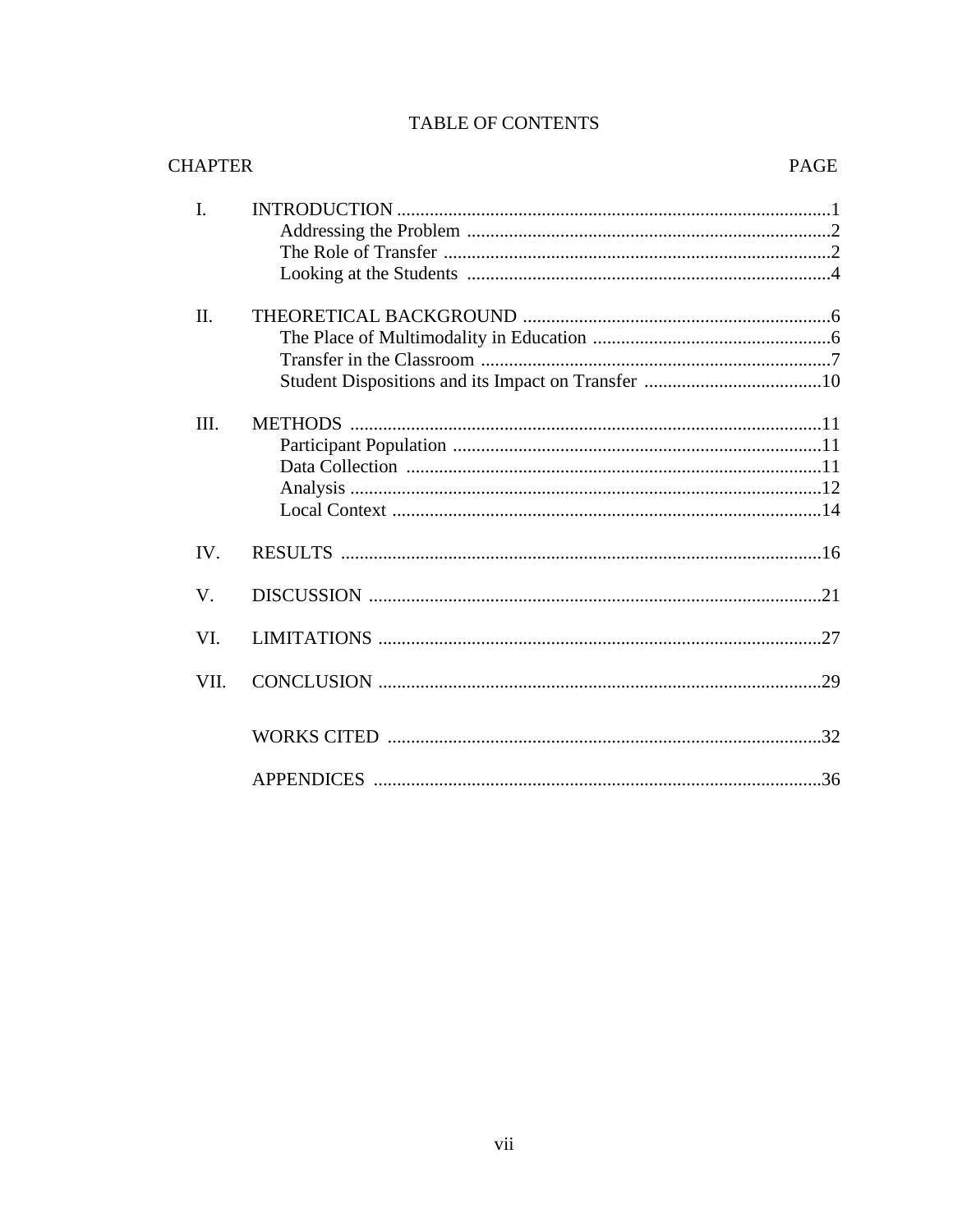# TABLE OF CONTENTS

| CHAPTER | | PAGE |
|---|---|---|
| I. | INTRODUCTION | 1 |
| | Addressing the Problem | 2 |
| | The Role of Transfer | 2 |
| | Looking at the Students | 4 |
| II. | THEORETICAL BACKGROUND | 6 |
| | The Place of Multimodality in Education | 6 |
| | Transfer in the Classroom | 7 |
| | Student Dispositions and its Impact on Transfer | 10 |
| III. | METHODS | 11 |
| | Participant Population | 11 |
| | Data Collection | 11 |
| | Analysis | 12 |
| | Local Context | 14 |
| IV. | RESULTS | 16 |
| V. | DISCUSSION | 21 |
| VI. | LIMITATIONS | 27 |
| VII. | CONCLUSION | 29 |
| | WORKS CITED | 32 |
| | APPENDICES | 36 |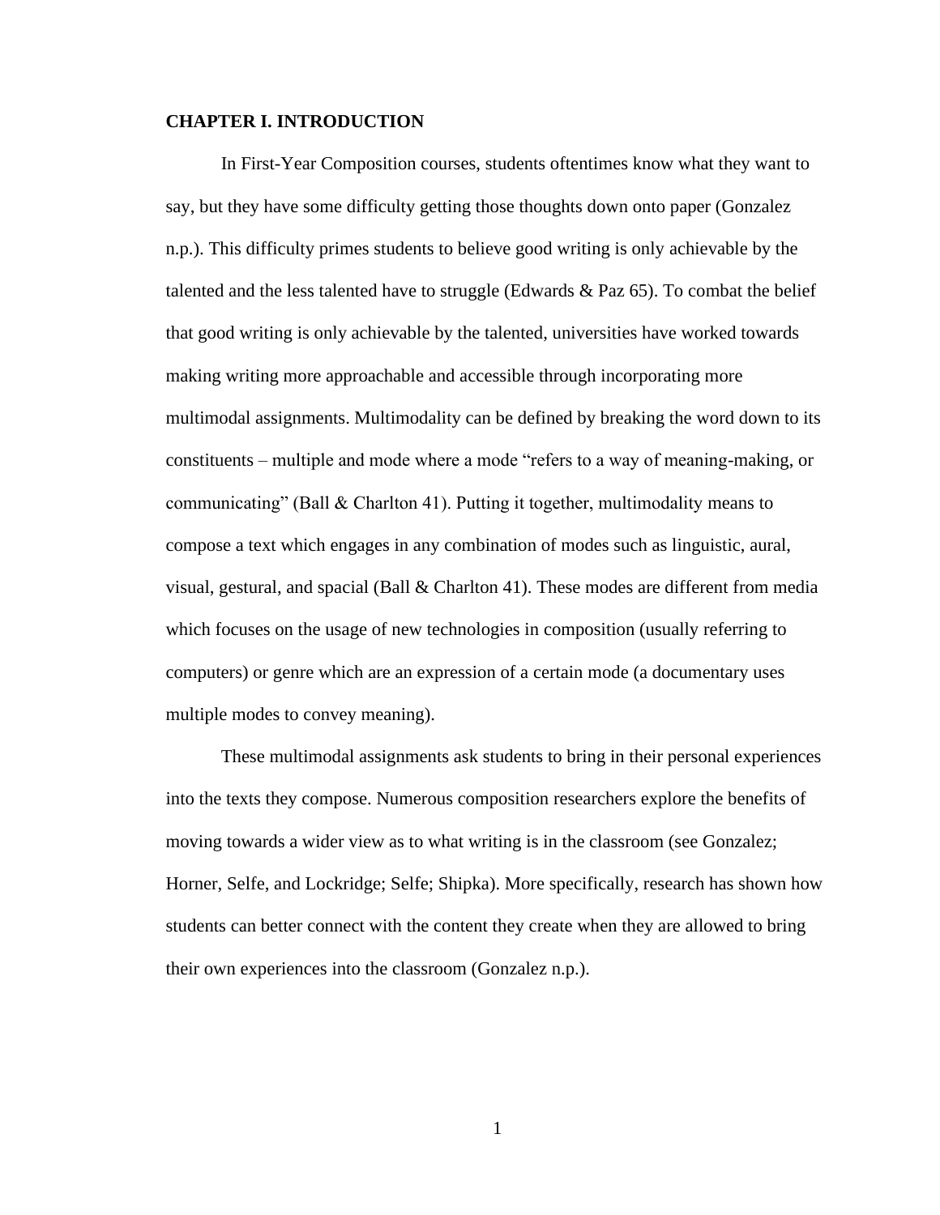# CHAPTER I. INTRODUCTION

In First-Year Composition courses, students oftentimes know what they want to say, but they have some difficulty getting those thoughts down onto paper (Gonzalez n.p.). This difficulty primes students to believe good writing is only achievable by the talented and the less talented have to struggle (Edwards & Paz 65). To combat the belief that good writing is only achievable by the talented, universities have worked towards making writing more approachable and accessible through incorporating more multimodal assignments. Multimodality can be defined by breaking the word down to its constituents – multiple and mode where a mode "refers to a way of meaning-making, or communicating" (Ball & Charlton 41). Putting it together, multimodality means to compose a text which engages in any combination of modes such as linguistic, aural, visual, gestural, and spacial (Ball & Charlton 41). These modes are different from media which focuses on the usage of new technologies in composition (usually referring to computers) or genre which are an expression of a certain mode (a documentary uses multiple modes to convey meaning).

These multimodal assignments ask students to bring in their personal experiences into the texts they compose. Numerous composition researchers explore the benefits of moving towards a wider view as to what writing is in the classroom (see Gonzalez; Horner, Selfe, and Lockridge; Selfe; Shipka). More specifically, research has shown how students can better connect with the content they create when they are allowed to bring their own experiences into the classroom (Gonzalez n.p.).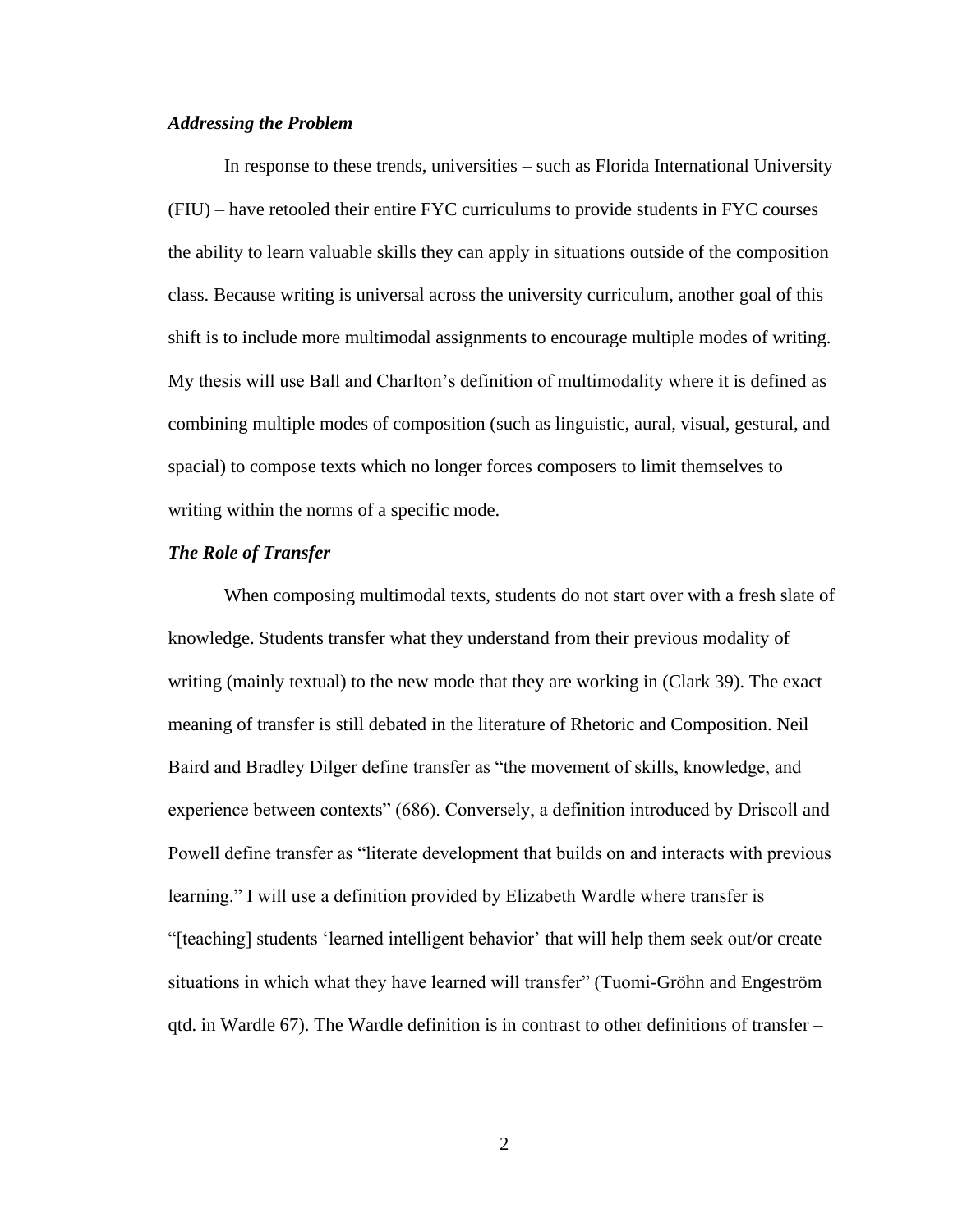### *Addressing the Problem*

In response to these trends, universities – such as Florida International University (FIU) – have retooled their entire FYC curriculums to provide students in FYC courses the ability to learn valuable skills they can apply in situations outside of the composition class. Because writing is universal across the university curriculum, another goal of this shift is to include more multimodal assignments to encourage multiple modes of writing. My thesis will use Ball and Charlton's definition of multimodality where it is defined as combining multiple modes of composition (such as linguistic, aural, visual, gestural, and spacial) to compose texts which no longer forces composers to limit themselves to writing within the norms of a specific mode.

### *The Role of Transfer*

When composing multimodal texts, students do not start over with a fresh slate of knowledge. Students transfer what they understand from their previous modality of writing (mainly textual) to the new mode that they are working in (Clark 39). The exact meaning of transfer is still debated in the literature of Rhetoric and Composition. Neil Baird and Bradley Dilger define transfer as "the movement of skills, knowledge, and experience between contexts" (686). Conversely, a definition introduced by Driscoll and Powell define transfer as "literate development that builds on and interacts with previous learning." I will use a definition provided by Elizabeth Wardle where transfer is "[teaching] students 'learned intelligent behavior' that will help them seek out/or create situations in which what they have learned will transfer" (Tuomi-Gröhn and Engeström qtd. in Wardle 67). The Wardle definition is in contrast to other definitions of transfer –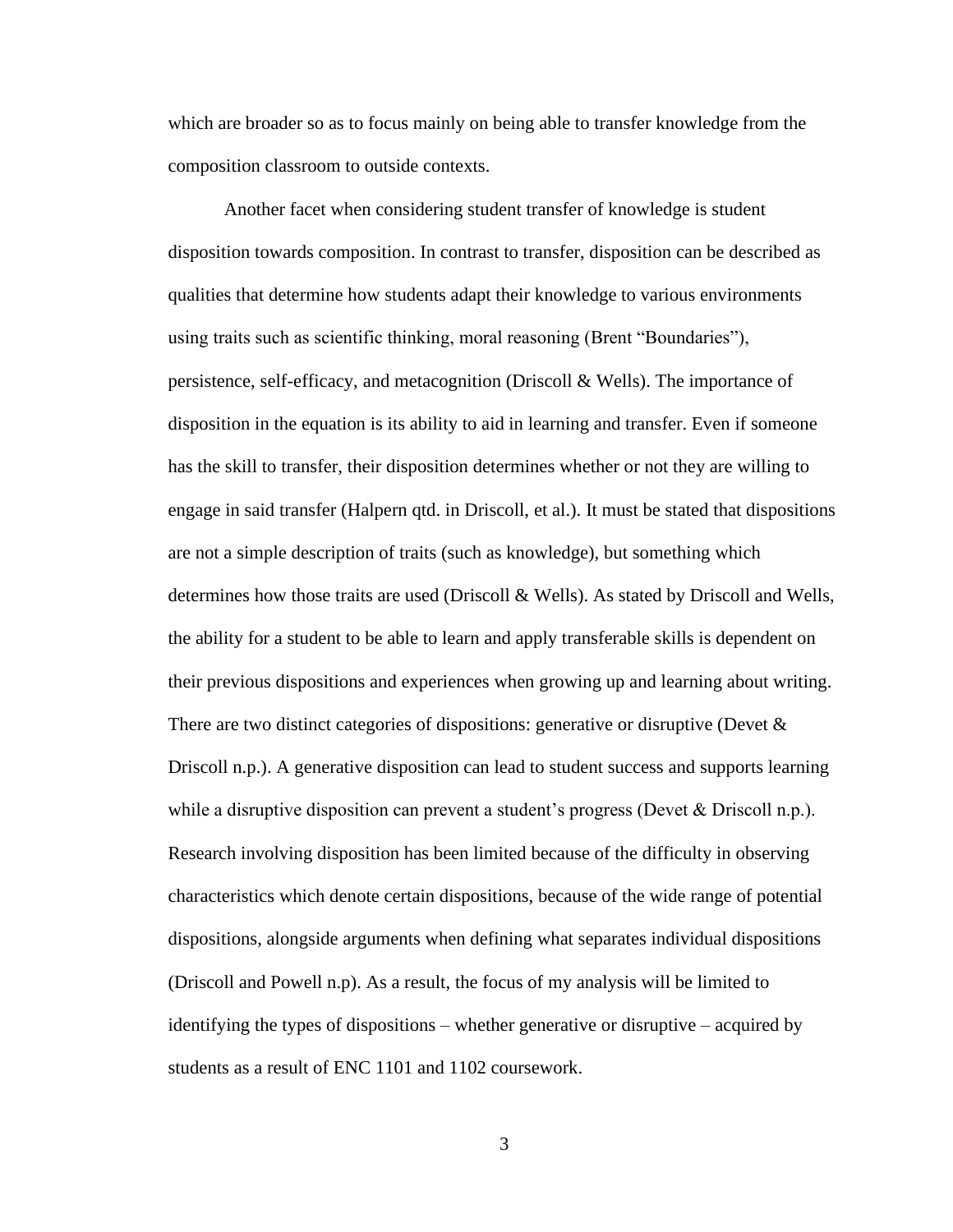which are broader so as to focus mainly on being able to transfer knowledge from the composition classroom to outside contexts.

Another facet when considering student transfer of knowledge is student disposition towards composition. In contrast to transfer, disposition can be described as qualities that determine how students adapt their knowledge to various environments using traits such as scientific thinking, moral reasoning (Brent "Boundaries"), persistence, self-efficacy, and metacognition (Driscoll & Wells). The importance of disposition in the equation is its ability to aid in learning and transfer. Even if someone has the skill to transfer, their disposition determines whether or not they are willing to engage in said transfer (Halpern qtd. in Driscoll, et al.). It must be stated that dispositions are not a simple description of traits (such as knowledge), but something which determines how those traits are used (Driscoll & Wells). As stated by Driscoll and Wells, the ability for a student to be able to learn and apply transferable skills is dependent on their previous dispositions and experiences when growing up and learning about writing. There are two distinct categories of dispositions: generative or disruptive (Devet & Driscoll n.p.). A generative disposition can lead to student success and supports learning while a disruptive disposition can prevent a student's progress (Devet & Driscoll n.p.). Research involving disposition has been limited because of the difficulty in observing characteristics which denote certain dispositions, because of the wide range of potential dispositions, alongside arguments when defining what separates individual dispositions (Driscoll and Powell n.p). As a result, the focus of my analysis will be limited to identifying the types of dispositions – whether generative or disruptive – acquired by students as a result of ENC 1101 and 1102 coursework.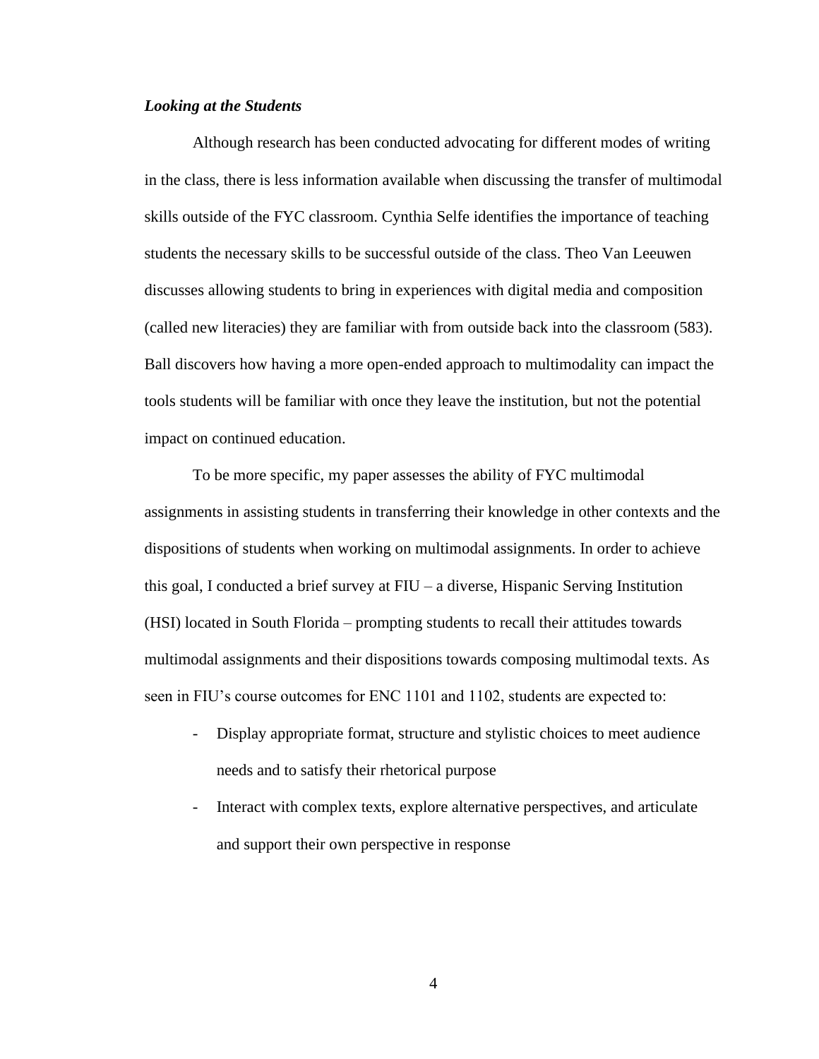***Looking at the Students***

Although research has been conducted advocating for different modes of writing in the class, there is less information available when discussing the transfer of multimodal skills outside of the FYC classroom. Cynthia Selfe identifies the importance of teaching students the necessary skills to be successful outside of the class. Theo Van Leeuwen discusses allowing students to bring in experiences with digital media and composition (called new literacies) they are familiar with from outside back into the classroom (583). Ball discovers how having a more open-ended approach to multimodality can impact the tools students will be familiar with once they leave the institution, but not the potential impact on continued education.

To be more specific, my paper assesses the ability of FYC multimodal assignments in assisting students in transferring their knowledge in other contexts and the dispositions of students when working on multimodal assignments. In order to achieve this goal, I conducted a brief survey at FIU – a diverse, Hispanic Serving Institution (HSI) located in South Florida – prompting students to recall their attitudes towards multimodal assignments and their dispositions towards composing multimodal texts. As seen in FIU's course outcomes for ENC 1101 and 1102, students are expected to:

- Display appropriate format, structure and stylistic choices to meet audience needs and to satisfy their rhetorical purpose
- Interact with complex texts, explore alternative perspectives, and articulate and support their own perspective in response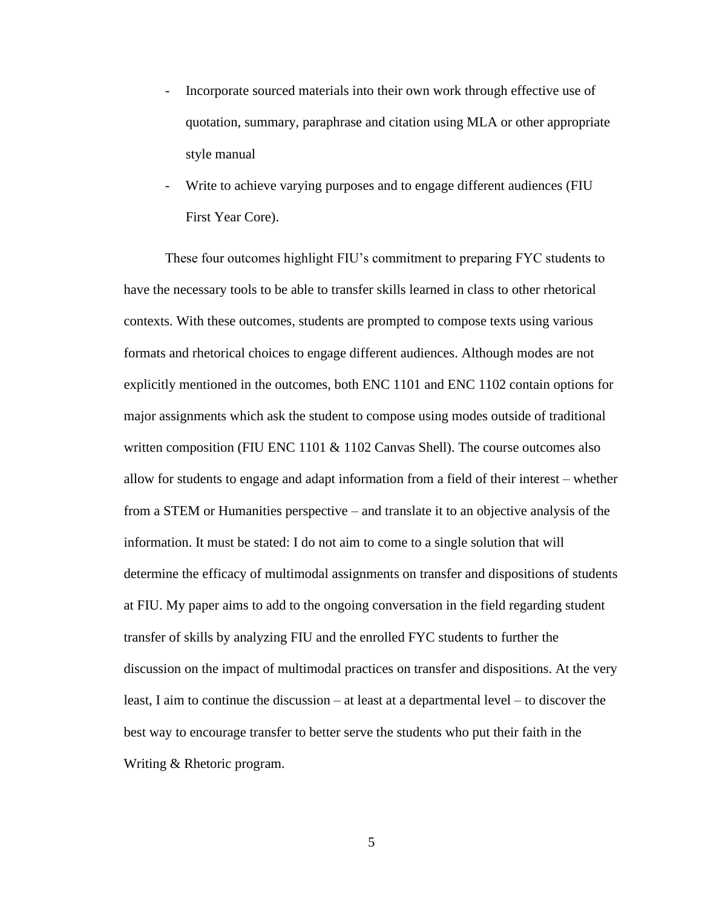- Incorporate sourced materials into their own work through effective use of quotation, summary, paraphrase and citation using MLA or other appropriate style manual
- Write to achieve varying purposes and to engage different audiences (FIU First Year Core).

These four outcomes highlight FIU's commitment to preparing FYC students to have the necessary tools to be able to transfer skills learned in class to other rhetorical contexts. With these outcomes, students are prompted to compose texts using various formats and rhetorical choices to engage different audiences. Although modes are not explicitly mentioned in the outcomes, both ENC 1101 and ENC 1102 contain options for major assignments which ask the student to compose using modes outside of traditional written composition (FIU ENC 1101 & 1102 Canvas Shell). The course outcomes also allow for students to engage and adapt information from a field of their interest – whether from a STEM or Humanities perspective – and translate it to an objective analysis of the information. It must be stated: I do not aim to come to a single solution that will determine the efficacy of multimodal assignments on transfer and dispositions of students at FIU. My paper aims to add to the ongoing conversation in the field regarding student transfer of skills by analyzing FIU and the enrolled FYC students to further the discussion on the impact of multimodal practices on transfer and dispositions. At the very least, I aim to continue the discussion – at least at a departmental level – to discover the best way to encourage transfer to better serve the students who put their faith in the Writing & Rhetoric program.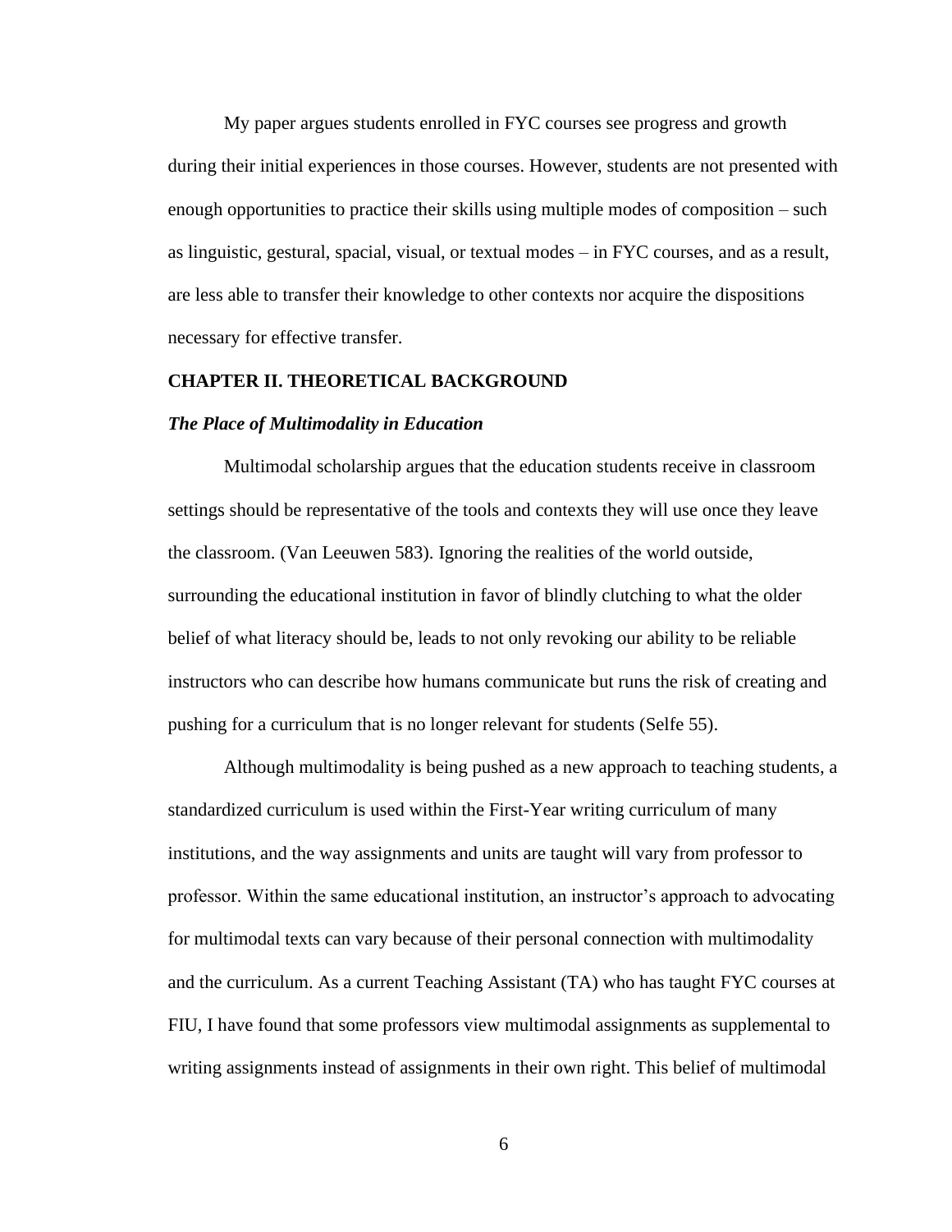My paper argues students enrolled in FYC courses see progress and growth during their initial experiences in those courses. However, students are not presented with enough opportunities to practice their skills using multiple modes of composition – such as linguistic, gestural, spacial, visual, or textual modes – in FYC courses, and as a result, are less able to transfer their knowledge to other contexts nor acquire the dispositions necessary for effective transfer.

## CHAPTER II. THEORETICAL BACKGROUND

### *The Place of Multimodality in Education*

Multimodal scholarship argues that the education students receive in classroom settings should be representative of the tools and contexts they will use once they leave the classroom. (Van Leeuwen 583). Ignoring the realities of the world outside, surrounding the educational institution in favor of blindly clutching to what the older belief of what literacy should be, leads to not only revoking our ability to be reliable instructors who can describe how humans communicate but runs the risk of creating and pushing for a curriculum that is no longer relevant for students (Selfe 55).

Although multimodality is being pushed as a new approach to teaching students, a standardized curriculum is used within the First-Year writing curriculum of many institutions, and the way assignments and units are taught will vary from professor to professor. Within the same educational institution, an instructor's approach to advocating for multimodal texts can vary because of their personal connection with multimodality and the curriculum. As a current Teaching Assistant (TA) who has taught FYC courses at FIU, I have found that some professors view multimodal assignments as supplemental to writing assignments instead of assignments in their own right. This belief of multimodal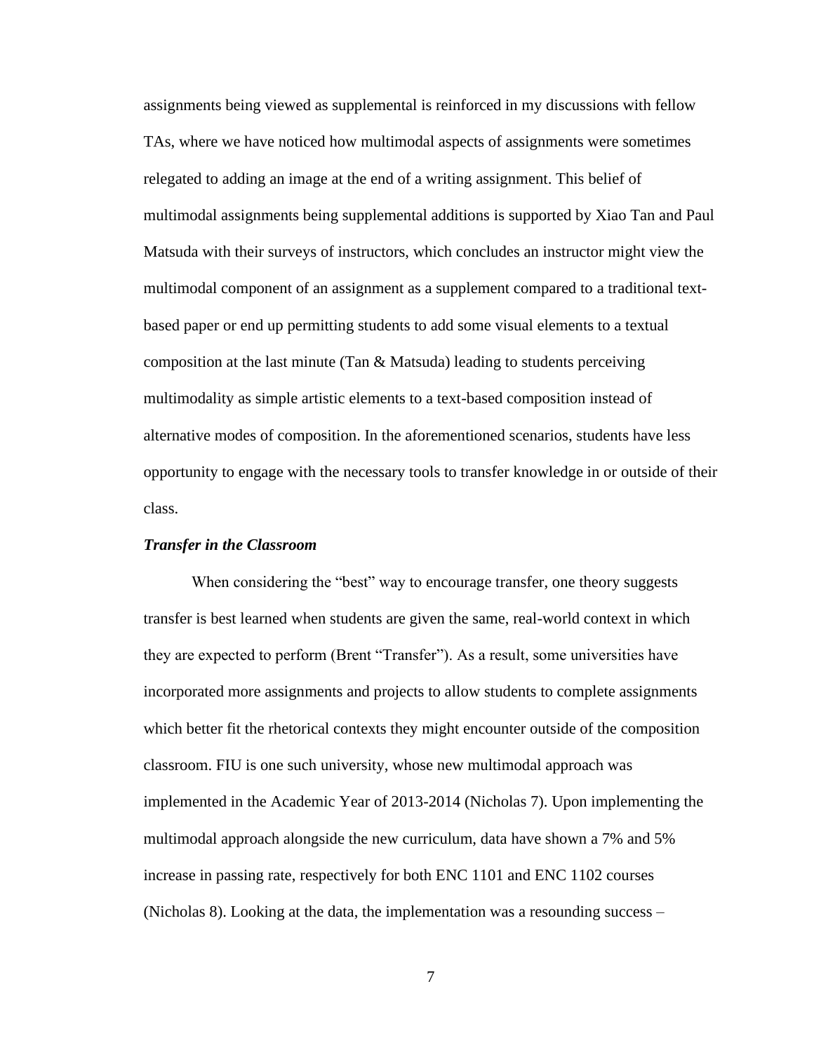assignments being viewed as supplemental is reinforced in my discussions with fellow TAs, where we have noticed how multimodal aspects of assignments were sometimes relegated to adding an image at the end of a writing assignment. This belief of multimodal assignments being supplemental additions is supported by Xiao Tan and Paul Matsuda with their surveys of instructors, which concludes an instructor might view the multimodal component of an assignment as a supplement compared to a traditional text-based paper or end up permitting students to add some visual elements to a textual composition at the last minute (Tan & Matsuda) leading to students perceiving multimodality as simple artistic elements to a text-based composition instead of alternative modes of composition. In the aforementioned scenarios, students have less opportunity to engage with the necessary tools to transfer knowledge in or outside of their class.

### ***Transfer in the Classroom***

When considering the "best" way to encourage transfer, one theory suggests transfer is best learned when students are given the same, real-world context in which they are expected to perform (Brent "Transfer"). As a result, some universities have incorporated more assignments and projects to allow students to complete assignments which better fit the rhetorical contexts they might encounter outside of the composition classroom. FIU is one such university, whose new multimodal approach was implemented in the Academic Year of 2013-2014 (Nicholas 7). Upon implementing the multimodal approach alongside the new curriculum, data have shown a 7% and 5% increase in passing rate, respectively for both ENC 1101 and ENC 1102 courses (Nicholas 8). Looking at the data, the implementation was a resounding success –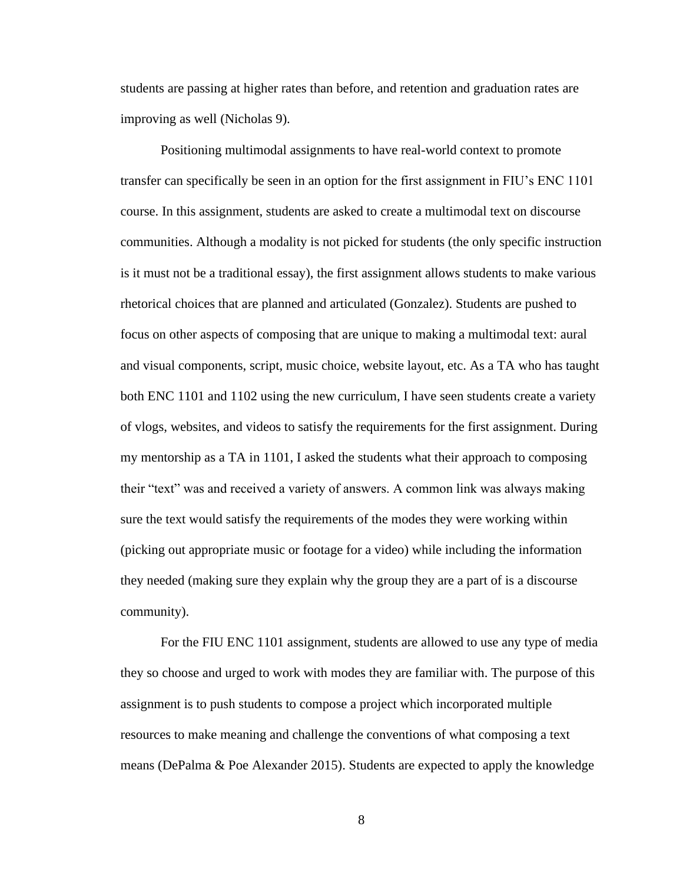students are passing at higher rates than before, and retention and graduation rates are improving as well (Nicholas 9).

Positioning multimodal assignments to have real-world context to promote transfer can specifically be seen in an option for the first assignment in FIU's ENC 1101 course. In this assignment, students are asked to create a multimodal text on discourse communities. Although a modality is not picked for students (the only specific instruction is it must not be a traditional essay), the first assignment allows students to make various rhetorical choices that are planned and articulated (Gonzalez). Students are pushed to focus on other aspects of composing that are unique to making a multimodal text: aural and visual components, script, music choice, website layout, etc. As a TA who has taught both ENC 1101 and 1102 using the new curriculum, I have seen students create a variety of vlogs, websites, and videos to satisfy the requirements for the first assignment. During my mentorship as a TA in 1101, I asked the students what their approach to composing their "text" was and received a variety of answers. A common link was always making sure the text would satisfy the requirements of the modes they were working within (picking out appropriate music or footage for a video) while including the information they needed (making sure they explain why the group they are a part of is a discourse community).

For the FIU ENC 1101 assignment, students are allowed to use any type of media they so choose and urged to work with modes they are familiar with. The purpose of this assignment is to push students to compose a project which incorporated multiple resources to make meaning and challenge the conventions of what composing a text means (DePalma & Poe Alexander 2015). Students are expected to apply the knowledge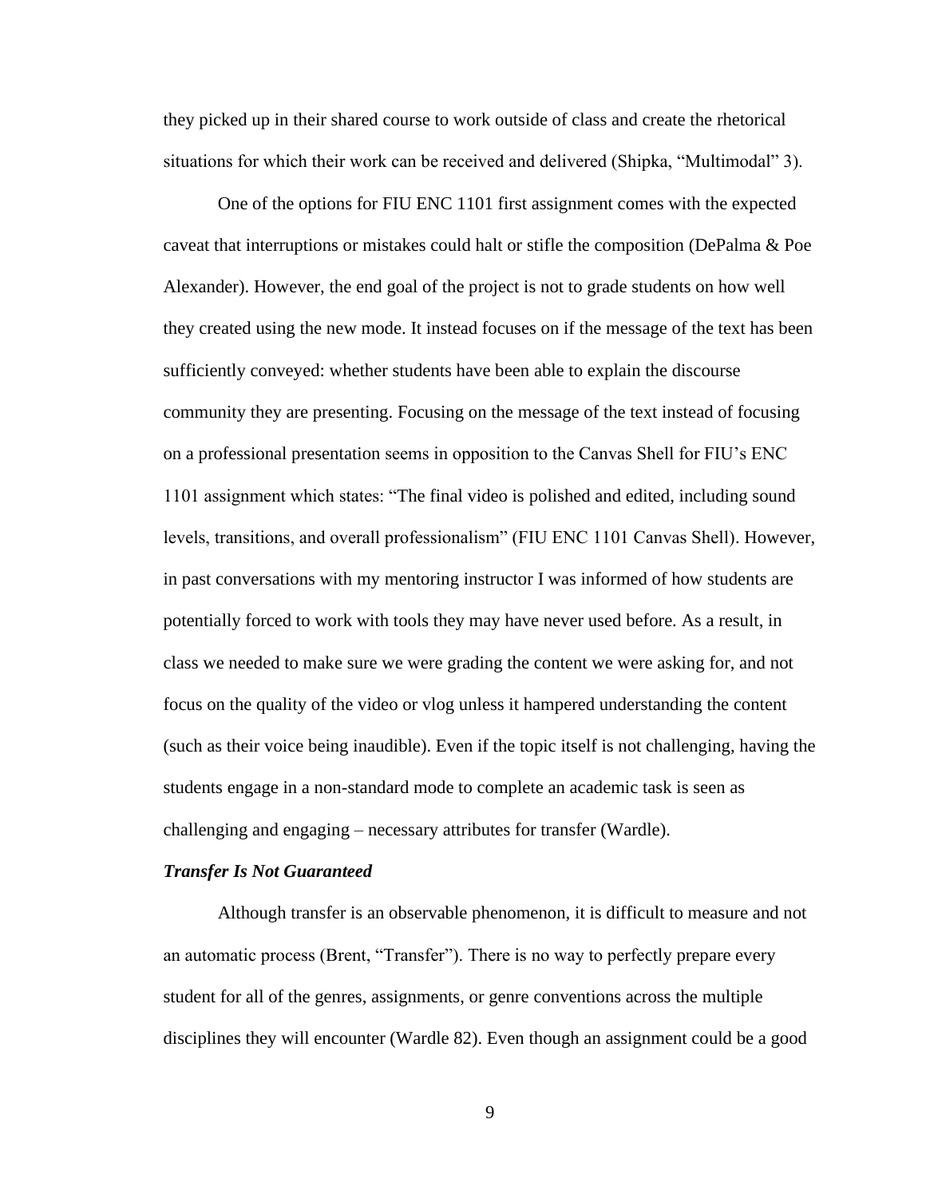they picked up in their shared course to work outside of class and create the rhetorical situations for which their work can be received and delivered (Shipka, "Multimodal" 3).

One of the options for FIU ENC 1101 first assignment comes with the expected caveat that interruptions or mistakes could halt or stifle the composition (DePalma & Poe Alexander). However, the end goal of the project is not to grade students on how well they created using the new mode. It instead focuses on if the message of the text has been sufficiently conveyed: whether students have been able to explain the discourse community they are presenting. Focusing on the message of the text instead of focusing on a professional presentation seems in opposition to the Canvas Shell for FIU's ENC 1101 assignment which states: "The final video is polished and edited, including sound levels, transitions, and overall professionalism" (FIU ENC 1101 Canvas Shell). However, in past conversations with my mentoring instructor I was informed of how students are potentially forced to work with tools they may have never used before. As a result, in class we needed to make sure we were grading the content we were asking for, and not focus on the quality of the video or vlog unless it hampered understanding the content (such as their voice being inaudible). Even if the topic itself is not challenging, having the students engage in a non-standard mode to complete an academic task is seen as challenging and engaging – necessary attributes for transfer (Wardle).

***Transfer Is Not Guaranteed***

Although transfer is an observable phenomenon, it is difficult to measure and not an automatic process (Brent, "Transfer"). There is no way to perfectly prepare every student for all of the genres, assignments, or genre conventions across the multiple disciplines they will encounter (Wardle 82). Even though an assignment could be a good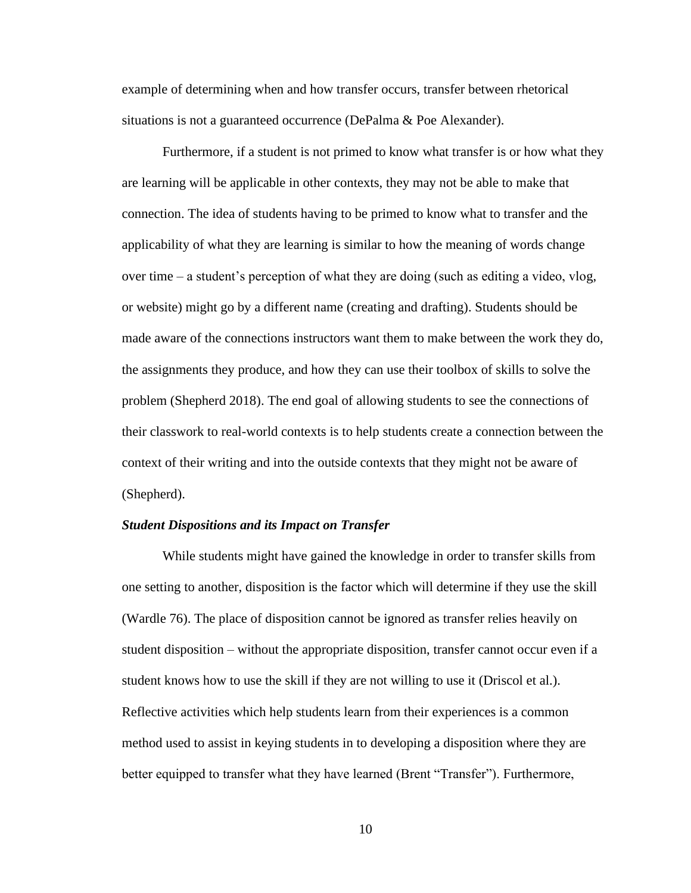example of determining when and how transfer occurs, transfer between rhetorical situations is not a guaranteed occurrence (DePalma & Poe Alexander).

Furthermore, if a student is not primed to know what transfer is or how what they are learning will be applicable in other contexts, they may not be able to make that connection. The idea of students having to be primed to know what to transfer and the applicability of what they are learning is similar to how the meaning of words change over time – a student's perception of what they are doing (such as editing a video, vlog, or website) might go by a different name (creating and drafting). Students should be made aware of the connections instructors want them to make between the work they do, the assignments they produce, and how they can use their toolbox of skills to solve the problem (Shepherd 2018). The end goal of allowing students to see the connections of their classwork to real-world contexts is to help students create a connection between the context of their writing and into the outside contexts that they might not be aware of (Shepherd).

### *Student Dispositions and its Impact on Transfer*

While students might have gained the knowledge in order to transfer skills from one setting to another, disposition is the factor which will determine if they use the skill (Wardle 76). The place of disposition cannot be ignored as transfer relies heavily on student disposition – without the appropriate disposition, transfer cannot occur even if a student knows how to use the skill if they are not willing to use it (Driscol et al.). Reflective activities which help students learn from their experiences is a common method used to assist in keying students in to developing a disposition where they are better equipped to transfer what they have learned (Brent "Transfer"). Furthermore,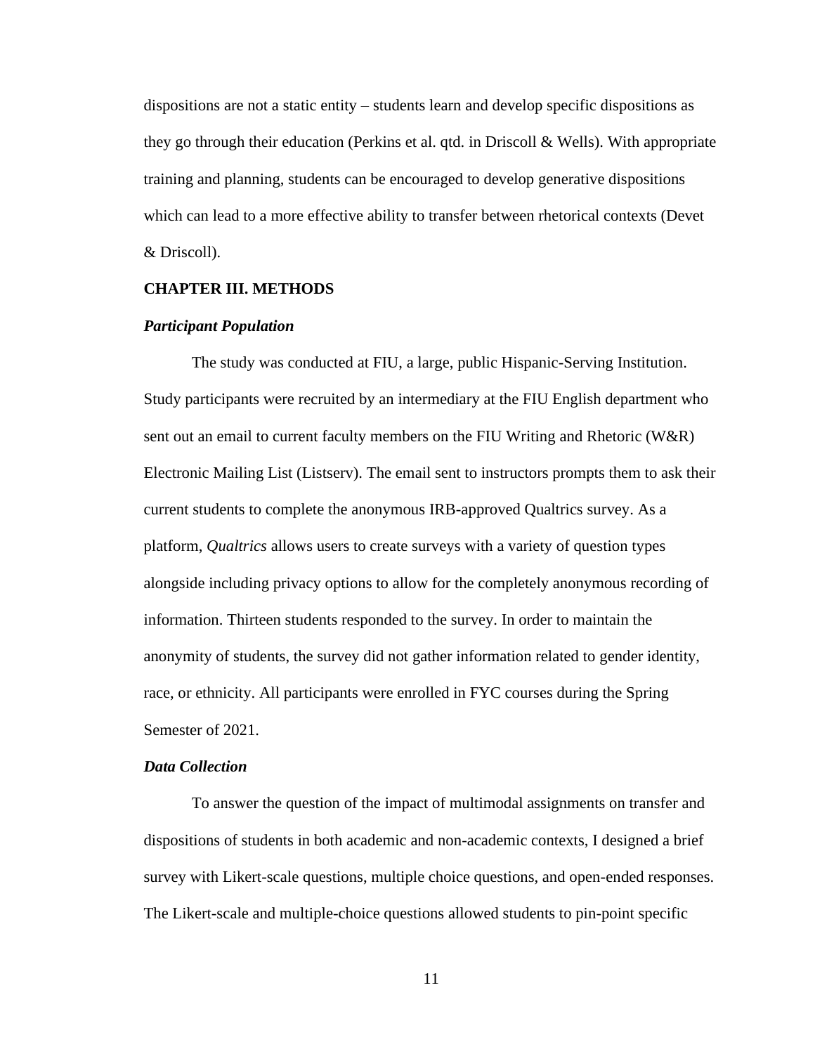dispositions are not a static entity – students learn and develop specific dispositions as they go through their education (Perkins et al. qtd. in Driscoll & Wells). With appropriate training and planning, students can be encouraged to develop generative dispositions which can lead to a more effective ability to transfer between rhetorical contexts (Devet & Driscoll).

## CHAPTER III. METHODS

### *Participant Population*

The study was conducted at FIU, a large, public Hispanic-Serving Institution. Study participants were recruited by an intermediary at the FIU English department who sent out an email to current faculty members on the FIU Writing and Rhetoric (W&R) Electronic Mailing List (Listserv). The email sent to instructors prompts them to ask their current students to complete the anonymous IRB-approved Qualtrics survey. As a platform, *Qualtrics* allows users to create surveys with a variety of question types alongside including privacy options to allow for the completely anonymous recording of information. Thirteen students responded to the survey. In order to maintain the anonymity of students, the survey did not gather information related to gender identity, race, or ethnicity. All participants were enrolled in FYC courses during the Spring Semester of 2021.

### *Data Collection*

To answer the question of the impact of multimodal assignments on transfer and dispositions of students in both academic and non-academic contexts, I designed a brief survey with Likert-scale questions, multiple choice questions, and open-ended responses. The Likert-scale and multiple-choice questions allowed students to pin-point specific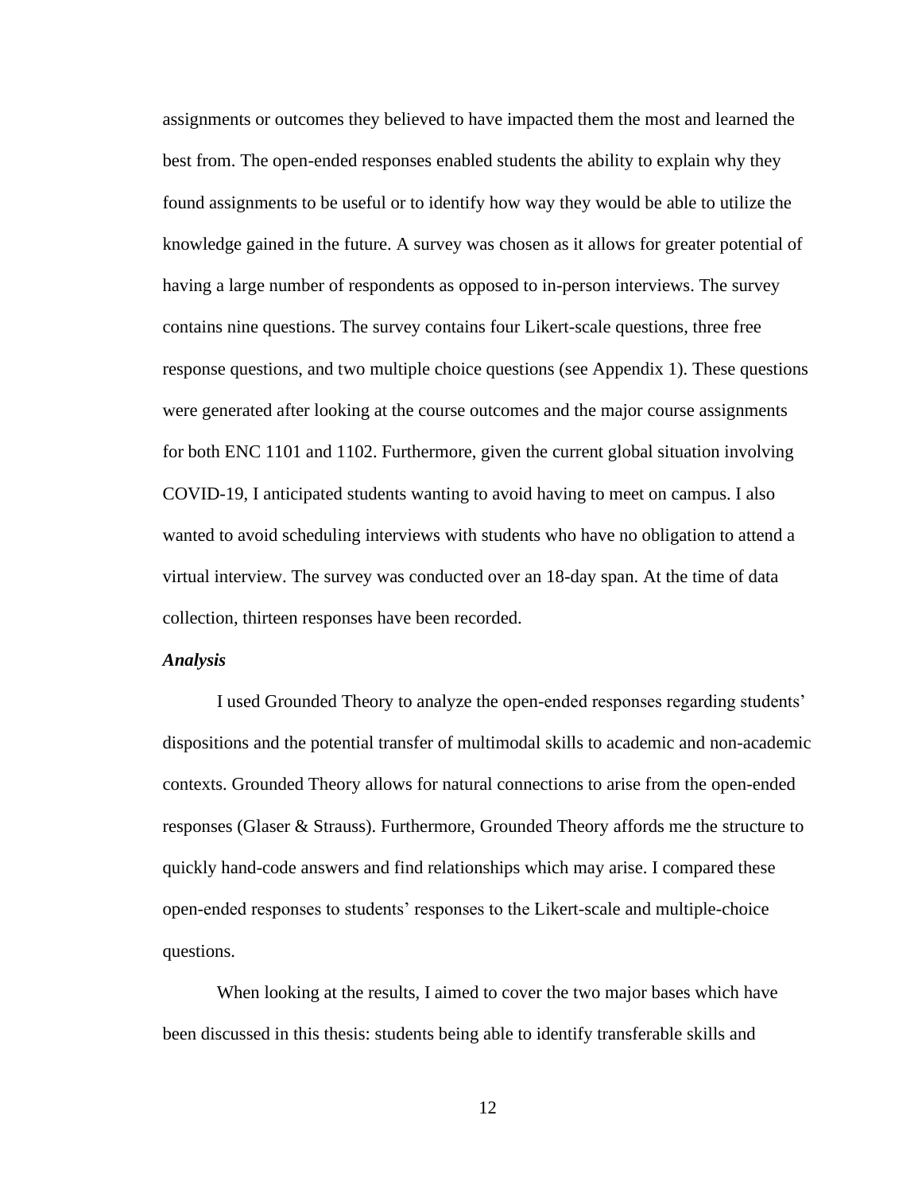assignments or outcomes they believed to have impacted them the most and learned the best from. The open-ended responses enabled students the ability to explain why they found assignments to be useful or to identify how way they would be able to utilize the knowledge gained in the future. A survey was chosen as it allows for greater potential of having a large number of respondents as opposed to in-person interviews. The survey contains nine questions. The survey contains four Likert-scale questions, three free response questions, and two multiple choice questions (see Appendix 1). These questions were generated after looking at the course outcomes and the major course assignments for both ENC 1101 and 1102. Furthermore, given the current global situation involving COVID-19, I anticipated students wanting to avoid having to meet on campus. I also wanted to avoid scheduling interviews with students who have no obligation to attend a virtual interview. The survey was conducted over an 18-day span. At the time of data collection, thirteen responses have been recorded.

### *Analysis*

I used Grounded Theory to analyze the open-ended responses regarding students' dispositions and the potential transfer of multimodal skills to academic and non-academic contexts. Grounded Theory allows for natural connections to arise from the open-ended responses (Glaser & Strauss). Furthermore, Grounded Theory affords me the structure to quickly hand-code answers and find relationships which may arise. I compared these open-ended responses to students' responses to the Likert-scale and multiple-choice questions.

When looking at the results, I aimed to cover the two major bases which have been discussed in this thesis: students being able to identify transferable skills and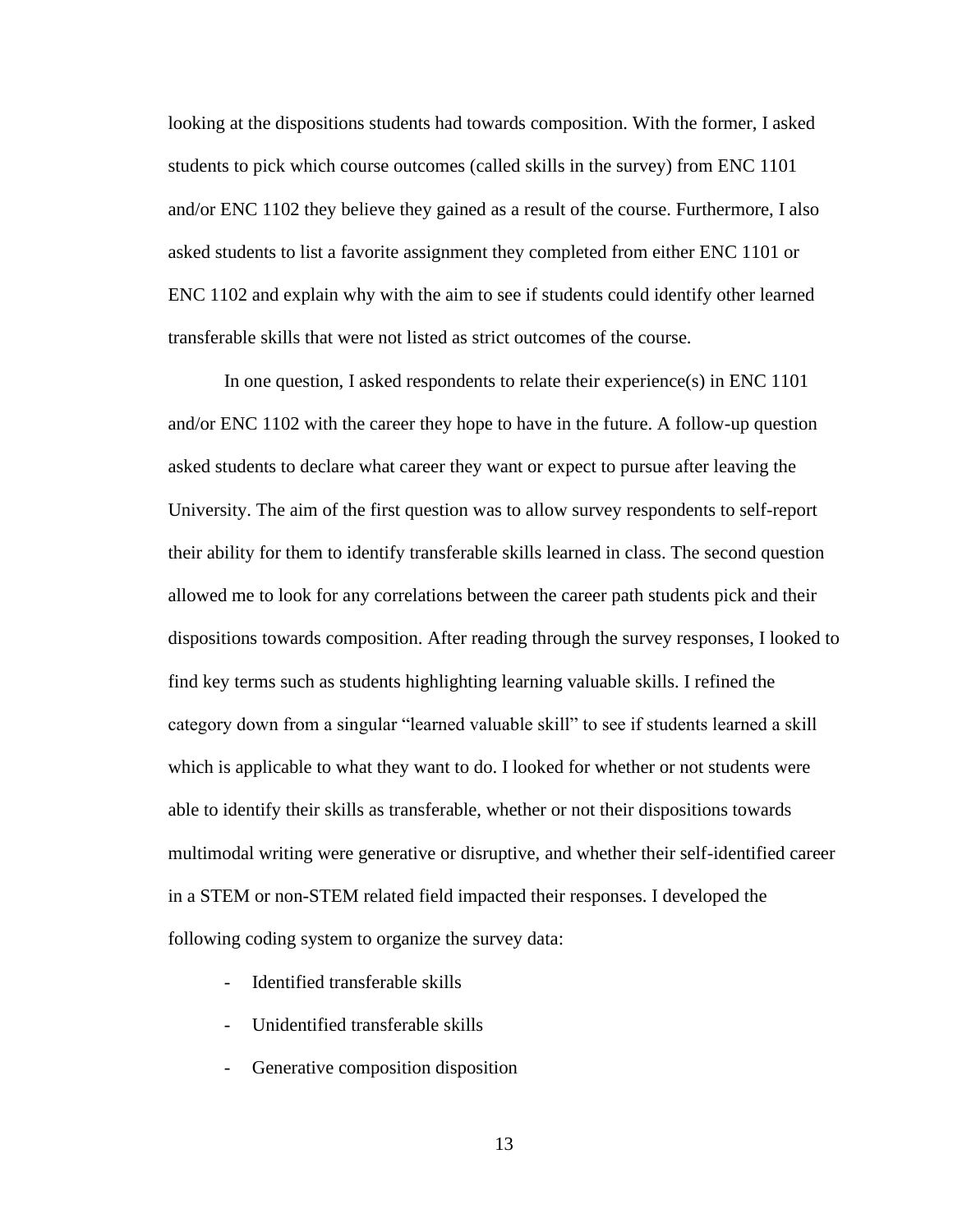looking at the dispositions students had towards composition. With the former, I asked students to pick which course outcomes (called skills in the survey) from ENC 1101 and/or ENC 1102 they believe they gained as a result of the course. Furthermore, I also asked students to list a favorite assignment they completed from either ENC 1101 or ENC 1102 and explain why with the aim to see if students could identify other learned transferable skills that were not listed as strict outcomes of the course.

In one question, I asked respondents to relate their experience(s) in ENC 1101 and/or ENC 1102 with the career they hope to have in the future. A follow-up question asked students to declare what career they want or expect to pursue after leaving the University. The aim of the first question was to allow survey respondents to self-report their ability for them to identify transferable skills learned in class. The second question allowed me to look for any correlations between the career path students pick and their dispositions towards composition. After reading through the survey responses, I looked to find key terms such as students highlighting learning valuable skills. I refined the category down from a singular "learned valuable skill" to see if students learned a skill which is applicable to what they want to do. I looked for whether or not students were able to identify their skills as transferable, whether or not their dispositions towards multimodal writing were generative or disruptive, and whether their self-identified career in a STEM or non-STEM related field impacted their responses. I developed the following coding system to organize the survey data:

- Identified transferable skills
- Unidentified transferable skills
- Generative composition disposition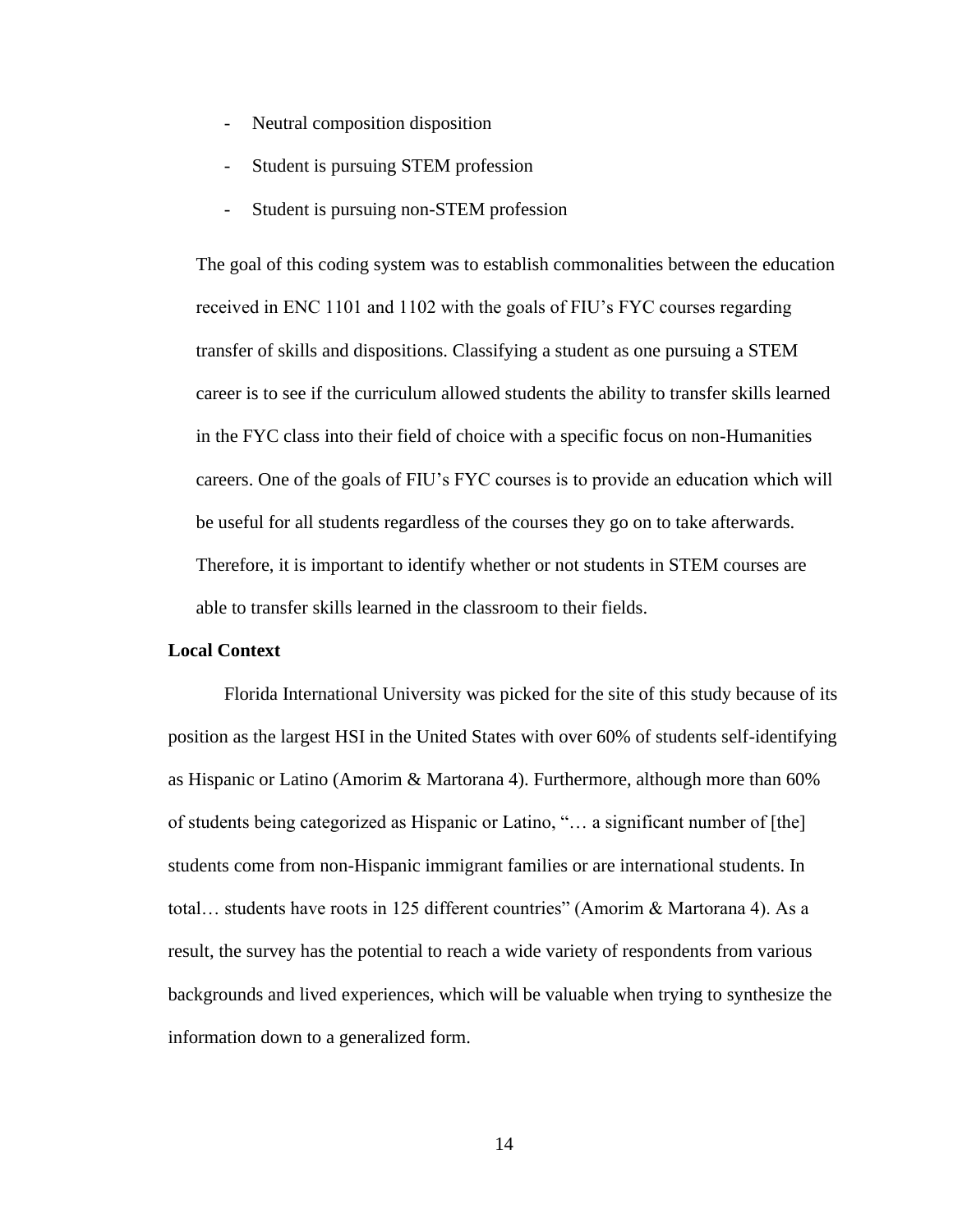- Neutral composition disposition
- Student is pursuing STEM profession
- Student is pursuing non-STEM profession

The goal of this coding system was to establish commonalities between the education received in ENC 1101 and 1102 with the goals of FIU's FYC courses regarding transfer of skills and dispositions. Classifying a student as one pursuing a STEM career is to see if the curriculum allowed students the ability to transfer skills learned in the FYC class into their field of choice with a specific focus on non-Humanities careers. One of the goals of FIU's FYC courses is to provide an education which will be useful for all students regardless of the courses they go on to take afterwards. Therefore, it is important to identify whether or not students in STEM courses are able to transfer skills learned in the classroom to their fields.

**Local Context**

Florida International University was picked for the site of this study because of its position as the largest HSI in the United States with over 60% of students self-identifying as Hispanic or Latino (Amorim & Martorana 4). Furthermore, although more than 60% of students being categorized as Hispanic or Latino, "… a significant number of [the] students come from non-Hispanic immigrant families or are international students. In total… students have roots in 125 different countries" (Amorim & Martorana 4). As a result, the survey has the potential to reach a wide variety of respondents from various backgrounds and lived experiences, which will be valuable when trying to synthesize the information down to a generalized form.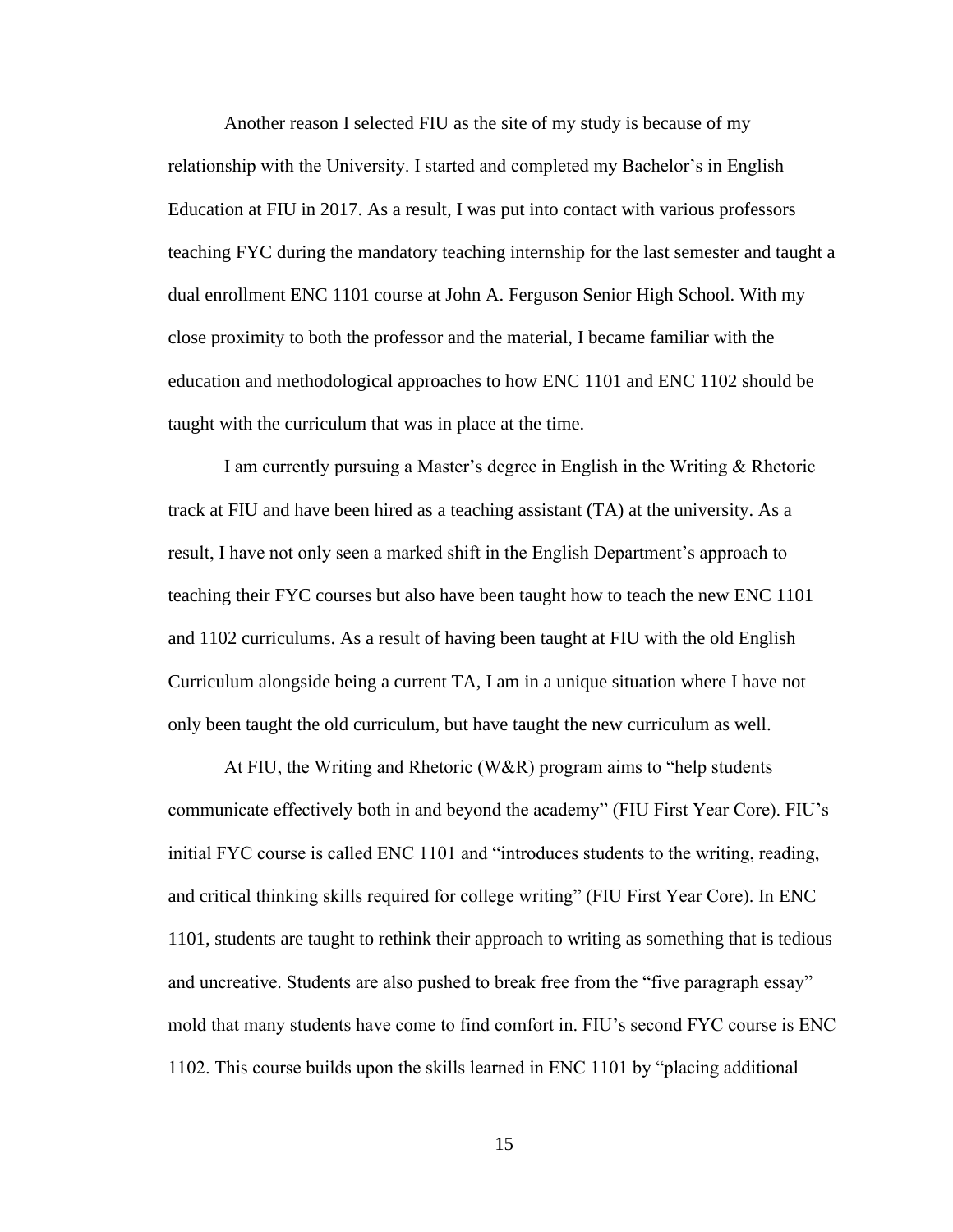Another reason I selected FIU as the site of my study is because of my relationship with the University. I started and completed my Bachelor's in English Education at FIU in 2017. As a result, I was put into contact with various professors teaching FYC during the mandatory teaching internship for the last semester and taught a dual enrollment ENC 1101 course at John A. Ferguson Senior High School. With my close proximity to both the professor and the material, I became familiar with the education and methodological approaches to how ENC 1101 and ENC 1102 should be taught with the curriculum that was in place at the time.

I am currently pursuing a Master's degree in English in the Writing & Rhetoric track at FIU and have been hired as a teaching assistant (TA) at the university. As a result, I have not only seen a marked shift in the English Department's approach to teaching their FYC courses but also have been taught how to teach the new ENC 1101 and 1102 curriculums. As a result of having been taught at FIU with the old English Curriculum alongside being a current TA, I am in a unique situation where I have not only been taught the old curriculum, but have taught the new curriculum as well.

At FIU, the Writing and Rhetoric (W&R) program aims to "help students communicate effectively both in and beyond the academy" (FIU First Year Core). FIU's initial FYC course is called ENC 1101 and "introduces students to the writing, reading, and critical thinking skills required for college writing" (FIU First Year Core). In ENC 1101, students are taught to rethink their approach to writing as something that is tedious and uncreative. Students are also pushed to break free from the "five paragraph essay" mold that many students have come to find comfort in. FIU's second FYC course is ENC 1102. This course builds upon the skills learned in ENC 1101 by "placing additional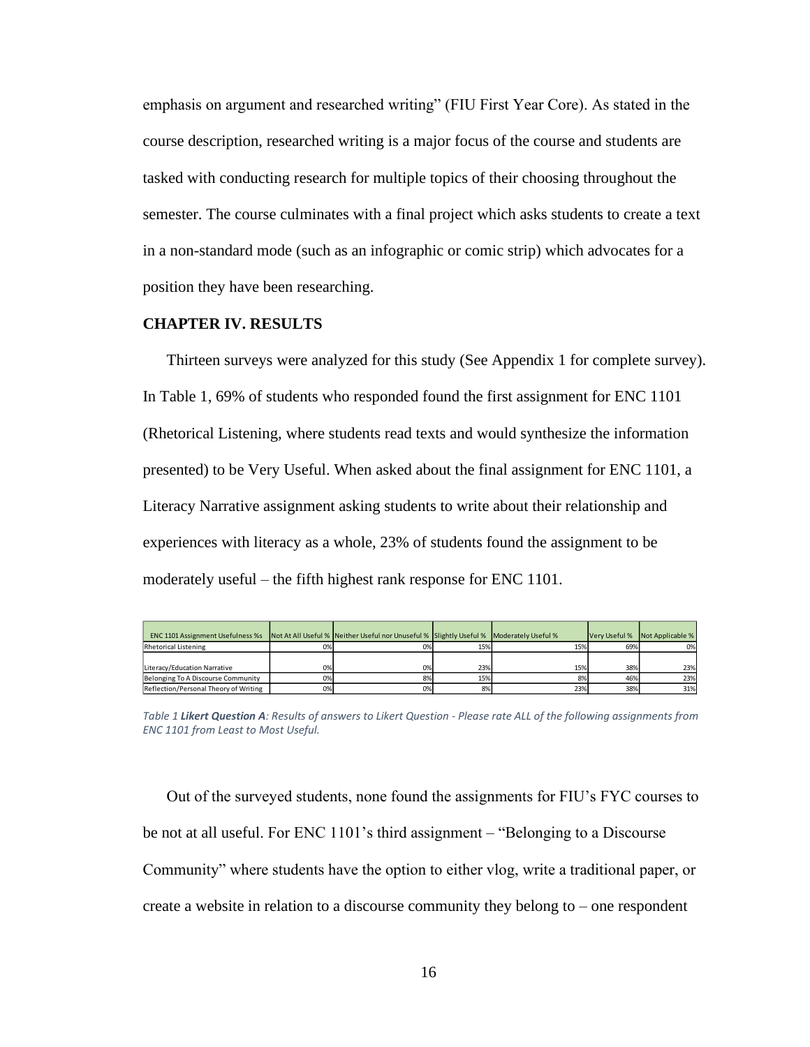emphasis on argument and researched writing" (FIU First Year Core). As stated in the course description, researched writing is a major focus of the course and students are tasked with conducting research for multiple topics of their choosing throughout the semester. The course culminates with a final project which asks students to create a text in a non-standard mode (such as an infographic or comic strip) which advocates for a position they have been researching.

## CHAPTER IV. RESULTS

Thirteen surveys were analyzed for this study (See Appendix 1 for complete survey). In Table 1, 69% of students who responded found the first assignment for ENC 1101 (Rhetorical Listening, where students read texts and would synthesize the information presented) to be Very Useful. When asked about the final assignment for ENC 1101, a Literacy Narrative assignment asking students to write about their relationship and experiences with literacy as a whole, 23% of students found the assignment to be moderately useful – the fifth highest rank response for ENC 1101.

| ENC 1101 Assignment Usefulness %s | Not At All Useful % | Neither Useful nor Unuseful % | Slightly Useful % | Moderately Useful % | Very Useful % | Not Applicable % |
|---|---|---|---|---|---|---|
| Rhetorical Listening | 0% | 0% | 15% | 15% | 69% | 0% |
| Literacy/Education Narrative | 0% | 0% | 23% | 15% | 38% | 23% |
| Belonging To A Discourse Community | 0% | 8% | 15% | 8% | 46% | 23% |
| Reflection/Personal Theory of Writing | 0% | 0% | 8% | 23% | 38% | 31% |

*Table 1* ***Likert Question A****: Results of answers to Likert Question - Please rate ALL of the following assignments from ENC 1101 from Least to Most Useful.*

Out of the surveyed students, none found the assignments for FIU's FYC courses to be not at all useful. For ENC 1101's third assignment – "Belonging to a Discourse Community" where students have the option to either vlog, write a traditional paper, or create a website in relation to a discourse community they belong to – one respondent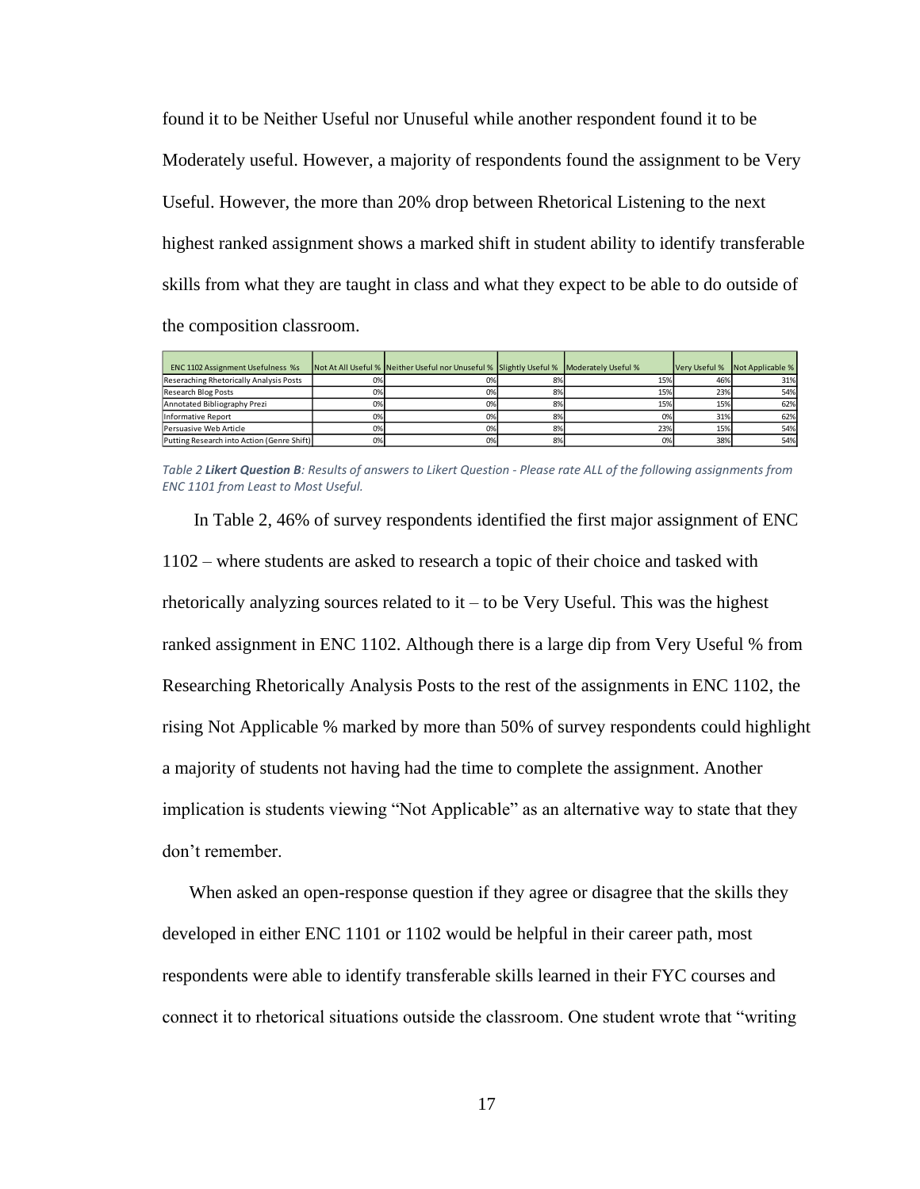found it to be Neither Useful nor Unuseful while another respondent found it to be Moderately useful. However, a majority of respondents found the assignment to be Very Useful. However, the more than 20% drop between Rhetorical Listening to the next highest ranked assignment shows a marked shift in student ability to identify transferable skills from what they are taught in class and what they expect to be able to do outside of the composition classroom.

| ENC 1102 Assignment Usefulness %s | Not At All Useful % | Neither Useful nor Unuseful % | Slightly Useful % | Moderately Useful % | Very Useful % | Not Applicable % |
|---|---|---|---|---|---|---|
| Reseraching Rhetorically Analysis Posts | 0% | 0% | 8% | 15% | 46% | 31% |
| Research Blog Posts | 0% | 0% | 8% | 15% | 23% | 54% |
| Annotated Bibliography Prezi | 0% | 0% | 8% | 15% | 15% | 62% |
| Informative Report | 0% | 0% | 8% | 0% | 31% | 62% |
| Persuasive Web Article | 0% | 0% | 8% | 23% | 15% | 54% |
| Putting Research into Action (Genre Shift) | 0% | 0% | 8% | 0% | 38% | 54% |

*Table 2* ***Likert Question B****: Results of answers to Likert Question - Please rate ALL of the following assignments from ENC 1101 from Least to Most Useful.*

In Table 2, 46% of survey respondents identified the first major assignment of ENC 1102 – where students are asked to research a topic of their choice and tasked with rhetorically analyzing sources related to it – to be Very Useful. This was the highest ranked assignment in ENC 1102. Although there is a large dip from Very Useful % from Researching Rhetorically Analysis Posts to the rest of the assignments in ENC 1102, the rising Not Applicable % marked by more than 50% of survey respondents could highlight a majority of students not having had the time to complete the assignment. Another implication is students viewing "Not Applicable" as an alternative way to state that they don't remember.

When asked an open-response question if they agree or disagree that the skills they developed in either ENC 1101 or 1102 would be helpful in their career path, most respondents were able to identify transferable skills learned in their FYC courses and connect it to rhetorical situations outside the classroom. One student wrote that "writing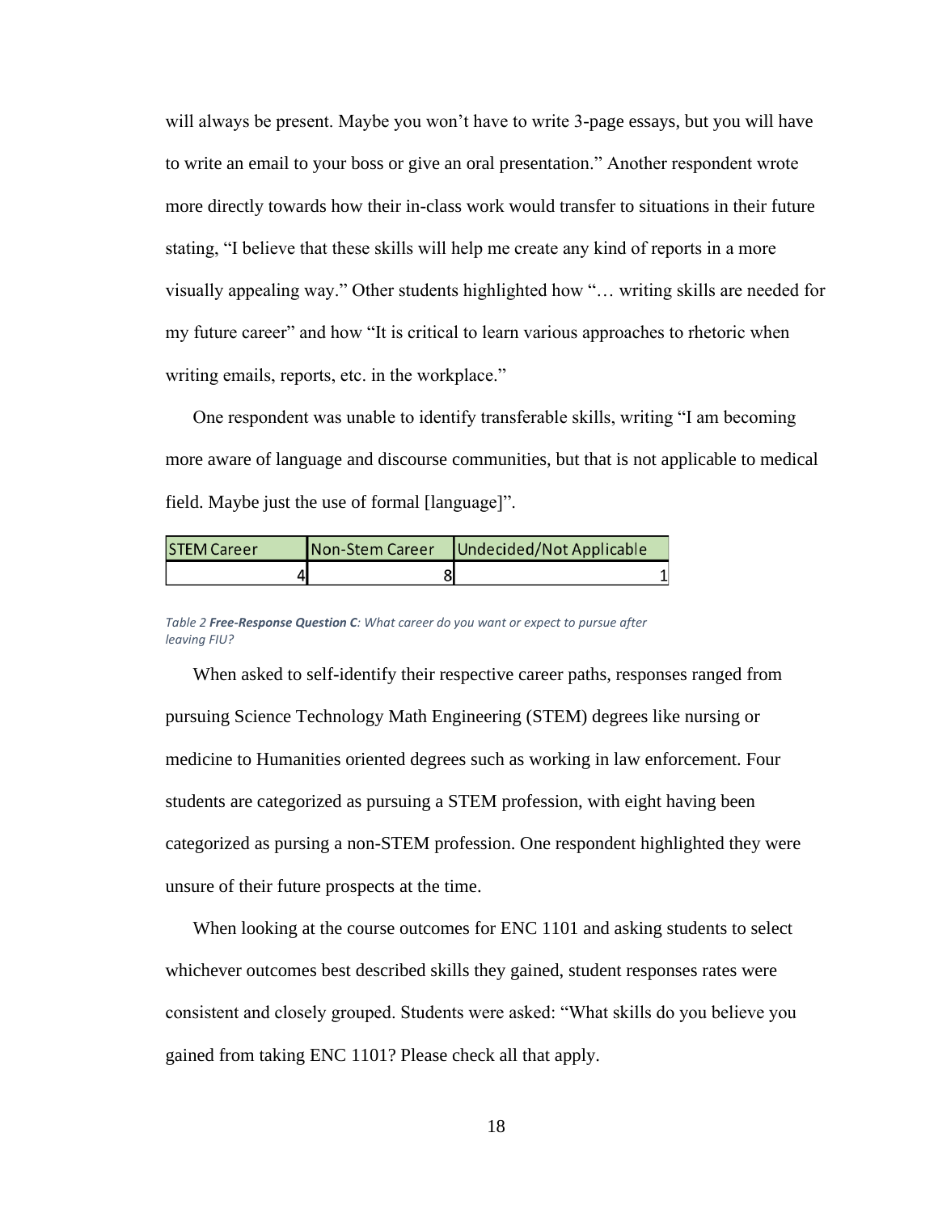will always be present. Maybe you won't have to write 3-page essays, but you will have to write an email to your boss or give an oral presentation." Another respondent wrote more directly towards how their in-class work would transfer to situations in their future stating, "I believe that these skills will help me create any kind of reports in a more visually appealing way." Other students highlighted how "… writing skills are needed for my future career" and how "It is critical to learn various approaches to rhetoric when writing emails, reports, etc. in the workplace."

One respondent was unable to identify transferable skills, writing "I am becoming more aware of language and discourse communities, but that is not applicable to medical field. Maybe just the use of formal [language]".

| STEM Career | Non-Stem Career | Undecided/Not Applicable |
|---|---|---|
| 4 | 8 | 1 |

*Table 2* ***Free-Response Question C****: What career do you want or expect to pursue after leaving FIU?*

When asked to self-identify their respective career paths, responses ranged from pursuing Science Technology Math Engineering (STEM) degrees like nursing or medicine to Humanities oriented degrees such as working in law enforcement. Four students are categorized as pursuing a STEM profession, with eight having been categorized as pursing a non-STEM profession. One respondent highlighted they were unsure of their future prospects at the time.

When looking at the course outcomes for ENC 1101 and asking students to select whichever outcomes best described skills they gained, student responses rates were consistent and closely grouped. Students were asked: "What skills do you believe you gained from taking ENC 1101? Please check all that apply.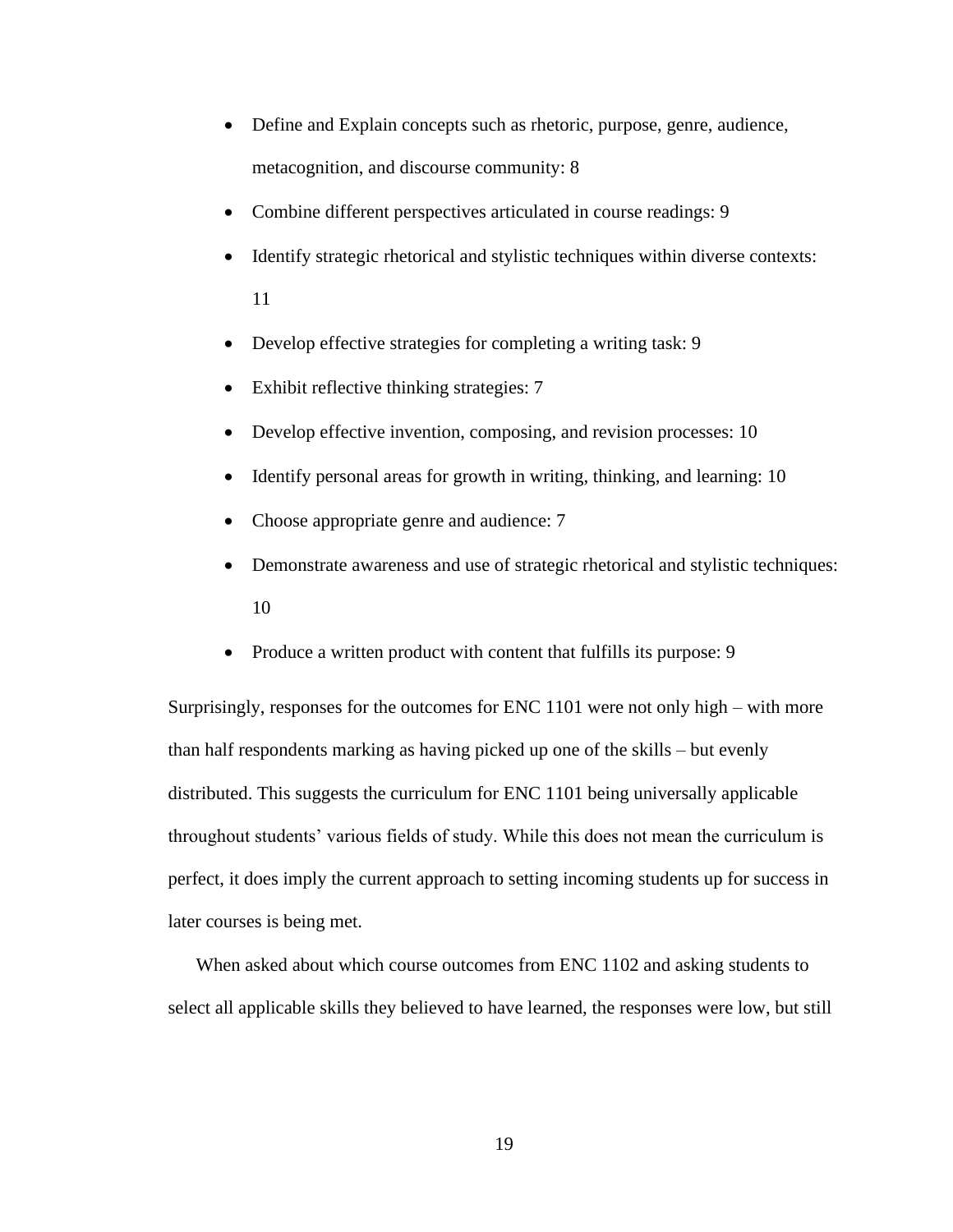- Define and Explain concepts such as rhetoric, purpose, genre, audience, metacognition, and discourse community: 8
- Combine different perspectives articulated in course readings: 9
- Identify strategic rhetorical and stylistic techniques within diverse contexts: 11
- Develop effective strategies for completing a writing task: 9
- Exhibit reflective thinking strategies: 7
- Develop effective invention, composing, and revision processes: 10
- Identify personal areas for growth in writing, thinking, and learning: 10
- Choose appropriate genre and audience: 7
- Demonstrate awareness and use of strategic rhetorical and stylistic techniques: 10
- Produce a written product with content that fulfills its purpose: 9

Surprisingly, responses for the outcomes for ENC 1101 were not only high – with more than half respondents marking as having picked up one of the skills – but evenly distributed. This suggests the curriculum for ENC 1101 being universally applicable throughout students' various fields of study. While this does not mean the curriculum is perfect, it does imply the current approach to setting incoming students up for success in later courses is being met.

When asked about which course outcomes from ENC 1102 and asking students to select all applicable skills they believed to have learned, the responses were low, but still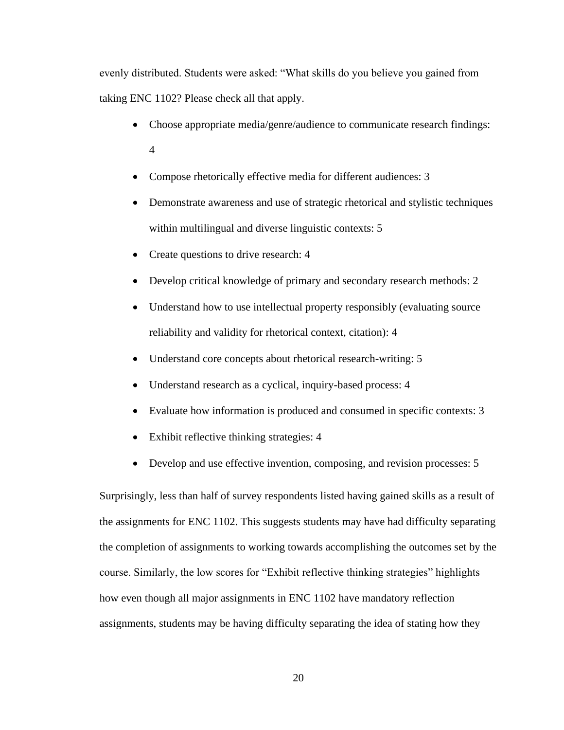evenly distributed. Students were asked: "What skills do you believe you gained from taking ENC 1102? Please check all that apply.

- Choose appropriate media/genre/audience to communicate research findings: 4
- Compose rhetorically effective media for different audiences: 3
- Demonstrate awareness and use of strategic rhetorical and stylistic techniques within multilingual and diverse linguistic contexts: 5
- Create questions to drive research: 4
- Develop critical knowledge of primary and secondary research methods: 2
- Understand how to use intellectual property responsibly (evaluating source reliability and validity for rhetorical context, citation): 4
- Understand core concepts about rhetorical research-writing: 5
- Understand research as a cyclical, inquiry-based process: 4
- Evaluate how information is produced and consumed in specific contexts: 3
- Exhibit reflective thinking strategies: 4
- Develop and use effective invention, composing, and revision processes: 5

Surprisingly, less than half of survey respondents listed having gained skills as a result of the assignments for ENC 1102. This suggests students may have had difficulty separating the completion of assignments to working towards accomplishing the outcomes set by the course. Similarly, the low scores for "Exhibit reflective thinking strategies" highlights how even though all major assignments in ENC 1102 have mandatory reflection assignments, students may be having difficulty separating the idea of stating how they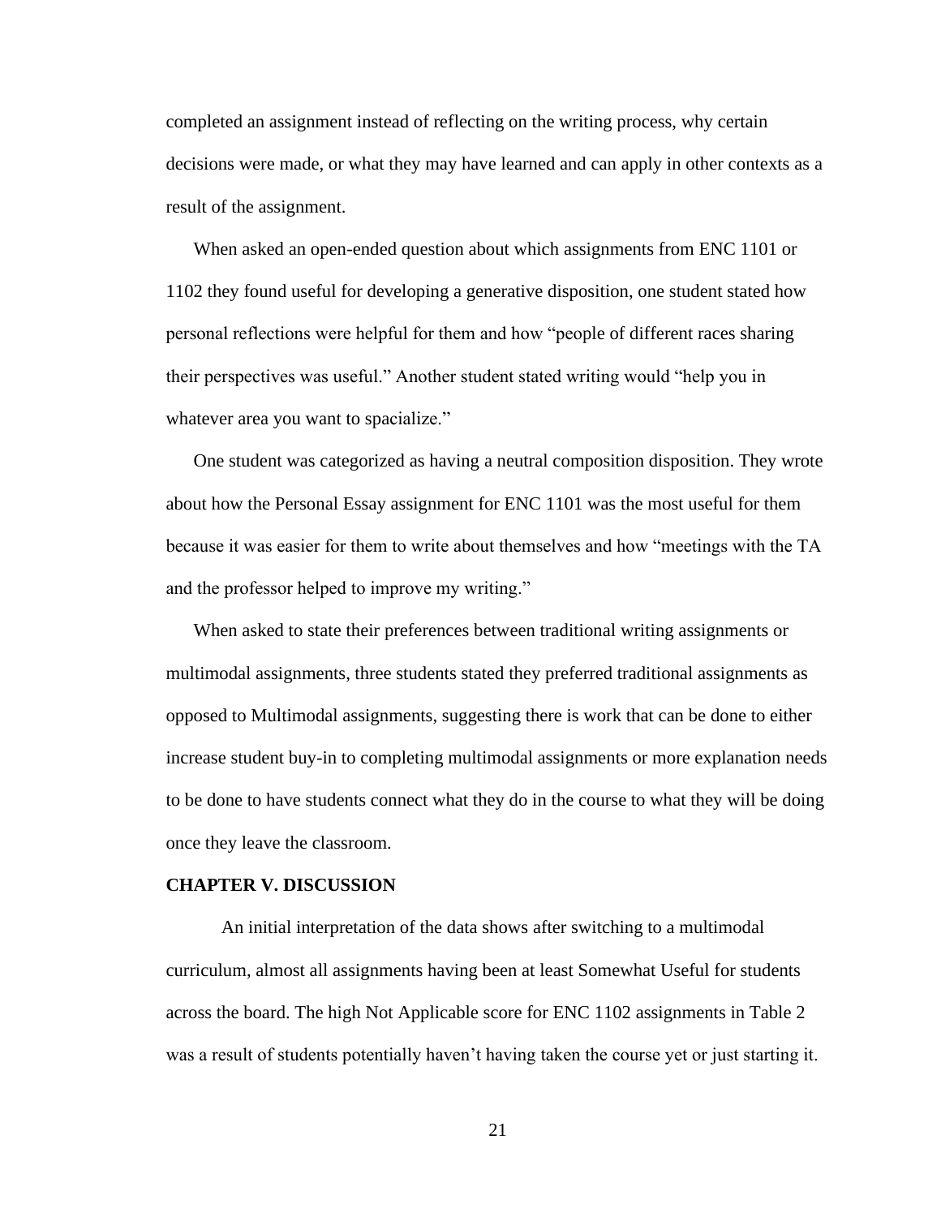completed an assignment instead of reflecting on the writing process, why certain decisions were made, or what they may have learned and can apply in other contexts as a result of the assignment.

When asked an open-ended question about which assignments from ENC 1101 or 1102 they found useful for developing a generative disposition, one student stated how personal reflections were helpful for them and how "people of different races sharing their perspectives was useful." Another student stated writing would "help you in whatever area you want to spacialize."

One student was categorized as having a neutral composition disposition. They wrote about how the Personal Essay assignment for ENC 1101 was the most useful for them because it was easier for them to write about themselves and how "meetings with the TA and the professor helped to improve my writing."

When asked to state their preferences between traditional writing assignments or multimodal assignments, three students stated they preferred traditional assignments as opposed to Multimodal assignments, suggesting there is work that can be done to either increase student buy-in to completing multimodal assignments or more explanation needs to be done to have students connect what they do in the course to what they will be doing once they leave the classroom.

## CHAPTER V. DISCUSSION

An initial interpretation of the data shows after switching to a multimodal curriculum, almost all assignments having been at least Somewhat Useful for students across the board. The high Not Applicable score for ENC 1102 assignments in Table 2 was a result of students potentially haven't having taken the course yet or just starting it.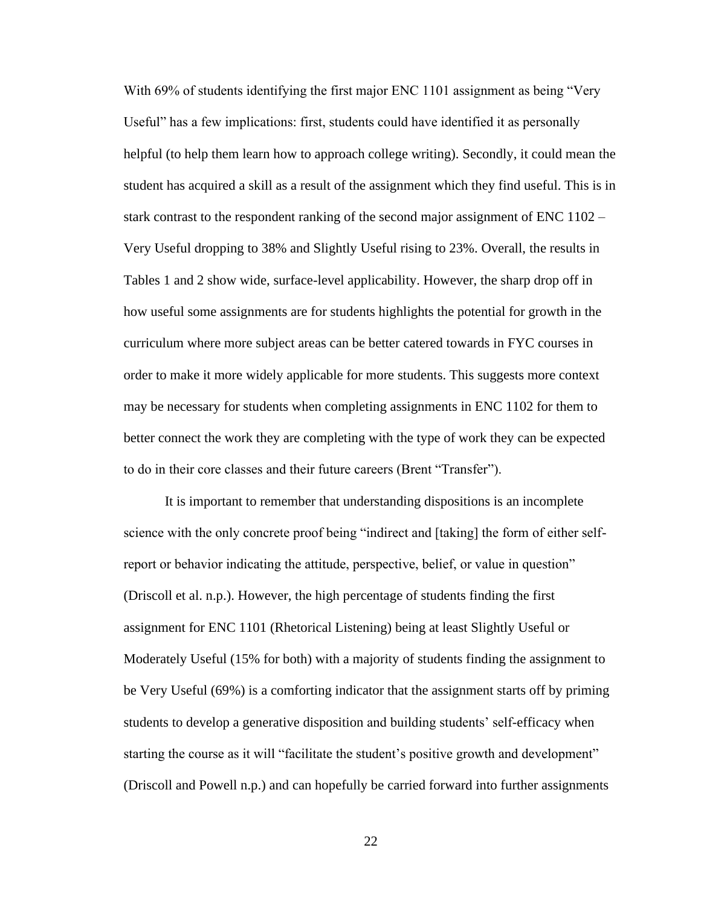With 69% of students identifying the first major ENC 1101 assignment as being "Very Useful" has a few implications: first, students could have identified it as personally helpful (to help them learn how to approach college writing). Secondly, it could mean the student has acquired a skill as a result of the assignment which they find useful. This is in stark contrast to the respondent ranking of the second major assignment of ENC 1102 – Very Useful dropping to 38% and Slightly Useful rising to 23%. Overall, the results in Tables 1 and 2 show wide, surface-level applicability. However, the sharp drop off in how useful some assignments are for students highlights the potential for growth in the curriculum where more subject areas can be better catered towards in FYC courses in order to make it more widely applicable for more students. This suggests more context may be necessary for students when completing assignments in ENC 1102 for them to better connect the work they are completing with the type of work they can be expected to do in their core classes and their future careers (Brent "Transfer").

It is important to remember that understanding dispositions is an incomplete science with the only concrete proof being "indirect and [taking] the form of either self-report or behavior indicating the attitude, perspective, belief, or value in question" (Driscoll et al. n.p.). However, the high percentage of students finding the first assignment for ENC 1101 (Rhetorical Listening) being at least Slightly Useful or Moderately Useful (15% for both) with a majority of students finding the assignment to be Very Useful (69%) is a comforting indicator that the assignment starts off by priming students to develop a generative disposition and building students' self-efficacy when starting the course as it will "facilitate the student's positive growth and development" (Driscoll and Powell n.p.) and can hopefully be carried forward into further assignments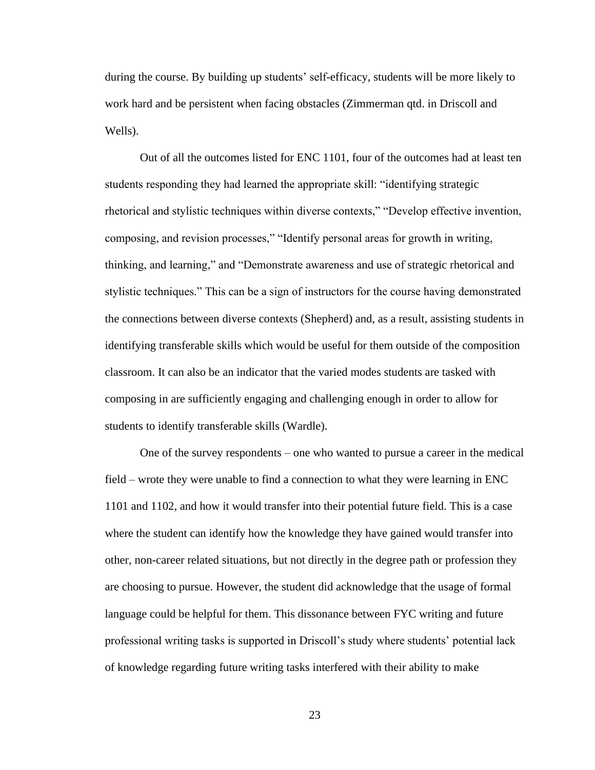during the course. By building up students' self-efficacy, students will be more likely to work hard and be persistent when facing obstacles (Zimmerman qtd. in Driscoll and Wells).

Out of all the outcomes listed for ENC 1101, four of the outcomes had at least ten students responding they had learned the appropriate skill: "identifying strategic rhetorical and stylistic techniques within diverse contexts," "Develop effective invention, composing, and revision processes," "Identify personal areas for growth in writing, thinking, and learning," and "Demonstrate awareness and use of strategic rhetorical and stylistic techniques." This can be a sign of instructors for the course having demonstrated the connections between diverse contexts (Shepherd) and, as a result, assisting students in identifying transferable skills which would be useful for them outside of the composition classroom. It can also be an indicator that the varied modes students are tasked with composing in are sufficiently engaging and challenging enough in order to allow for students to identify transferable skills (Wardle).

One of the survey respondents – one who wanted to pursue a career in the medical field – wrote they were unable to find a connection to what they were learning in ENC 1101 and 1102, and how it would transfer into their potential future field. This is a case where the student can identify how the knowledge they have gained would transfer into other, non-career related situations, but not directly in the degree path or profession they are choosing to pursue. However, the student did acknowledge that the usage of formal language could be helpful for them. This dissonance between FYC writing and future professional writing tasks is supported in Driscoll's study where students' potential lack of knowledge regarding future writing tasks interfered with their ability to make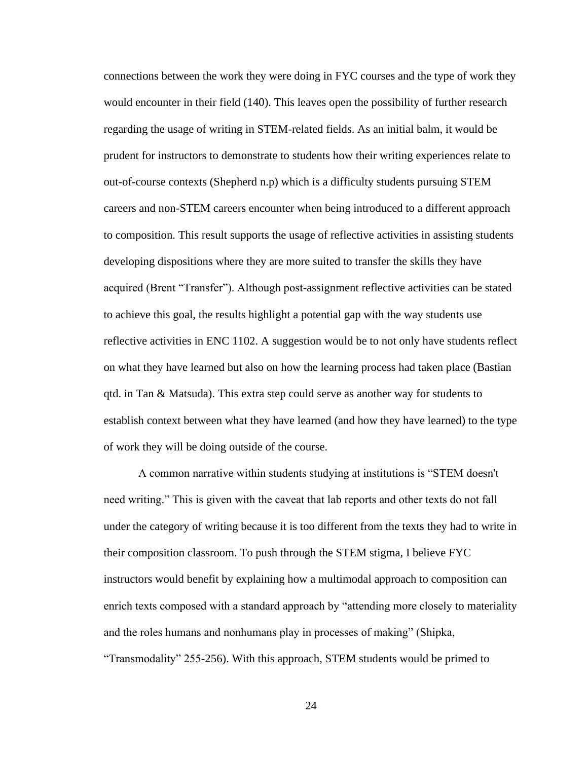connections between the work they were doing in FYC courses and the type of work they would encounter in their field (140). This leaves open the possibility of further research regarding the usage of writing in STEM-related fields. As an initial balm, it would be prudent for instructors to demonstrate to students how their writing experiences relate to out-of-course contexts (Shepherd n.p) which is a difficulty students pursuing STEM careers and non-STEM careers encounter when being introduced to a different approach to composition. This result supports the usage of reflective activities in assisting students developing dispositions where they are more suited to transfer the skills they have acquired (Brent "Transfer"). Although post-assignment reflective activities can be stated to achieve this goal, the results highlight a potential gap with the way students use reflective activities in ENC 1102. A suggestion would be to not only have students reflect on what they have learned but also on how the learning process had taken place (Bastian qtd. in Tan & Matsuda). This extra step could serve as another way for students to establish context between what they have learned (and how they have learned) to the type of work they will be doing outside of the course.

A common narrative within students studying at institutions is "STEM doesn't need writing." This is given with the caveat that lab reports and other texts do not fall under the category of writing because it is too different from the texts they had to write in their composition classroom. To push through the STEM stigma, I believe FYC instructors would benefit by explaining how a multimodal approach to composition can enrich texts composed with a standard approach by "attending more closely to materiality and the roles humans and nonhumans play in processes of making" (Shipka, "Transmodality" 255-256). With this approach, STEM students would be primed to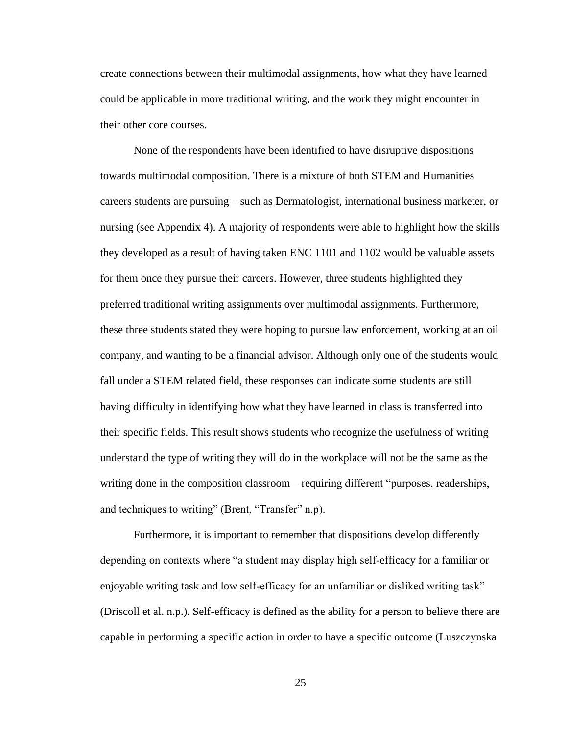create connections between their multimodal assignments, how what they have learned could be applicable in more traditional writing, and the work they might encounter in their other core courses.

None of the respondents have been identified to have disruptive dispositions towards multimodal composition. There is a mixture of both STEM and Humanities careers students are pursuing – such as Dermatologist, international business marketer, or nursing (see Appendix 4). A majority of respondents were able to highlight how the skills they developed as a result of having taken ENC 1101 and 1102 would be valuable assets for them once they pursue their careers. However, three students highlighted they preferred traditional writing assignments over multimodal assignments. Furthermore, these three students stated they were hoping to pursue law enforcement, working at an oil company, and wanting to be a financial advisor. Although only one of the students would fall under a STEM related field, these responses can indicate some students are still having difficulty in identifying how what they have learned in class is transferred into their specific fields. This result shows students who recognize the usefulness of writing understand the type of writing they will do in the workplace will not be the same as the writing done in the composition classroom – requiring different "purposes, readerships, and techniques to writing" (Brent, "Transfer" n.p).

Furthermore, it is important to remember that dispositions develop differently depending on contexts where "a student may display high self-efficacy for a familiar or enjoyable writing task and low self-efficacy for an unfamiliar or disliked writing task" (Driscoll et al. n.p.). Self-efficacy is defined as the ability for a person to believe there are capable in performing a specific action in order to have a specific outcome (Luszczynska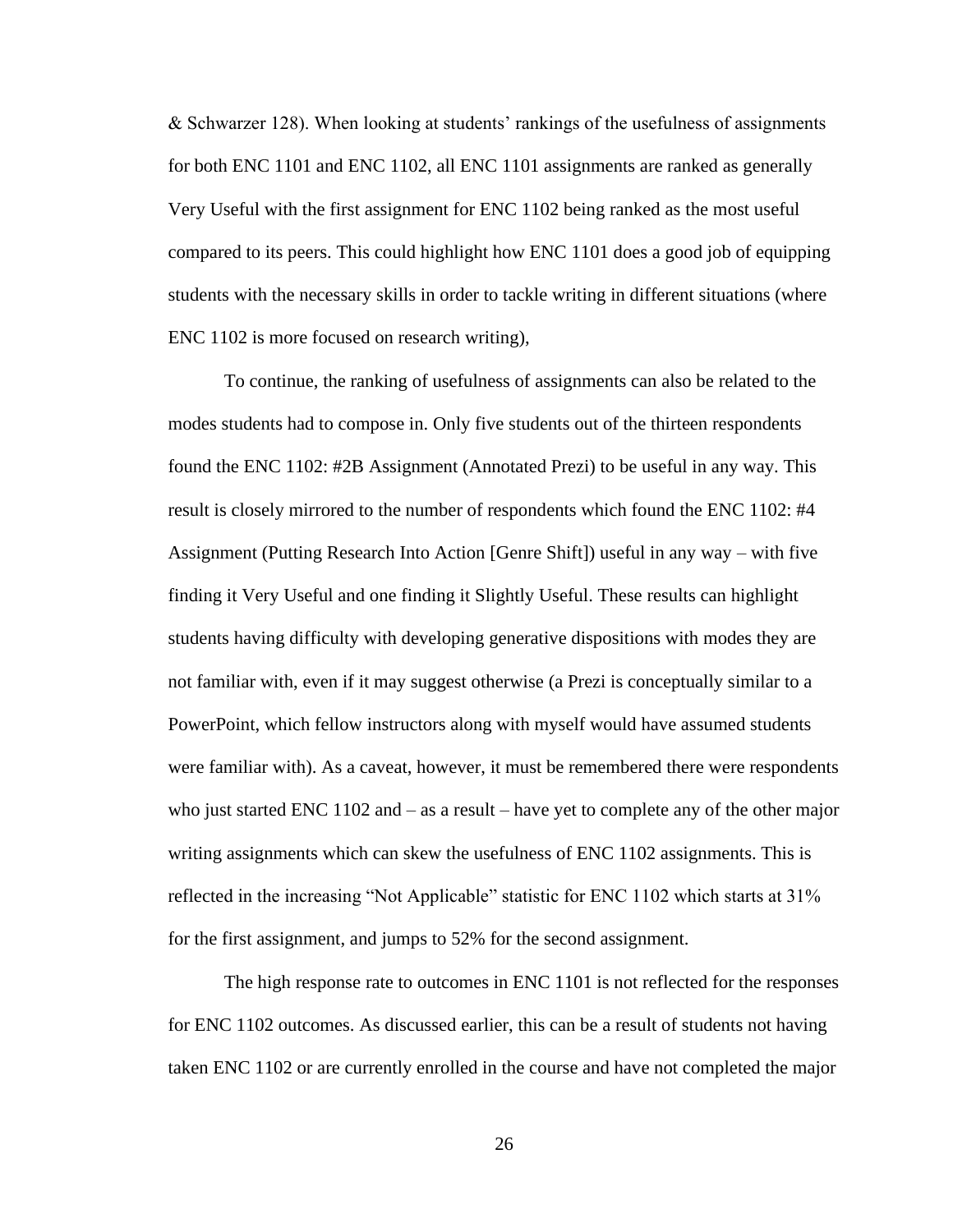& Schwarzer 128). When looking at students' rankings of the usefulness of assignments for both ENC 1101 and ENC 1102, all ENC 1101 assignments are ranked as generally Very Useful with the first assignment for ENC 1102 being ranked as the most useful compared to its peers. This could highlight how ENC 1101 does a good job of equipping students with the necessary skills in order to tackle writing in different situations (where ENC 1102 is more focused on research writing),

To continue, the ranking of usefulness of assignments can also be related to the modes students had to compose in. Only five students out of the thirteen respondents found the ENC 1102: #2B Assignment (Annotated Prezi) to be useful in any way. This result is closely mirrored to the number of respondents which found the ENC 1102: #4 Assignment (Putting Research Into Action [Genre Shift]) useful in any way – with five finding it Very Useful and one finding it Slightly Useful. These results can highlight students having difficulty with developing generative dispositions with modes they are not familiar with, even if it may suggest otherwise (a Prezi is conceptually similar to a PowerPoint, which fellow instructors along with myself would have assumed students were familiar with). As a caveat, however, it must be remembered there were respondents who just started ENC 1102 and – as a result – have yet to complete any of the other major writing assignments which can skew the usefulness of ENC 1102 assignments. This is reflected in the increasing "Not Applicable" statistic for ENC 1102 which starts at 31% for the first assignment, and jumps to 52% for the second assignment.

The high response rate to outcomes in ENC 1101 is not reflected for the responses for ENC 1102 outcomes. As discussed earlier, this can be a result of students not having taken ENC 1102 or are currently enrolled in the course and have not completed the major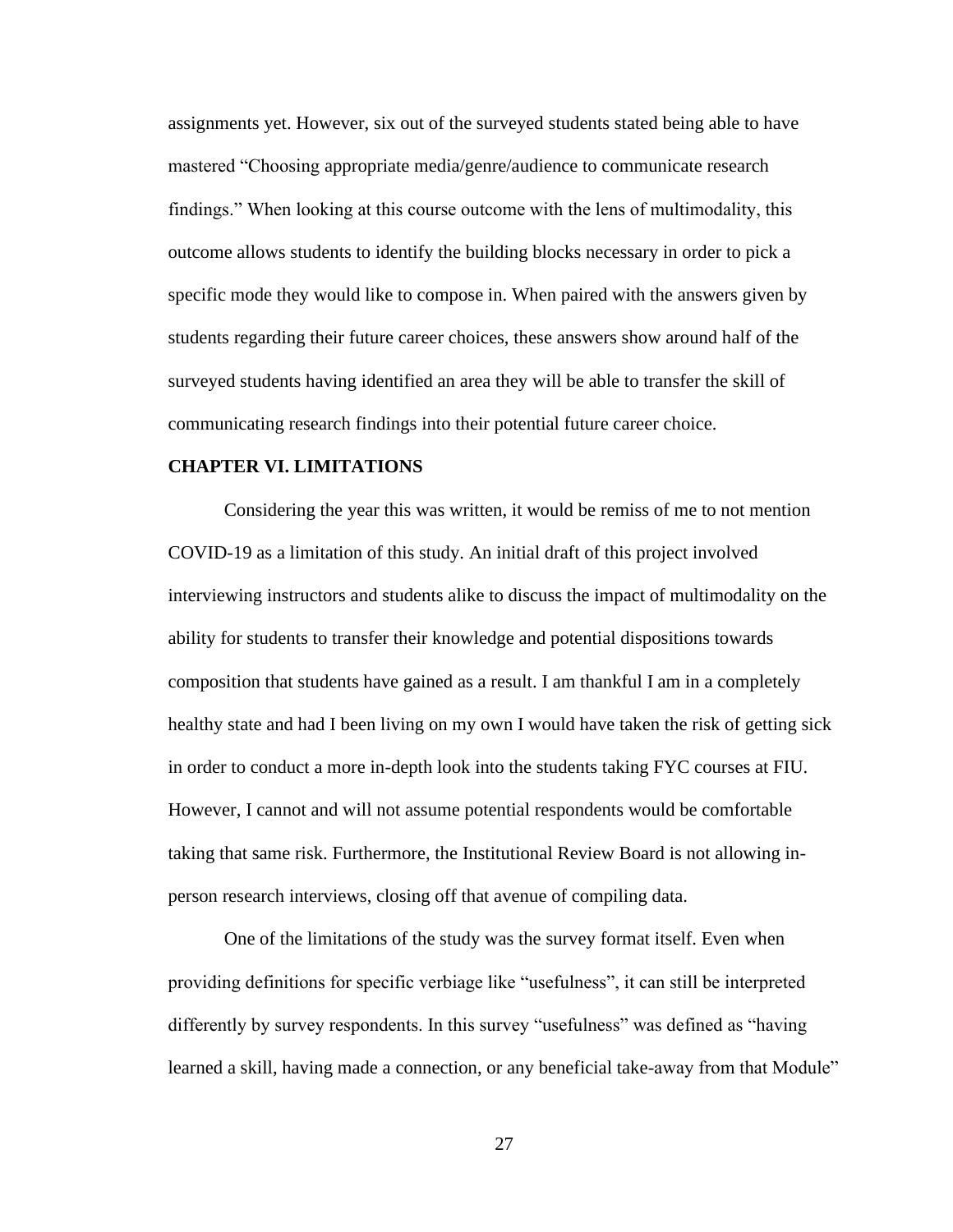assignments yet. However, six out of the surveyed students stated being able to have mastered "Choosing appropriate media/genre/audience to communicate research findings." When looking at this course outcome with the lens of multimodality, this outcome allows students to identify the building blocks necessary in order to pick a specific mode they would like to compose in. When paired with the answers given by students regarding their future career choices, these answers show around half of the surveyed students having identified an area they will be able to transfer the skill of communicating research findings into their potential future career choice.

## CHAPTER VI. LIMITATIONS

Considering the year this was written, it would be remiss of me to not mention COVID-19 as a limitation of this study. An initial draft of this project involved interviewing instructors and students alike to discuss the impact of multimodality on the ability for students to transfer their knowledge and potential dispositions towards composition that students have gained as a result. I am thankful I am in a completely healthy state and had I been living on my own I would have taken the risk of getting sick in order to conduct a more in-depth look into the students taking FYC courses at FIU. However, I cannot and will not assume potential respondents would be comfortable taking that same risk. Furthermore, the Institutional Review Board is not allowing in-person research interviews, closing off that avenue of compiling data.

One of the limitations of the study was the survey format itself. Even when providing definitions for specific verbiage like "usefulness", it can still be interpreted differently by survey respondents. In this survey "usefulness" was defined as "having learned a skill, having made a connection, or any beneficial take-away from that Module"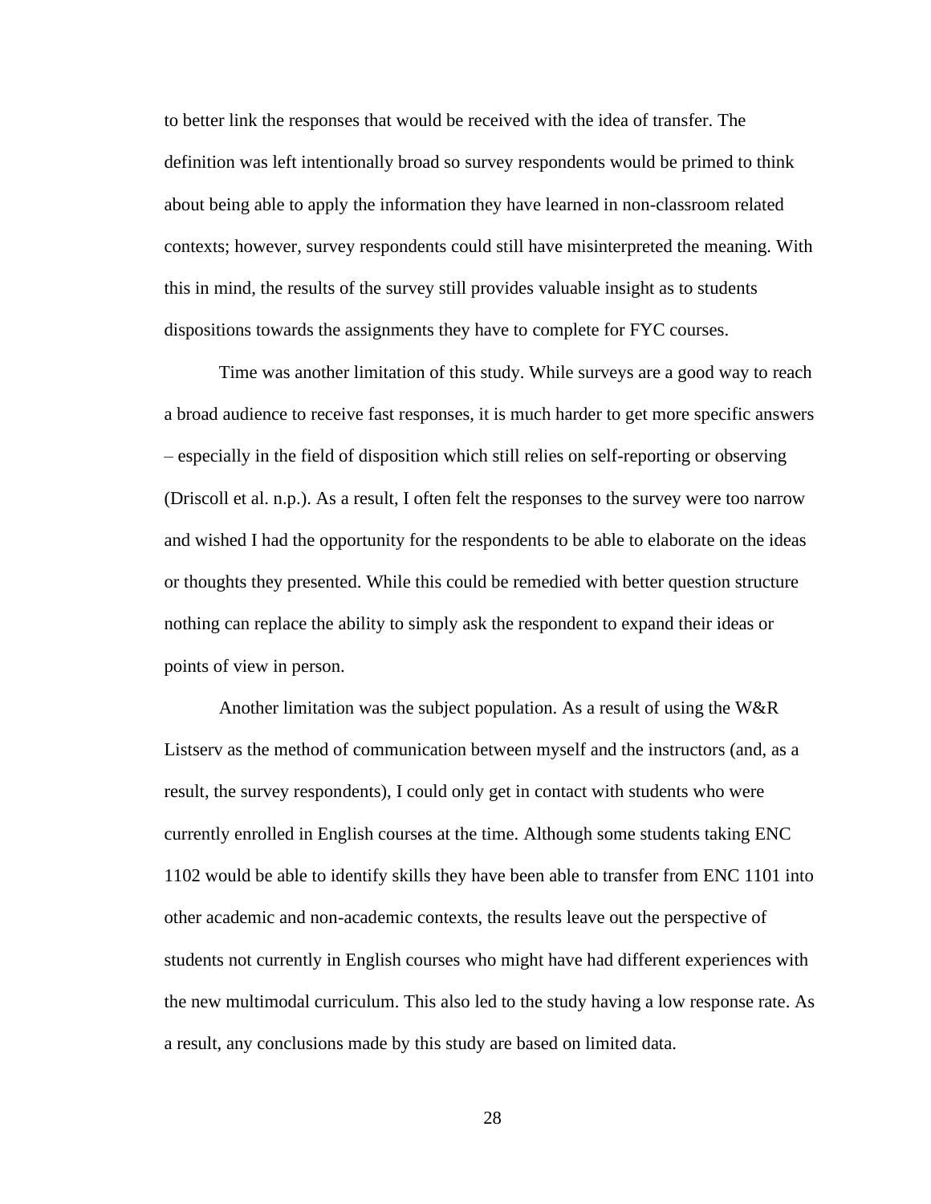to better link the responses that would be received with the idea of transfer. The definition was left intentionally broad so survey respondents would be primed to think about being able to apply the information they have learned in non-classroom related contexts; however, survey respondents could still have misinterpreted the meaning. With this in mind, the results of the survey still provides valuable insight as to students dispositions towards the assignments they have to complete for FYC courses.

Time was another limitation of this study. While surveys are a good way to reach a broad audience to receive fast responses, it is much harder to get more specific answers – especially in the field of disposition which still relies on self-reporting or observing (Driscoll et al. n.p.). As a result, I often felt the responses to the survey were too narrow and wished I had the opportunity for the respondents to be able to elaborate on the ideas or thoughts they presented. While this could be remedied with better question structure nothing can replace the ability to simply ask the respondent to expand their ideas or points of view in person.

Another limitation was the subject population. As a result of using the W&R Listserv as the method of communication between myself and the instructors (and, as a result, the survey respondents), I could only get in contact with students who were currently enrolled in English courses at the time. Although some students taking ENC 1102 would be able to identify skills they have been able to transfer from ENC 1101 into other academic and non-academic contexts, the results leave out the perspective of students not currently in English courses who might have had different experiences with the new multimodal curriculum. This also led to the study having a low response rate. As a result, any conclusions made by this study are based on limited data.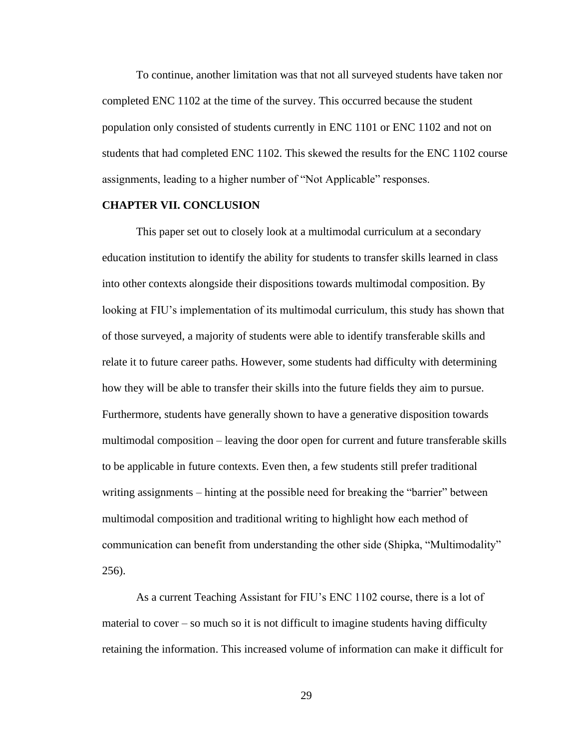To continue, another limitation was that not all surveyed students have taken nor completed ENC 1102 at the time of the survey. This occurred because the student population only consisted of students currently in ENC 1101 or ENC 1102 and not on students that had completed ENC 1102. This skewed the results for the ENC 1102 course assignments, leading to a higher number of "Not Applicable" responses.

## CHAPTER VII. CONCLUSION

This paper set out to closely look at a multimodal curriculum at a secondary education institution to identify the ability for students to transfer skills learned in class into other contexts alongside their dispositions towards multimodal composition. By looking at FIU's implementation of its multimodal curriculum, this study has shown that of those surveyed, a majority of students were able to identify transferable skills and relate it to future career paths. However, some students had difficulty with determining how they will be able to transfer their skills into the future fields they aim to pursue. Furthermore, students have generally shown to have a generative disposition towards multimodal composition – leaving the door open for current and future transferable skills to be applicable in future contexts. Even then, a few students still prefer traditional writing assignments – hinting at the possible need for breaking the "barrier" between multimodal composition and traditional writing to highlight how each method of communication can benefit from understanding the other side (Shipka, "Multimodality" 256).

As a current Teaching Assistant for FIU's ENC 1102 course, there is a lot of material to cover – so much so it is not difficult to imagine students having difficulty retaining the information. This increased volume of information can make it difficult for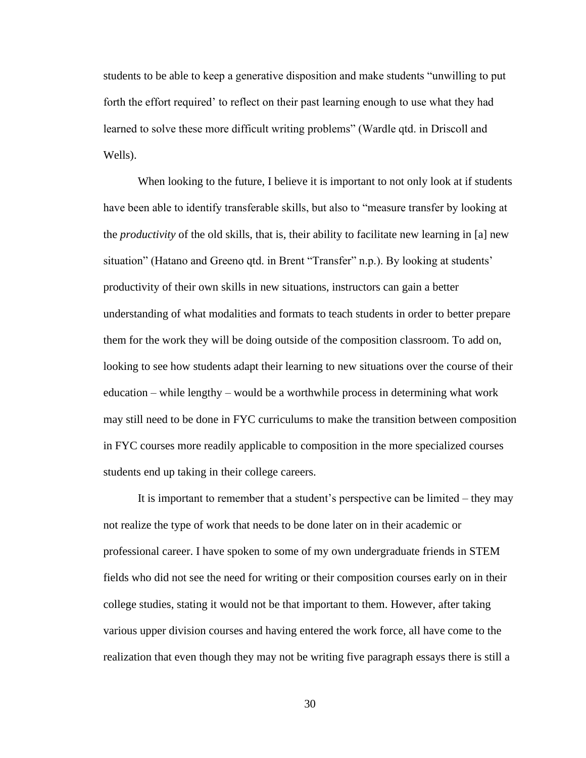students to be able to keep a generative disposition and make students "unwilling to put forth the effort required' to reflect on their past learning enough to use what they had learned to solve these more difficult writing problems" (Wardle qtd. in Driscoll and Wells).

When looking to the future, I believe it is important to not only look at if students have been able to identify transferable skills, but also to "measure transfer by looking at the *productivity* of the old skills, that is, their ability to facilitate new learning in [a] new situation" (Hatano and Greeno qtd. in Brent "Transfer" n.p.). By looking at students' productivity of their own skills in new situations, instructors can gain a better understanding of what modalities and formats to teach students in order to better prepare them for the work they will be doing outside of the composition classroom. To add on, looking to see how students adapt their learning to new situations over the course of their education – while lengthy – would be a worthwhile process in determining what work may still need to be done in FYC curriculums to make the transition between composition in FYC courses more readily applicable to composition in the more specialized courses students end up taking in their college careers.

It is important to remember that a student's perspective can be limited – they may not realize the type of work that needs to be done later on in their academic or professional career. I have spoken to some of my own undergraduate friends in STEM fields who did not see the need for writing or their composition courses early on in their college studies, stating it would not be that important to them. However, after taking various upper division courses and having entered the work force, all have come to the realization that even though they may not be writing five paragraph essays there is still a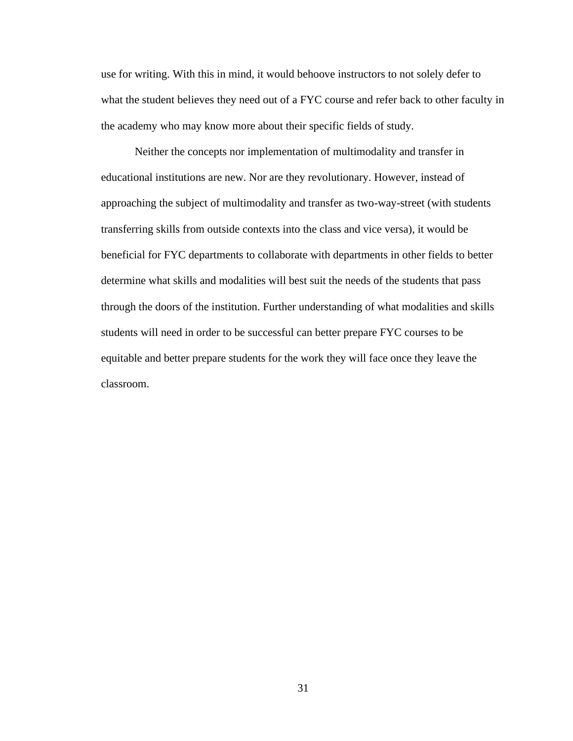use for writing. With this in mind, it would behoove instructors to not solely defer to what the student believes they need out of a FYC course and refer back to other faculty in the academy who may know more about their specific fields of study.

Neither the concepts nor implementation of multimodality and transfer in educational institutions are new. Nor are they revolutionary. However, instead of approaching the subject of multimodality and transfer as two-way-street (with students transferring skills from outside contexts into the class and vice versa), it would be beneficial for FYC departments to collaborate with departments in other fields to better determine what skills and modalities will best suit the needs of the students that pass through the doors of the institution. Further understanding of what modalities and skills students will need in order to be successful can better prepare FYC courses to be equitable and better prepare students for the work they will face once they leave the classroom.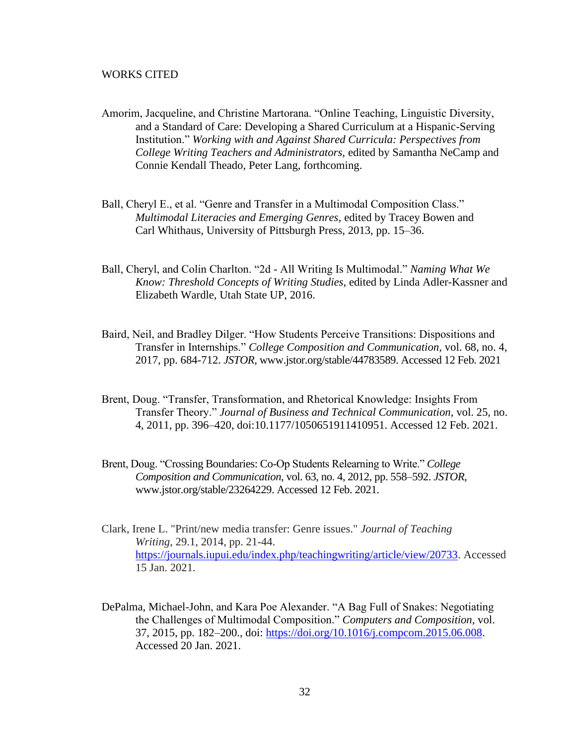# WORKS CITED

Amorim, Jacqueline, and Christine Martorana. "Online Teaching, Linguistic Diversity, and a Standard of Care: Developing a Shared Curriculum at a Hispanic-Serving Institution." *Working with and Against Shared Curricula: Perspectives from College Writing Teachers and Administrators,* edited by Samantha NeCamp and Connie Kendall Theado, Peter Lang, forthcoming.

Ball, Cheryl E., et al. "Genre and Transfer in a Multimodal Composition Class." *Multimodal Literacies and Emerging Genres*, edited by Tracey Bowen and Carl Whithaus, University of Pittsburgh Press, 2013, pp. 15–36.

Ball, Cheryl, and Colin Charlton. "2d - All Writing Is Multimodal." *Naming What We Know: Threshold Concepts of Writing Studies*, edited by Linda Adler-Kassner and Elizabeth Wardle, Utah State UP, 2016.

Baird, Neil, and Bradley Dilger. "How Students Perceive Transitions: Dispositions and Transfer in Internships." *College Composition and Communication,* vol. 68, no. 4, 2017, pp. 684-712. *JSTOR*, www.jstor.org/stable/44783589. Accessed 12 Feb. 2021

Brent, Doug. "Transfer, Transformation, and Rhetorical Knowledge: Insights From Transfer Theory." *Journal of Business and Technical Communication*, vol. 25, no. 4, 2011, pp. 396–420, doi:10.1177/1050651911410951. Accessed 12 Feb. 2021.

Brent, Doug. "Crossing Boundaries: Co-Op Students Relearning to Write." *College Composition and Communication*, vol. 63, no. 4, 2012, pp. 558–592. *JSTOR*, www.jstor.org/stable/23264229. Accessed 12 Feb. 2021.

Clark, Irene L. "Print/new media transfer: Genre issues." *Journal of Teaching Writing*, 29.1, 2014, pp. 21-44. https://journals.iupui.edu/index.php/teachingwriting/article/view/20733. Accessed 15 Jan. 2021.

DePalma, Michael-John, and Kara Poe Alexander. "A Bag Full of Snakes: Negotiating the Challenges of Multimodal Composition." *Computers and Composition*, vol. 37, 2015, pp. 182–200., doi: https://doi.org/10.1016/j.compcom.2015.06.008. Accessed 20 Jan. 2021.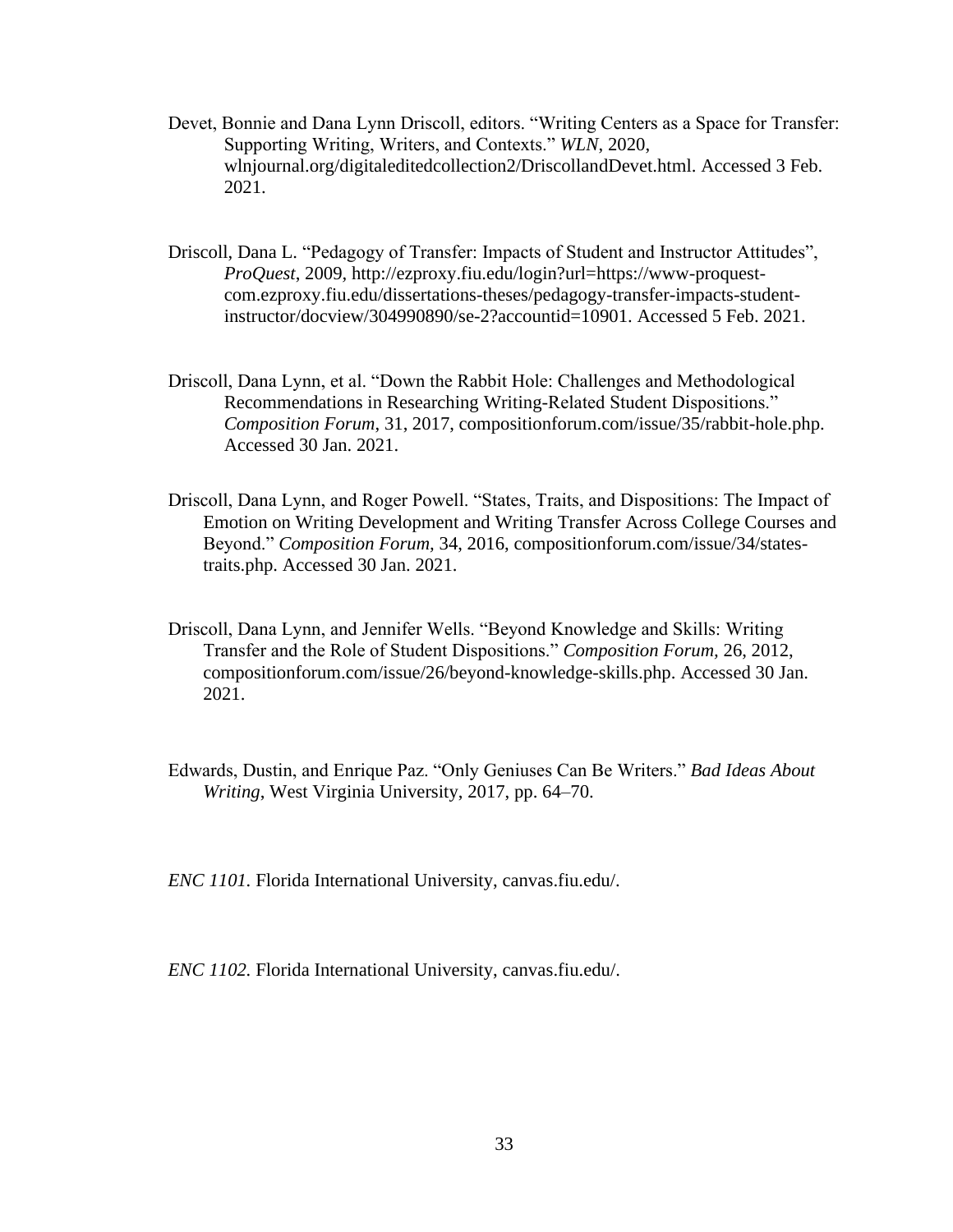Devet, Bonnie and Dana Lynn Driscoll, editors. "Writing Centers as a Space for Transfer: Supporting Writing, Writers, and Contexts." *WLN*, 2020, wlnjournal.org/digitaleditedcollection2/DriscollandDevet.html. Accessed 3 Feb. 2021.

Driscoll, Dana L. "Pedagogy of Transfer: Impacts of Student and Instructor Attitudes", *ProQuest*, 2009, http://ezproxy.fiu.edu/login?url=https://www-proquest-com.ezproxy.fiu.edu/dissertations-theses/pedagogy-transfer-impacts-student-instructor/docview/304990890/se-2?accountid=10901. Accessed 5 Feb. 2021.

Driscoll, Dana Lynn, et al. "Down the Rabbit Hole: Challenges and Methodological Recommendations in Researching Writing-Related Student Dispositions." *Composition Forum*, 31, 2017, compositionforum.com/issue/35/rabbit-hole.php. Accessed 30 Jan. 2021.

Driscoll, Dana Lynn, and Roger Powell. "States, Traits, and Dispositions: The Impact of Emotion on Writing Development and Writing Transfer Across College Courses and Beyond." *Composition Forum,* 34, 2016, compositionforum.com/issue/34/states-traits.php. Accessed 30 Jan. 2021.

Driscoll, Dana Lynn, and Jennifer Wells. "Beyond Knowledge and Skills: Writing Transfer and the Role of Student Dispositions." *Composition Forum,* 26, 2012, compositionforum.com/issue/26/beyond-knowledge-skills.php. Accessed 30 Jan. 2021.

Edwards, Dustin, and Enrique Paz. "Only Geniuses Can Be Writers." *Bad Ideas About Writing*, West Virginia University, 2017, pp. 64–70.

*ENC 1101.* Florida International University, canvas.fiu.edu/.

*ENC 1102.* Florida International University, canvas.fiu.edu/.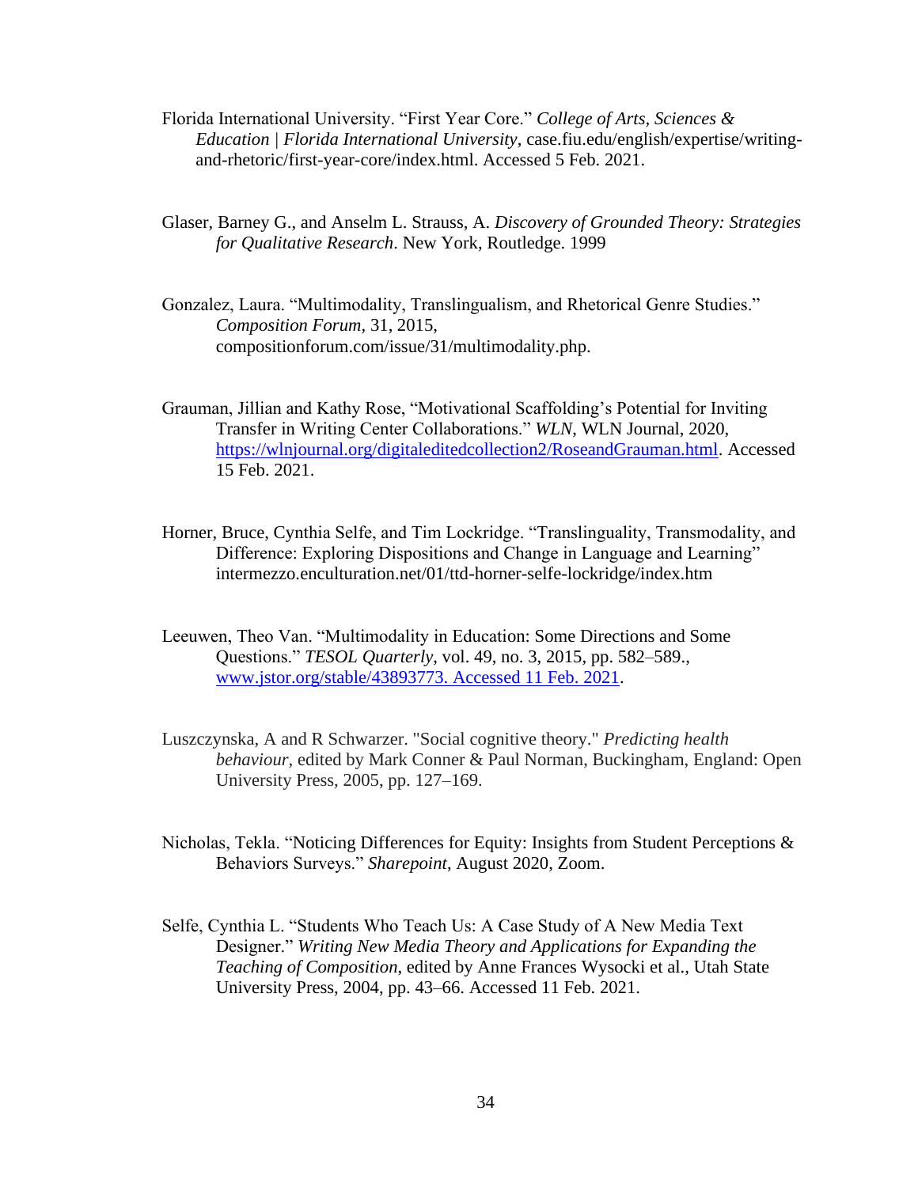Florida International University. "First Year Core." *College of Arts, Sciences & Education | Florida International University*, case.fiu.edu/english/expertise/writing-and-rhetoric/first-year-core/index.html. Accessed 5 Feb. 2021.

Glaser, Barney G., and Anselm L. Strauss, A. *Discovery of Grounded Theory: Strategies for Qualitative Research*. New York, Routledge. 1999

Gonzalez, Laura. "Multimodality, Translingualism, and Rhetorical Genre Studies." *Composition Forum*, 31, 2015, compositionforum.com/issue/31/multimodality.php.

Grauman, Jillian and Kathy Rose, "Motivational Scaffolding's Potential for Inviting Transfer in Writing Center Collaborations." *WLN*, WLN Journal, 2020, https://wlnjournal.org/digitaleditedcollection2/RoseandGrauman.html. Accessed 15 Feb. 2021.

Horner, Bruce, Cynthia Selfe, and Tim Lockridge. "Translinguality, Transmodality, and Difference: Exploring Dispositions and Change in Language and Learning" intermezzo.enculturation.net/01/ttd-horner-selfe-lockridge/index.htm

Leeuwen, Theo Van. "Multimodality in Education: Some Directions and Some Questions." *TESOL Quarterly*, vol. 49, no. 3, 2015, pp. 582–589., www.jstor.org/stable/43893773. Accessed 11 Feb. 2021.

Luszczynska, A and R Schwarzer. "Social cognitive theory." *Predicting health behaviour*, edited by Mark Conner & Paul Norman, Buckingham, England: Open University Press, 2005, pp. 127–169.

Nicholas, Tekla. "Noticing Differences for Equity: Insights from Student Perceptions & Behaviors Surveys." *Sharepoint*, August 2020, Zoom.

Selfe, Cynthia L. "Students Who Teach Us: A Case Study of A New Media Text Designer." *Writing New Media Theory and Applications for Expanding the Teaching of Composition*, edited by Anne Frances Wysocki et al., Utah State University Press, 2004, pp. 43–66. Accessed 11 Feb. 2021.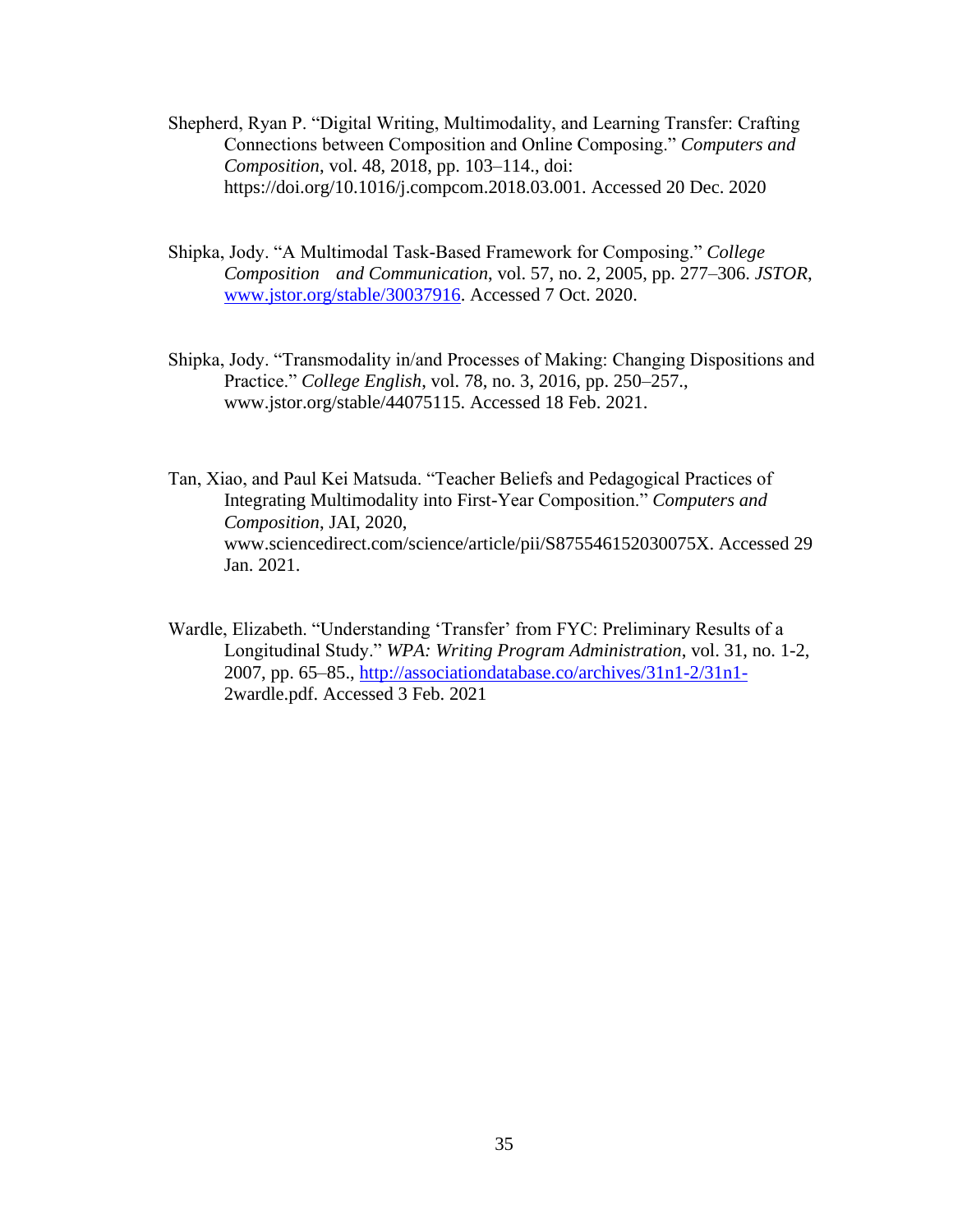Shepherd, Ryan P. “Digital Writing, Multimodality, and Learning Transfer: Crafting Connections between Composition and Online Composing.” *Computers and Composition*, vol. 48, 2018, pp. 103–114., doi: https://doi.org/10.1016/j.compcom.2018.03.001. Accessed 20 Dec. 2020

Shipka, Jody. “A Multimodal Task-Based Framework for Composing.” *College Composition and Communication*, vol. 57, no. 2, 2005, pp. 277–306. *JSTOR*, www.jstor.org/stable/30037916. Accessed 7 Oct. 2020.

Shipka, Jody. “Transmodality in/and Processes of Making: Changing Dispositions and Practice.” *College English*, vol. 78, no. 3, 2016, pp. 250–257., www.jstor.org/stable/44075115. Accessed 18 Feb. 2021.

Tan, Xiao, and Paul Kei Matsuda. “Teacher Beliefs and Pedagogical Practices of Integrating Multimodality into First-Year Composition.” *Computers and Composition*, JAI, 2020, www.sciencedirect.com/science/article/pii/S875546152030075X. Accessed 29 Jan. 2021.

Wardle, Elizabeth. “Understanding ‘Transfer’ from FYC: Preliminary Results of a Longitudinal Study.” *WPA: Writing Program Administration*, vol. 31, no. 1-2, 2007, pp. 65–85., http://associationdatabase.co/archives/31n1-2/31n1-2wardle.pdf. Accessed 3 Feb. 2021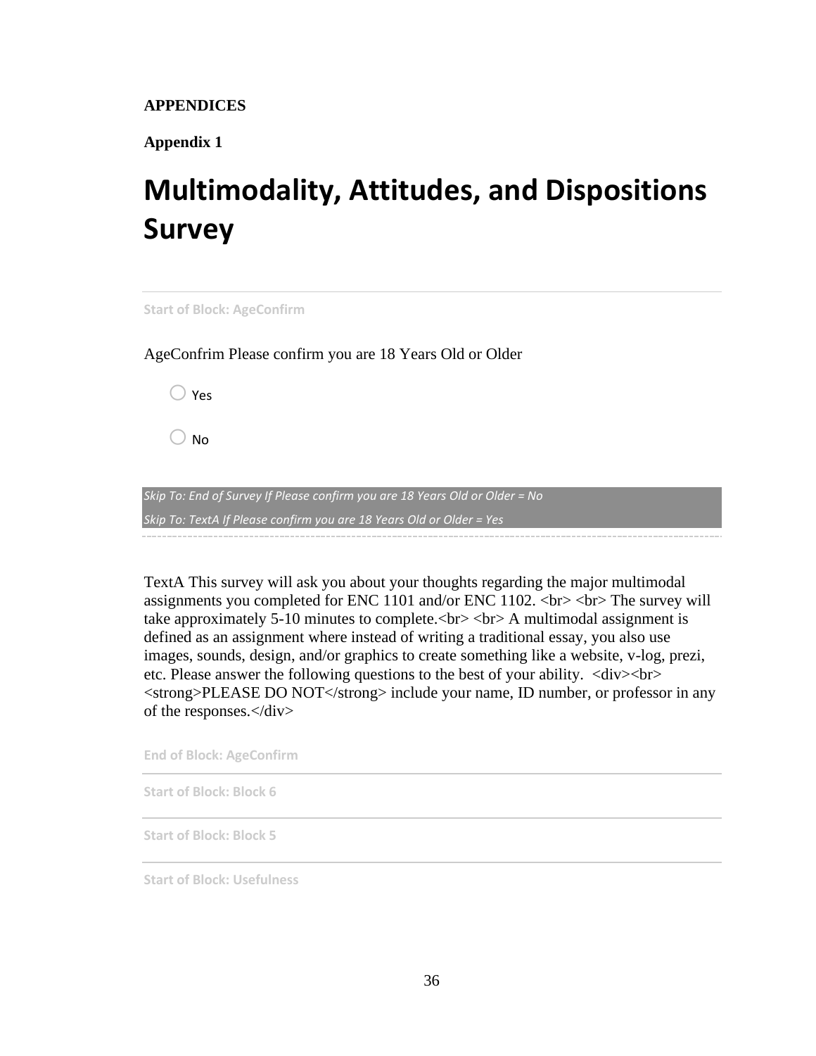**APPENDICES**

**Appendix 1**

# Multimodality, Attitudes, and Dispositions Survey

---

Start of Block: AgeConfirm

AgeConfrim Please confirm you are 18 Years Old or Older

- ○ Yes
- ○ No

*Skip To: End of Survey If Please confirm you are 18 Years Old or Older = No*
*Skip To: TextA If Please confirm you are 18 Years Old or Older = Yes*

---

TextA This survey will ask you about your thoughts regarding the major multimodal assignments you completed for ENC 1101 and/or ENC 1102. <br> <br> The survey will take approximately 5-10 minutes to complete.<br> <br> A multimodal assignment is defined as an assignment where instead of writing a traditional essay, you also use images, sounds, design, and/or graphics to create something like a website, v-log, prezi, etc. Please answer the following questions to the best of your ability. <div><br> <strong>PLEASE DO NOT</strong> include your name, ID number, or professor in any of the responses.</div>

End of Block: AgeConfirm

---

Start of Block: Block 6

---

Start of Block: Block 5

---

Start of Block: Usefulness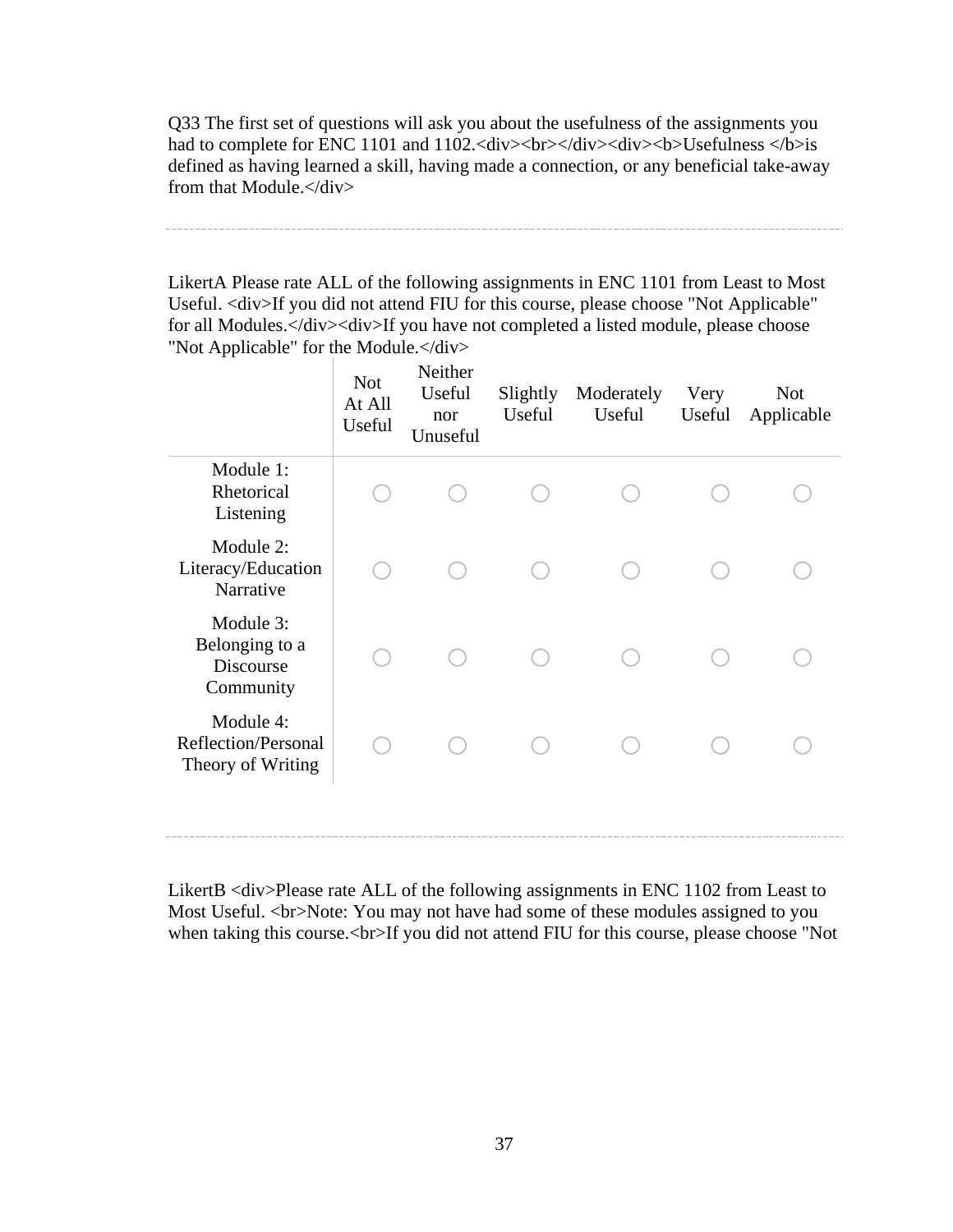Q33 The first set of questions will ask you about the usefulness of the assignments you had to complete for ENC 1101 and 1102.<div><br></div><div><b>Usefulness </b>is defined as having learned a skill, having made a connection, or any beneficial take-away from that Module.</div>

---

LikertA Please rate ALL of the following assignments in ENC 1101 from Least to Most Useful. <div>If you did not attend FIU for this course, please choose "Not Applicable" for all Modules.</div><div>If you have not completed a listed module, please choose "Not Applicable" for the Module.</div>

| | Not At All Useful | Neither Useful nor Unuseful | Slightly Useful | Moderately Useful | Very Useful | Not Applicable |
|---|---|---|---|---|---|---|
| Module 1: Rhetorical Listening | ○ | ○ | ○ | ○ | ○ | ○ |
| Module 2: Literacy/Education Narrative | ○ | ○ | ○ | ○ | ○ | ○ |
| Module 3: Belonging to a Discourse Community | ○ | ○ | ○ | ○ | ○ | ○ |
| Module 4: Reflection/Personal Theory of Writing | ○ | ○ | ○ | ○ | ○ | ○ |

---

LikertB <div>Please rate ALL of the following assignments in ENC 1102 from Least to Most Useful. <br>Note: You may not have had some of these modules assigned to you when taking this course.<br>If you did not attend FIU for this course, please choose "Not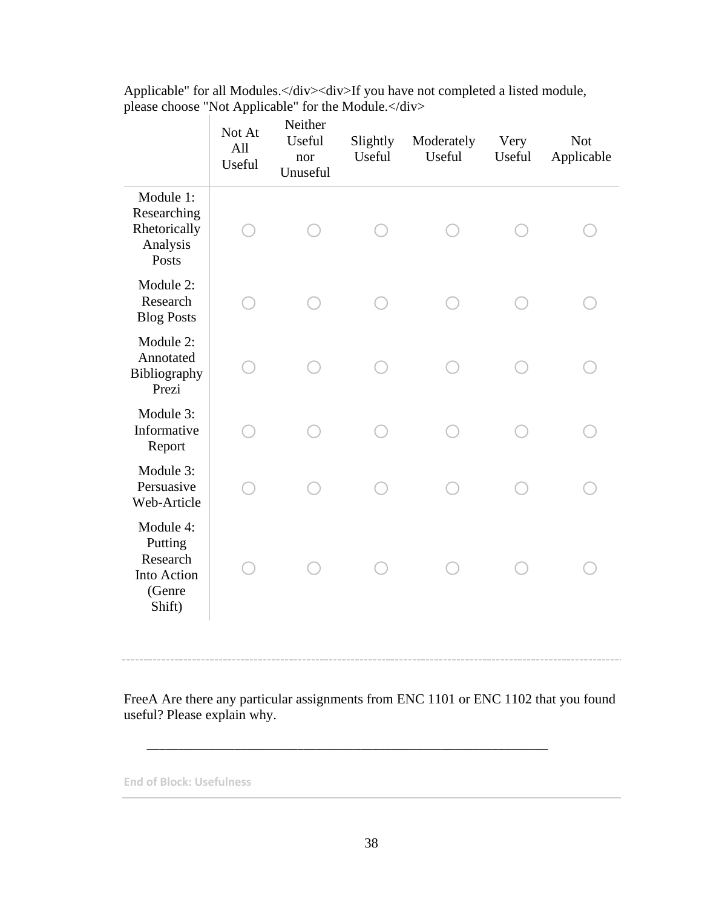Applicable" for all Modules.</div><div>If you have not completed a listed module, please choose "Not Applicable" for the Module.</div>

| | Not At All Useful | Neither Useful nor Unuseful | Slightly Useful | Moderately Useful | Very Useful | Not Applicable |
|---|---|---|---|---|---|---|
| Module 1: Researching Rhetorically Analysis Posts | ◯ | ◯ | ◯ | ◯ | ◯ | ◯ |
| Module 2: Research Blog Posts | ◯ | ◯ | ◯ | ◯ | ◯ | ◯ |
| Module 2: Annotated Bibliography Prezi | ◯ | ◯ | ◯ | ◯ | ◯ | ◯ |
| Module 3: Informative Report | ◯ | ◯ | ◯ | ◯ | ◯ | ◯ |
| Module 3: Persuasive Web-Article | ◯ | ◯ | ◯ | ◯ | ◯ | ◯ |
| Module 4: Putting Research Into Action (Genre Shift) | ◯ | ◯ | ◯ | ◯ | ◯ | ◯ |

---

FreeA Are there any particular assignments from ENC 1101 or ENC 1102 that you found useful? Please explain why.

________________________________________________________________

**End of Block: Usefulness**

---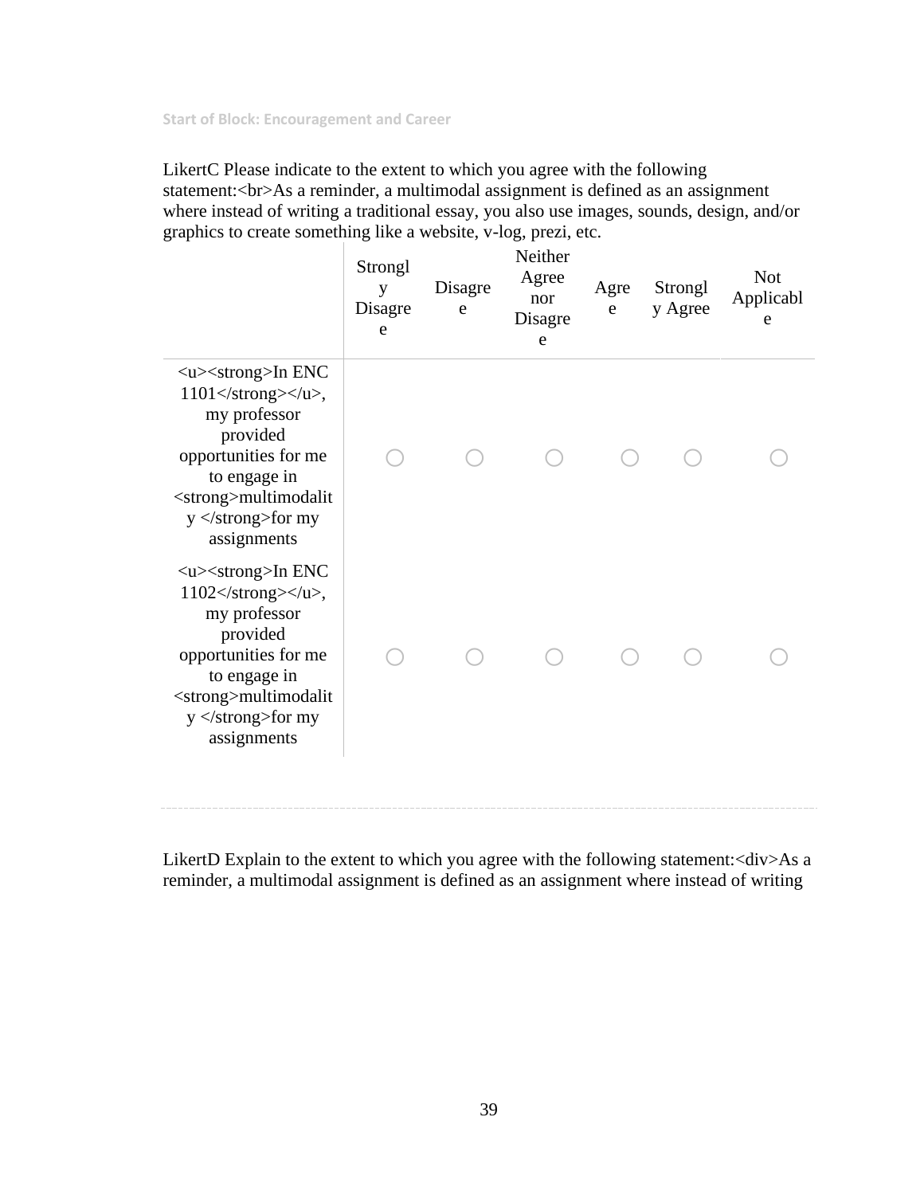Start of Block: Encouragement and Career

LikertC Please indicate to the extent to which you agree with the following statement:<br>As a reminder, a multimodal assignment is defined as an assignment where instead of writing a traditional essay, you also use images, sounds, design, and/or graphics to create something like a website, v-log, prezi, etc.

| | Strongly Disagree | Disagree | Neither Agree nor Disagree | Agree | Strongly Agree | Not Applicable |
|---|---|---|---|---|---|---|
| <u><strong>In ENC 1101</strong></u>, my professor provided opportunities for me to engage in <strong>multimodality </strong>for my assignments | ○ | ○ | ○ | ○ | ○ | ○ |
| <u><strong>In ENC 1102</strong></u>, my professor provided opportunities for me to engage in <strong>multimodality </strong>for my assignments | ○ | ○ | ○ | ○ | ○ | ○ |

LikertD Explain to the extent to which you agree with the following statement:<div>As a reminder, a multimodal assignment is defined as an assignment where instead of writing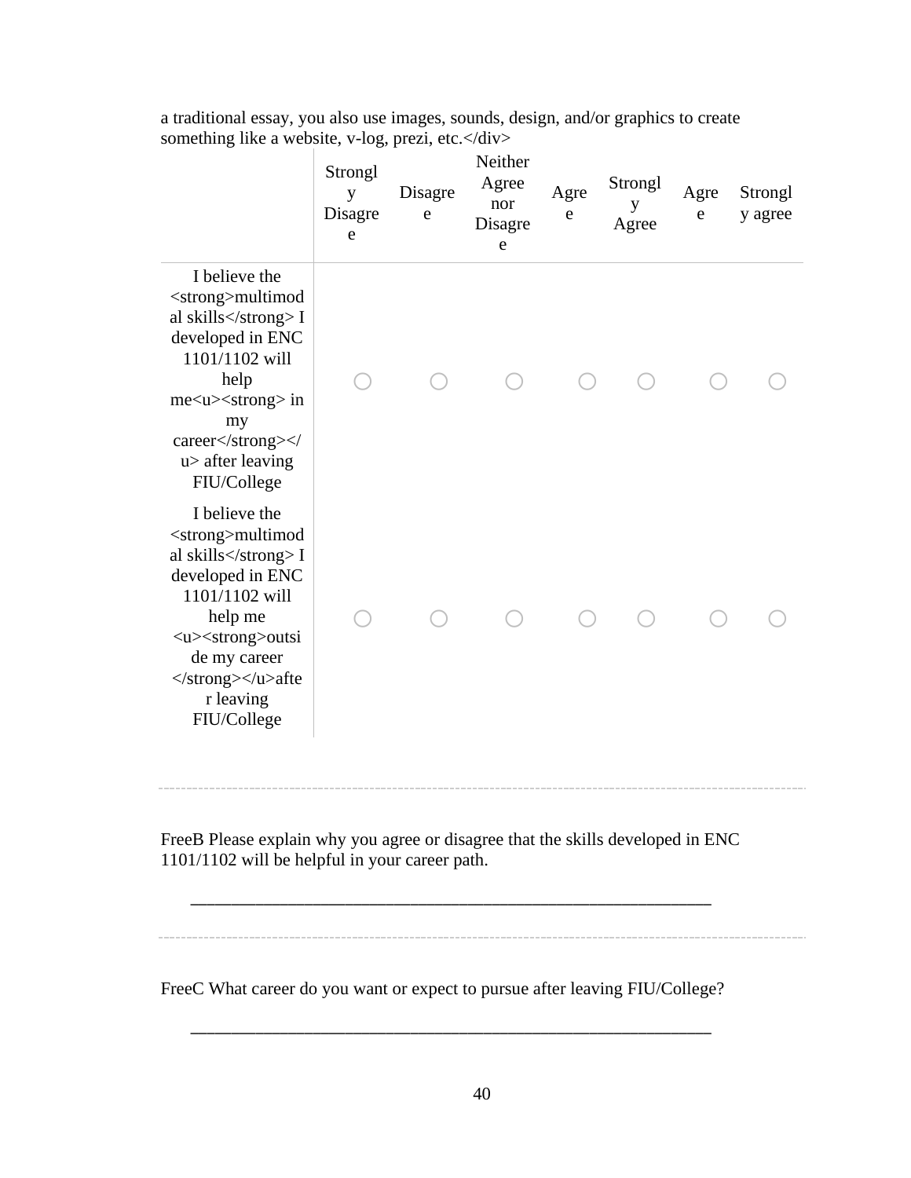a traditional essay, you also use images, sounds, design, and/or graphics to create something like a website, v-log, prezi, etc.</div>

| | Strongly Disagree | Disagree | Neither Agree nor Disagree | Agree | Strongly Agree | Agree | Strongly agree |
|---|---|---|---|---|---|---|---|
| I believe the <strong>multimodal skills</strong> I developed in ENC 1101/1102 will help me<u><strong> in my career</strong></u> after leaving FIU/College | ○ | ○ | ○ | ○ | ○ | ○ | ○ |
| I believe the <strong>multimodal skills</strong> I developed in ENC 1101/1102 will help me <u><strong>outside my career </strong></u>after leaving FIU/College | ○ | ○ | ○ | ○ | ○ | ○ | ○ |

---

FreeB Please explain why you agree or disagree that the skills developed in ENC 1101/1102 will be helpful in your career path.

________________________________________________________________

---

FreeC What career do you want or expect to pursue after leaving FIU/College?

________________________________________________________________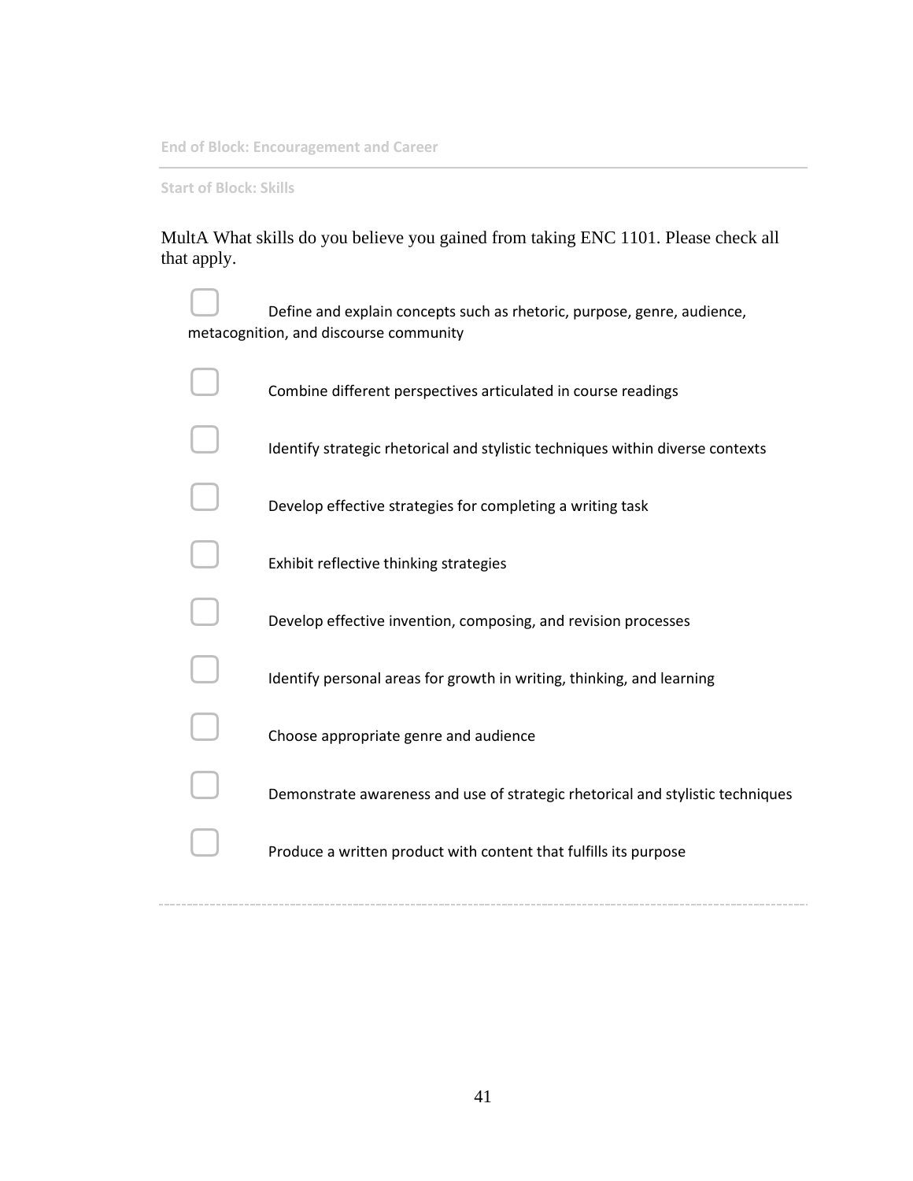End of Block: Encouragement and Career

---

Start of Block: Skills

MultA What skills do you believe you gained from taking ENC 1101. Please check all that apply.

- ▢ Define and explain concepts such as rhetoric, purpose, genre, audience, metacognition, and discourse community
- ▢ Combine different perspectives articulated in course readings
- ▢ Identify strategic rhetorical and stylistic techniques within diverse contexts
- ▢ Develop effective strategies for completing a writing task
- ▢ Exhibit reflective thinking strategies
- ▢ Develop effective invention, composing, and revision processes
- ▢ Identify personal areas for growth in writing, thinking, and learning
- ▢ Choose appropriate genre and audience
- ▢ Demonstrate awareness and use of strategic rhetorical and stylistic techniques
- ▢ Produce a written product with content that fulfills its purpose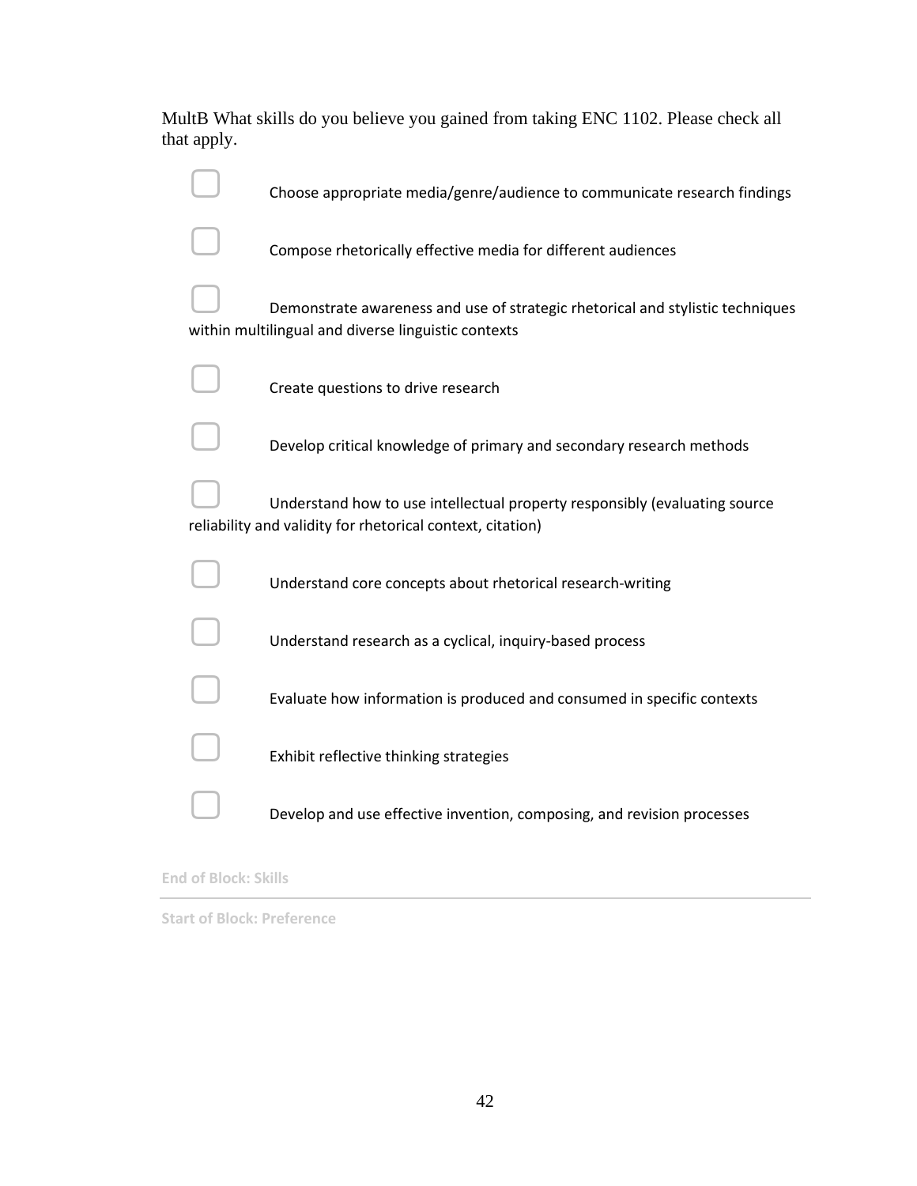MultB What skills do you believe you gained from taking ENC 1102. Please check all that apply.

- ▢ Choose appropriate media/genre/audience to communicate research findings
- ▢ Compose rhetorically effective media for different audiences
- ▢ Demonstrate awareness and use of strategic rhetorical and stylistic techniques within multilingual and diverse linguistic contexts
- ▢ Create questions to drive research
- ▢ Develop critical knowledge of primary and secondary research methods
- ▢ Understand how to use intellectual property responsibly (evaluating source reliability and validity for rhetorical context, citation)
- ▢ Understand core concepts about rhetorical research-writing
- ▢ Understand research as a cyclical, inquiry-based process
- ▢ Evaluate how information is produced and consumed in specific contexts
- ▢ Exhibit reflective thinking strategies
- ▢ Develop and use effective invention, composing, and revision processes

End of Block: Skills

---

Start of Block: Preference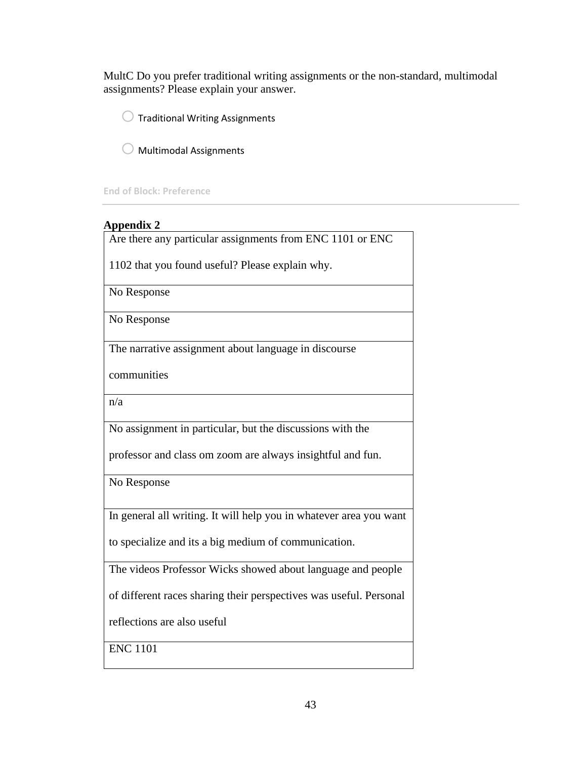MultC Do you prefer traditional writing assignments or the non-standard, multimodal assignments? Please explain your answer.

○ Traditional Writing Assignments

○ Multimodal Assignments

End of Block: Preference

---

**Appendix 2**

| Are there any particular assignments from ENC 1101 or ENC 1102 that you found useful? Please explain why. |
|---|
| No Response |
| No Response |
| The narrative assignment about language in discourse communities |
| n/a |
| No assignment in particular, but the discussions with the professor and class om zoom are always insightful and fun. |
| No Response |
| In general all writing. It will help you in whatever area you want to specialize and its a big medium of communication. |
| The videos Professor Wicks showed about language and people of different races sharing their perspectives was useful. Personal reflections are also useful |
| ENC 1101 |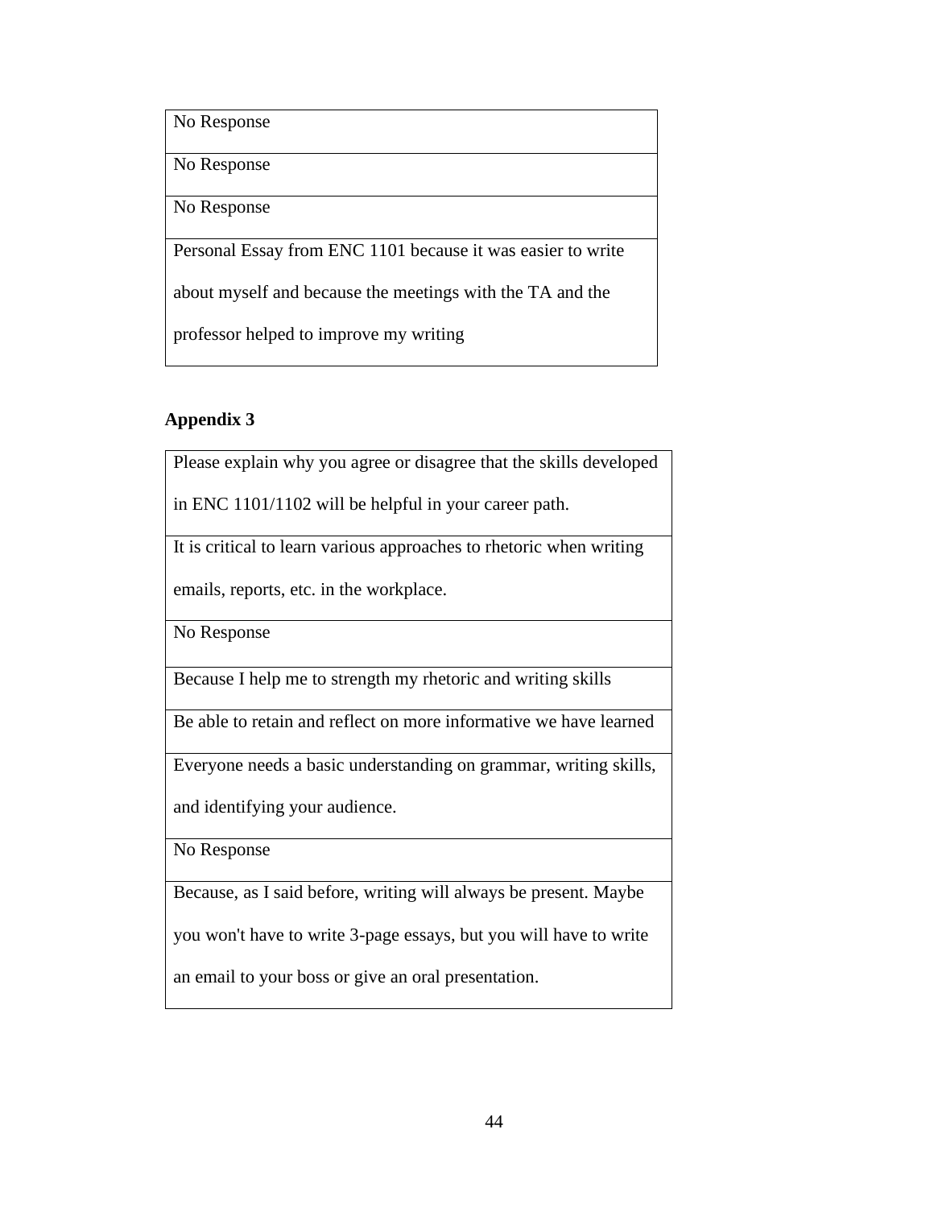| No Response |
|---|
| No Response |
| No Response |
| Personal Essay from ENC 1101 because it was easier to write about myself and because the meetings with the TA and the professor helped to improve my writing |

**Appendix 3**

| Please explain why you agree or disagree that the skills developed in ENC 1101/1102 will be helpful in your career path. |
|---|
| It is critical to learn various approaches to rhetoric when writing emails, reports, etc. in the workplace. |
| No Response |
| Because I help me to strength my rhetoric and writing skills |
| Be able to retain and reflect on more informative we have learned |
| Everyone needs a basic understanding on grammar, writing skills, and identifying your audience. |
| No Response |
| Because, as I said before, writing will always be present. Maybe you won't have to write 3-page essays, but you will have to write an email to your boss or give an oral presentation. |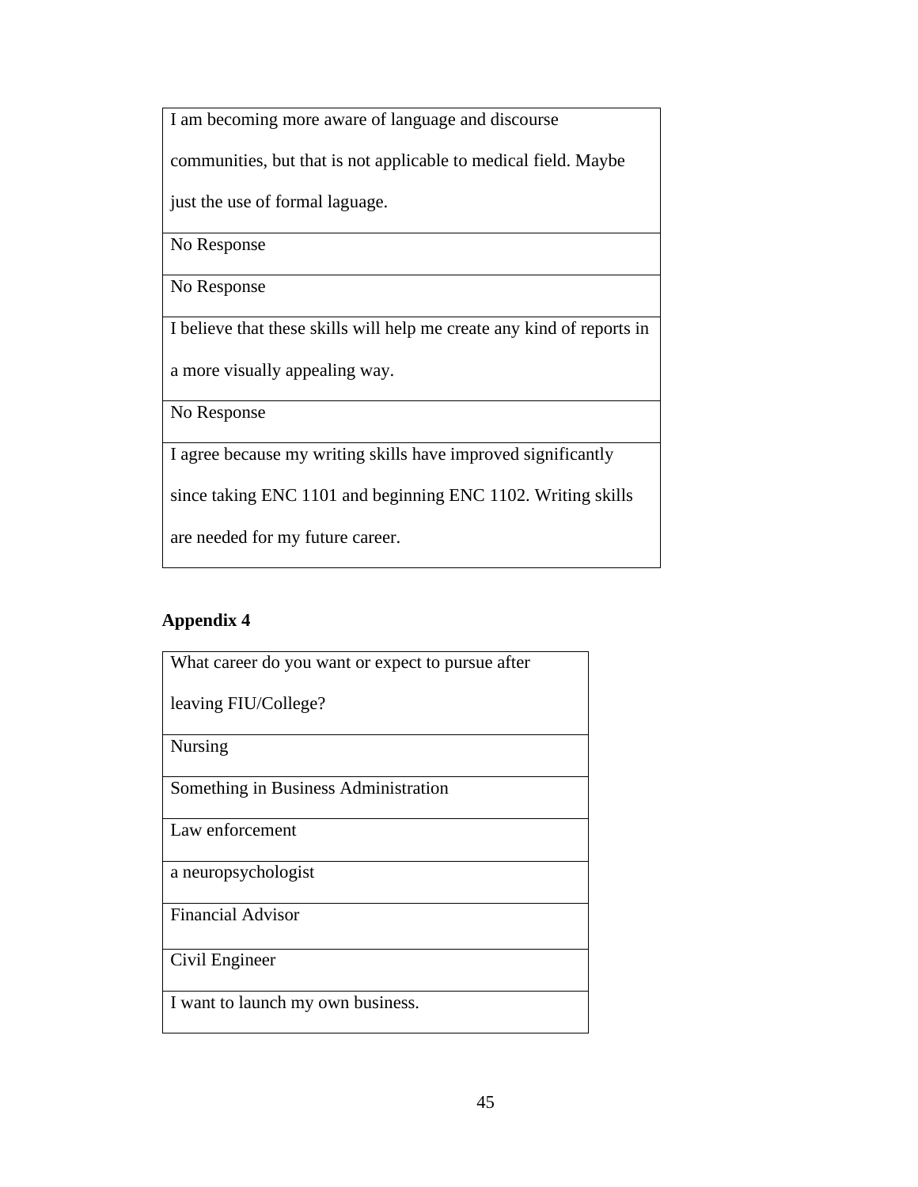| I am becoming more aware of language and discourse communities, but that is not applicable to medical field. Maybe just the use of formal laguage. |
| --- |
| No Response |
| No Response |
| I believe that these skills will help me create any kind of reports in a more visually appealing way. |
| No Response |
| I agree because my writing skills have improved significantly since taking ENC 1101 and beginning ENC 1102. Writing skills are needed for my future career. |

**Appendix 4**

| What career do you want or expect to pursue after leaving FIU/College? |
| --- |
| Nursing |
| Something in Business Administration |
| Law enforcement |
| a neuropsychologist |
| Financial Advisor |
| Civil Engineer |
| I want to launch my own business. |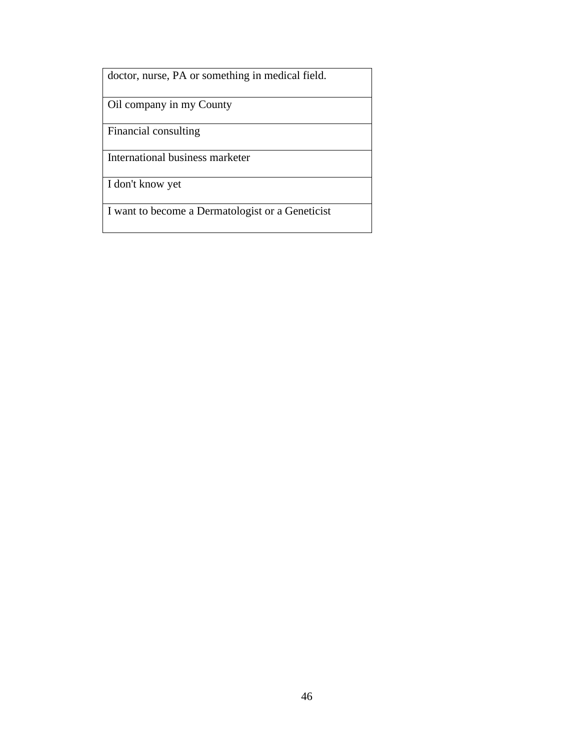| |
|---|
| doctor, nurse, PA or something in medical field. |
| Oil company in my County |
| Financial consulting |
| International business marketer |
| I don't know yet |
| I want to become a Dermatologist or a Geneticist |